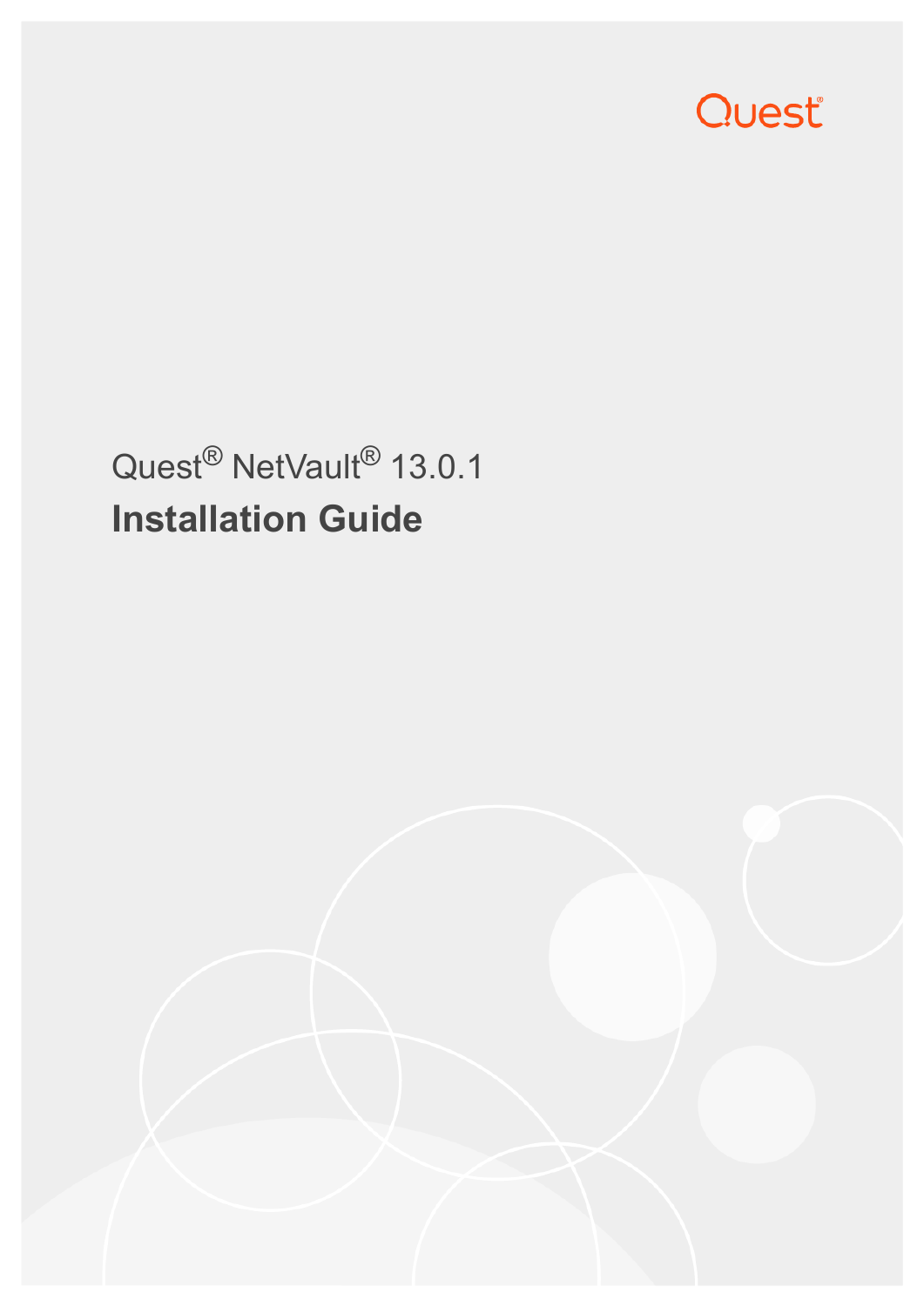Quest

Quest® NetVault® 13.0.1

# Installation Guide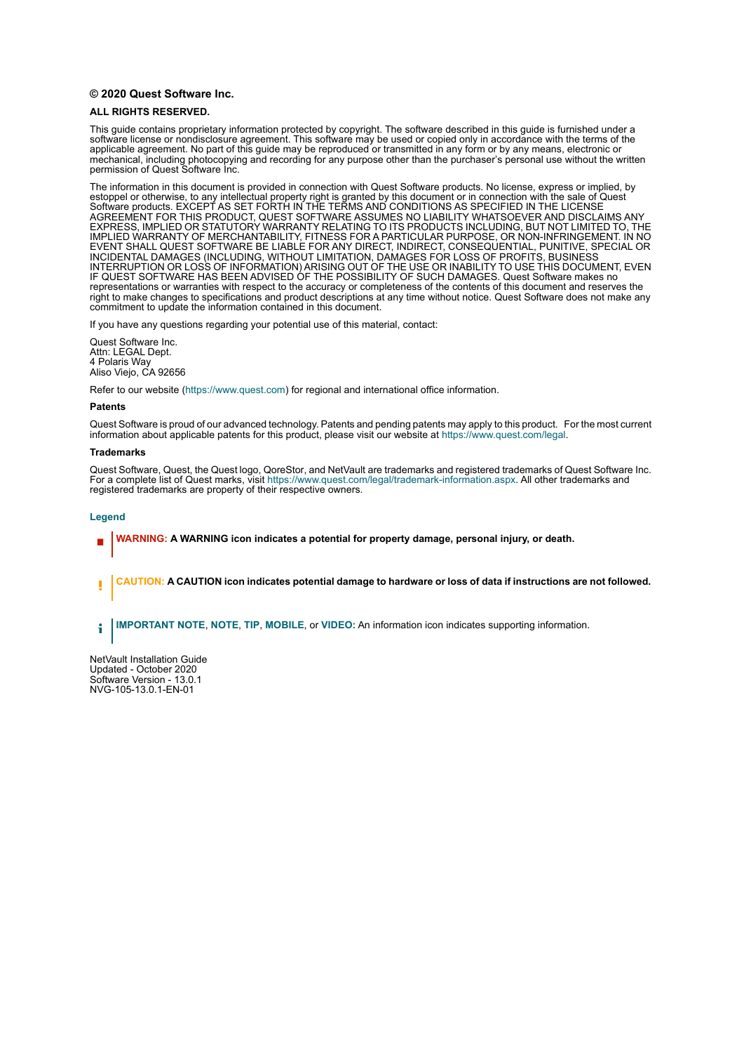**© 2020 Quest Software Inc.**

**ALL RIGHTS RESERVED.**

This guide contains proprietary information protected by copyright. The software described in this guide is furnished under a software license or nondisclosure agreement. This software may be used or copied only in accordance with the terms of the applicable agreement. No part of this guide may be reproduced or transmitted in any form or by any means, electronic or mechanical, including photocopying and recording for any purpose other than the purchaser's personal use without the written permission of Quest Software Inc.

The information in this document is provided in connection with Quest Software products. No license, express or implied, by estoppel or otherwise, to any intellectual property right is granted by this document or in connection with the sale of Quest Software products. EXCEPT AS SET FORTH IN THE TERMS AND CONDITIONS AS SPECIFIED IN THE LICENSE AGREEMENT FOR THIS PRODUCT, QUEST SOFTWARE ASSUMES NO LIABILITY WHATSOEVER AND DISCLAIMS ANY EXPRESS, IMPLIED OR STATUTORY WARRANTY RELATING TO ITS PRODUCTS INCLUDING, BUT NOT LIMITED TO, THE IMPLIED WARRANTY OF MERCHANTABILITY, FITNESS FOR A PARTICULAR PURPOSE, OR NON-INFRINGEMENT. IN NO EVENT SHALL QUEST SOFTWARE BE LIABLE FOR ANY DIRECT, INDIRECT, CONSEQUENTIAL, PUNITIVE, SPECIAL OR INCIDENTAL DAMAGES (INCLUDING, WITHOUT LIMITATION, DAMAGES FOR LOSS OF PROFITS, BUSINESS INTERRUPTION OR LOSS OF INFORMATION) ARISING OUT OF THE USE OR INABILITY TO USE THIS DOCUMENT, EVEN IF QUEST SOFTWARE HAS BEEN ADVISED OF THE POSSIBILITY OF SUCH DAMAGES. Quest Software makes no representations or warranties with respect to the accuracy or completeness of the contents of this document and reserves the right to make changes to specifications and product descriptions at any time without notice. Quest Software does not make any commitment to update the information contained in this document.

If you have any questions regarding your potential use of this material, contact:

Quest Software Inc.
Attn: LEGAL Dept.
4 Polaris Way
Aliso Viejo, CA 92656

Refer to our website (https://www.quest.com) for regional and international office information.

**Patents**

Quest Software is proud of our advanced technology. Patents and pending patents may apply to this product. For the most current information about applicable patents for this product, please visit our website at https://www.quest.com/legal.

**Trademarks**

Quest Software, Quest, the Quest logo, QoreStor, and NetVault are trademarks and registered trademarks of Quest Software Inc. For a complete list of Quest marks, visit https://www.quest.com/legal/trademark-information.aspx. All other trademarks and registered trademarks are property of their respective owners.

**Legend**

**WARNING: A WARNING icon indicates a potential for property damage, personal injury, or death.**

**CAUTION: A CAUTION icon indicates potential damage to hardware or loss of data if instructions are not followed.**

**IMPORTANT NOTE**, **NOTE**, **TIP**, **MOBILE**, or **VIDEO:** An information icon indicates supporting information.

NetVault Installation Guide
Updated - October 2020
Software Version - 13.0.1
NVG-105-13.0.1-EN-01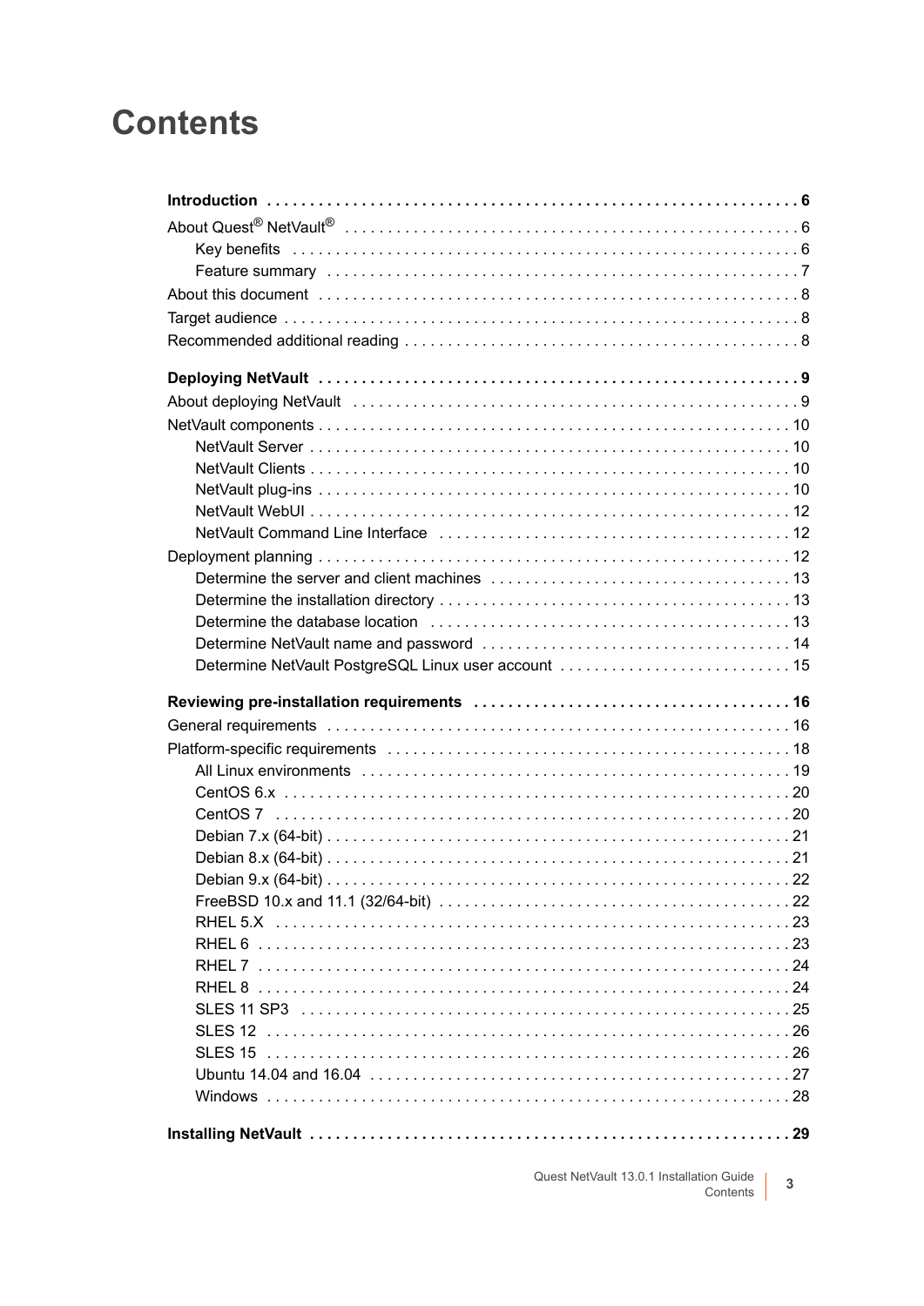# Contents

**Introduction . . . . . . . . . . . . . . . . . . . . . . . . . . . . . . . . . . . . . . . . . . . . . . . . . . . . . . . . . . . . 6**

About Quest® NetVault® . . . . . . . . . . . . . . . . . . . . . . . . . . . . . . . . . . . . . . . . . . . . . . . . . . . . 6

Key benefits . . . . . . . . . . . . . . . . . . . . . . . . . . . . . . . . . . . . . . . . . . . . . . . . . . . . . . . . . . . 6

Feature summary . . . . . . . . . . . . . . . . . . . . . . . . . . . . . . . . . . . . . . . . . . . . . . . . . . . . . . . 7

About this document . . . . . . . . . . . . . . . . . . . . . . . . . . . . . . . . . . . . . . . . . . . . . . . . . . . . . . . 8

Target audience . . . . . . . . . . . . . . . . . . . . . . . . . . . . . . . . . . . . . . . . . . . . . . . . . . . . . . . . . . . 8

Recommended additional reading . . . . . . . . . . . . . . . . . . . . . . . . . . . . . . . . . . . . . . . . . . . . . . 8

**Deploying NetVault . . . . . . . . . . . . . . . . . . . . . . . . . . . . . . . . . . . . . . . . . . . . . . . . . . . . . . . 9**

About deploying NetVault . . . . . . . . . . . . . . . . . . . . . . . . . . . . . . . . . . . . . . . . . . . . . . . . . . . . 9

NetVault components . . . . . . . . . . . . . . . . . . . . . . . . . . . . . . . . . . . . . . . . . . . . . . . . . . . . . . . 10

NetVault Server . . . . . . . . . . . . . . . . . . . . . . . . . . . . . . . . . . . . . . . . . . . . . . . . . . . . . . . . . 10

NetVault Clients . . . . . . . . . . . . . . . . . . . . . . . . . . . . . . . . . . . . . . . . . . . . . . . . . . . . . . . . . 10

NetVault plug-ins . . . . . . . . . . . . . . . . . . . . . . . . . . . . . . . . . . . . . . . . . . . . . . . . . . . . . . . . 10

NetVault WebUI . . . . . . . . . . . . . . . . . . . . . . . . . . . . . . . . . . . . . . . . . . . . . . . . . . . . . . . . . 12

NetVault Command Line Interface . . . . . . . . . . . . . . . . . . . . . . . . . . . . . . . . . . . . . . . . . . 12

Deployment planning . . . . . . . . . . . . . . . . . . . . . . . . . . . . . . . . . . . . . . . . . . . . . . . . . . . . . . . 12

Determine the server and client machines . . . . . . . . . . . . . . . . . . . . . . . . . . . . . . . . . . . 13

Determine the installation directory . . . . . . . . . . . . . . . . . . . . . . . . . . . . . . . . . . . . . . . . . 13

Determine the database location . . . . . . . . . . . . . . . . . . . . . . . . . . . . . . . . . . . . . . . . . . 13

Determine NetVault name and password . . . . . . . . . . . . . . . . . . . . . . . . . . . . . . . . . . . . 14

Determine NetVault PostgreSQL Linux user account . . . . . . . . . . . . . . . . . . . . . . . . . . . 15

**Reviewing pre-installation requirements . . . . . . . . . . . . . . . . . . . . . . . . . . . . . . . . . . . . . 16**

General requirements . . . . . . . . . . . . . . . . . . . . . . . . . . . . . . . . . . . . . . . . . . . . . . . . . . . . . . 16

Platform-specific requirements . . . . . . . . . . . . . . . . . . . . . . . . . . . . . . . . . . . . . . . . . . . . . . . 18

All Linux environments . . . . . . . . . . . . . . . . . . . . . . . . . . . . . . . . . . . . . . . . . . . . . . . . . . . 19

CentOS 6.x . . . . . . . . . . . . . . . . . . . . . . . . . . . . . . . . . . . . . . . . . . . . . . . . . . . . . . . . . . . . 20

CentOS 7 . . . . . . . . . . . . . . . . . . . . . . . . . . . . . . . . . . . . . . . . . . . . . . . . . . . . . . . . . . . . . 20

Debian 7.x (64-bit) . . . . . . . . . . . . . . . . . . . . . . . . . . . . . . . . . . . . . . . . . . . . . . . . . . . . . . 21

Debian 8.x (64-bit) . . . . . . . . . . . . . . . . . . . . . . . . . . . . . . . . . . . . . . . . . . . . . . . . . . . . . . 21

Debian 9.x (64-bit) . . . . . . . . . . . . . . . . . . . . . . . . . . . . . . . . . . . . . . . . . . . . . . . . . . . . . . 22

FreeBSD 10.x and 11.1 (32/64-bit) . . . . . . . . . . . . . . . . . . . . . . . . . . . . . . . . . . . . . . . . . 22

RHEL 5.X . . . . . . . . . . . . . . . . . . . . . . . . . . . . . . . . . . . . . . . . . . . . . . . . . . . . . . . . . . . . . 23

RHEL 6 . . . . . . . . . . . . . . . . . . . . . . . . . . . . . . . . . . . . . . . . . . . . . . . . . . . . . . . . . . . . . . . 23

RHEL 7 . . . . . . . . . . . . . . . . . . . . . . . . . . . . . . . . . . . . . . . . . . . . . . . . . . . . . . . . . . . . . . . 24

RHEL 8 . . . . . . . . . . . . . . . . . . . . . . . . . . . . . . . . . . . . . . . . . . . . . . . . . . . . . . . . . . . . . . . 24

SLES 11 SP3 . . . . . . . . . . . . . . . . . . . . . . . . . . . . . . . . . . . . . . . . . . . . . . . . . . . . . . . . . . 25

SLES 12 . . . . . . . . . . . . . . . . . . . . . . . . . . . . . . . . . . . . . . . . . . . . . . . . . . . . . . . . . . . . . . 26

SLES 15 . . . . . . . . . . . . . . . . . . . . . . . . . . . . . . . . . . . . . . . . . . . . . . . . . . . . . . . . . . . . . . 26

Ubuntu 14.04 and 16.04 . . . . . . . . . . . . . . . . . . . . . . . . . . . . . . . . . . . . . . . . . . . . . . . . . . 27

Windows . . . . . . . . . . . . . . . . . . . . . . . . . . . . . . . . . . . . . . . . . . . . . . . . . . . . . . . . . . . . . . 28

**Installing NetVault . . . . . . . . . . . . . . . . . . . . . . . . . . . . . . . . . . . . . . . . . . . . . . . . . . . . . . . . 29**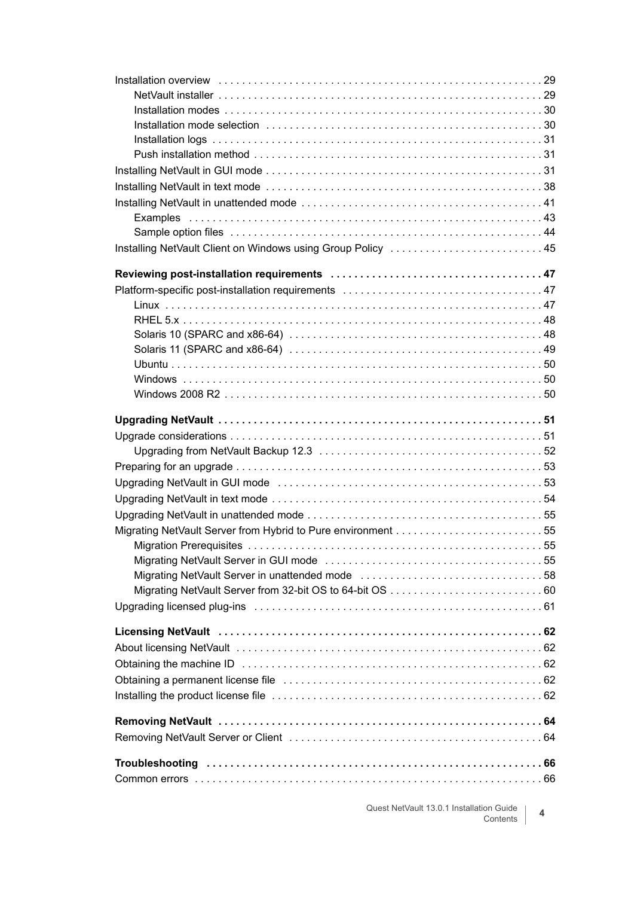Installation overview . . . . . . . . . . . . . . . . . . . . . . . . . . . . . . . . . . . . . . . . . . . . . . . . . . . . . . . 29

- NetVault installer . . . . . . . . . . . . . . . . . . . . . . . . . . . . . . . . . . . . . . . . . . . . . . . . . . . . . . . 29
- Installation modes . . . . . . . . . . . . . . . . . . . . . . . . . . . . . . . . . . . . . . . . . . . . . . . . . . . . . . 30
- Installation mode selection . . . . . . . . . . . . . . . . . . . . . . . . . . . . . . . . . . . . . . . . . . . . . . . . 30
- Installation logs . . . . . . . . . . . . . . . . . . . . . . . . . . . . . . . . . . . . . . . . . . . . . . . . . . . . . . . . 31
- Push installation method . . . . . . . . . . . . . . . . . . . . . . . . . . . . . . . . . . . . . . . . . . . . . . . . . . 31

Installing NetVault in GUI mode . . . . . . . . . . . . . . . . . . . . . . . . . . . . . . . . . . . . . . . . . . . . . . . . 31

Installing NetVault in text mode . . . . . . . . . . . . . . . . . . . . . . . . . . . . . . . . . . . . . . . . . . . . . . . . 38

Installing NetVault in unattended mode . . . . . . . . . . . . . . . . . . . . . . . . . . . . . . . . . . . . . . . . . . 41

- Examples . . . . . . . . . . . . . . . . . . . . . . . . . . . . . . . . . . . . . . . . . . . . . . . . . . . . . . . . . . . . . 43
- Sample option files . . . . . . . . . . . . . . . . . . . . . . . . . . . . . . . . . . . . . . . . . . . . . . . . . . . . . . 44

Installing NetVault Client on Windows using Group Policy . . . . . . . . . . . . . . . . . . . . . . . . . . 45

**Reviewing post-installation requirements . . . . . . . . . . . . . . . . . . . . . . . . . . . . . . . . . . . . 47**

Platform-specific post-installation requirements . . . . . . . . . . . . . . . . . . . . . . . . . . . . . . . . . 47

- Linux . . . . . . . . . . . . . . . . . . . . . . . . . . . . . . . . . . . . . . . . . . . . . . . . . . . . . . . . . . . . . . . . . 47
- RHEL 5.x . . . . . . . . . . . . . . . . . . . . . . . . . . . . . . . . . . . . . . . . . . . . . . . . . . . . . . . . . . . . . 48
- Solaris 10 (SPARC and x86-64) . . . . . . . . . . . . . . . . . . . . . . . . . . . . . . . . . . . . . . . . . . . . 48
- Solaris 11 (SPARC and x86-64) . . . . . . . . . . . . . . . . . . . . . . . . . . . . . . . . . . . . . . . . . . . . 49
- Ubuntu . . . . . . . . . . . . . . . . . . . . . . . . . . . . . . . . . . . . . . . . . . . . . . . . . . . . . . . . . . . . . . . 50
- Windows . . . . . . . . . . . . . . . . . . . . . . . . . . . . . . . . . . . . . . . . . . . . . . . . . . . . . . . . . . . . . . 50
- Windows 2008 R2 . . . . . . . . . . . . . . . . . . . . . . . . . . . . . . . . . . . . . . . . . . . . . . . . . . . . . . . 50

**Upgrading NetVault . . . . . . . . . . . . . . . . . . . . . . . . . . . . . . . . . . . . . . . . . . . . . . . . . . . . . . 51**

Upgrade considerations . . . . . . . . . . . . . . . . . . . . . . . . . . . . . . . . . . . . . . . . . . . . . . . . . . . . . 51

- Upgrading from NetVault Backup 12.3 . . . . . . . . . . . . . . . . . . . . . . . . . . . . . . . . . . . . . . 52

Preparing for an upgrade . . . . . . . . . . . . . . . . . . . . . . . . . . . . . . . . . . . . . . . . . . . . . . . . . . . . 53

Upgrading NetVault in GUI mode . . . . . . . . . . . . . . . . . . . . . . . . . . . . . . . . . . . . . . . . . . . . . . 53

Upgrading NetVault in text mode . . . . . . . . . . . . . . . . . . . . . . . . . . . . . . . . . . . . . . . . . . . . . . 54

Upgrading NetVault in unattended mode . . . . . . . . . . . . . . . . . . . . . . . . . . . . . . . . . . . . . . . . 55

Migrating NetVault Server from Hybrid to Pure environment . . . . . . . . . . . . . . . . . . . . . . . . 55

- Migration Prerequisites . . . . . . . . . . . . . . . . . . . . . . . . . . . . . . . . . . . . . . . . . . . . . . . . . . . 55
- Migrating NetVault Server in GUI mode . . . . . . . . . . . . . . . . . . . . . . . . . . . . . . . . . . . . . . 55
- Migrating NetVault Server in unattended mode . . . . . . . . . . . . . . . . . . . . . . . . . . . . . . . . 58
- Migrating NetVault Server from 32-bit OS to 64-bit OS . . . . . . . . . . . . . . . . . . . . . . . . . . 60

Upgrading licensed plug-ins . . . . . . . . . . . . . . . . . . . . . . . . . . . . . . . . . . . . . . . . . . . . . . . . . . 61

**Licensing NetVault . . . . . . . . . . . . . . . . . . . . . . . . . . . . . . . . . . . . . . . . . . . . . . . . . . . . . . . 62**

About licensing NetVault . . . . . . . . . . . . . . . . . . . . . . . . . . . . . . . . . . . . . . . . . . . . . . . . . . . . 62

Obtaining the machine ID . . . . . . . . . . . . . . . . . . . . . . . . . . . . . . . . . . . . . . . . . . . . . . . . . . . . 62

Obtaining a permanent license file . . . . . . . . . . . . . . . . . . . . . . . . . . . . . . . . . . . . . . . . . . . . 62

Installing the product license file . . . . . . . . . . . . . . . . . . . . . . . . . . . . . . . . . . . . . . . . . . . . . . 62

**Removing NetVault . . . . . . . . . . . . . . . . . . . . . . . . . . . . . . . . . . . . . . . . . . . . . . . . . . . . . . . 64**

Removing NetVault Server or Client . . . . . . . . . . . . . . . . . . . . . . . . . . . . . . . . . . . . . . . . . . . 64

**Troubleshooting . . . . . . . . . . . . . . . . . . . . . . . . . . . . . . . . . . . . . . . . . . . . . . . . . . . . . . . . . 66**

Common errors . . . . . . . . . . . . . . . . . . . . . . . . . . . . . . . . . . . . . . . . . . . . . . . . . . . . . . . . . . . 66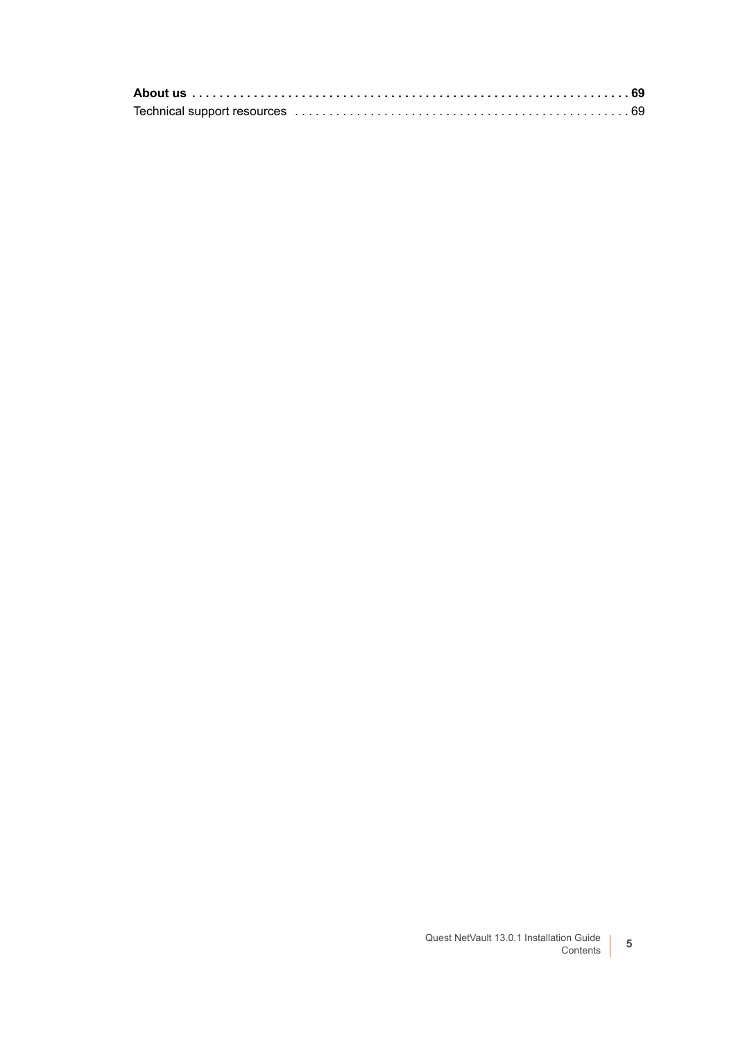**About us . . . . . . . . . . . . . . . . . . . . . . . . . . . . . . . . . . . . . . . . . . . . . . . . . . . . . . . . . . . . . 69**

Technical support resources . . . . . . . . . . . . . . . . . . . . . . . . . . . . . . . . . . . . . . . . . . . . . . . . . . 69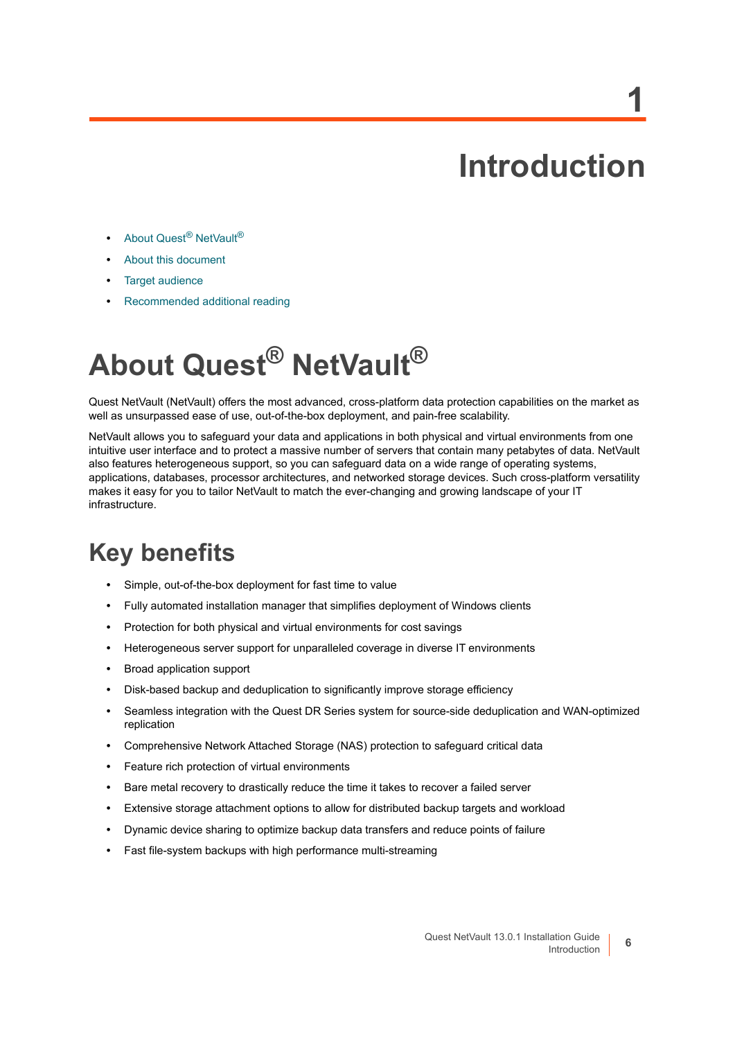# 1

# Introduction

- About Quest® NetVault®
- About this document
- Target audience
- Recommended additional reading

## About Quest® NetVault®

Quest NetVault (NetVault) offers the most advanced, cross-platform data protection capabilities on the market as well as unsurpassed ease of use, out-of-the-box deployment, and pain-free scalability.

NetVault allows you to safeguard your data and applications in both physical and virtual environments from one intuitive user interface and to protect a massive number of servers that contain many petabytes of data. NetVault also features heterogeneous support, so you can safeguard data on a wide range of operating systems, applications, databases, processor architectures, and networked storage devices. Such cross-platform versatility makes it easy for you to tailor NetVault to match the ever-changing and growing landscape of your IT infrastructure.

### Key benefits

- Simple, out-of-the-box deployment for fast time to value
- Fully automated installation manager that simplifies deployment of Windows clients
- Protection for both physical and virtual environments for cost savings
- Heterogeneous server support for unparalleled coverage in diverse IT environments
- Broad application support
- Disk-based backup and deduplication to significantly improve storage efficiency
- Seamless integration with the Quest DR Series system for source-side deduplication and WAN-optimized replication
- Comprehensive Network Attached Storage (NAS) protection to safeguard critical data
- Feature rich protection of virtual environments
- Bare metal recovery to drastically reduce the time it takes to recover a failed server
- Extensive storage attachment options to allow for distributed backup targets and workload
- Dynamic device sharing to optimize backup data transfers and reduce points of failure
- Fast file-system backups with high performance multi-streaming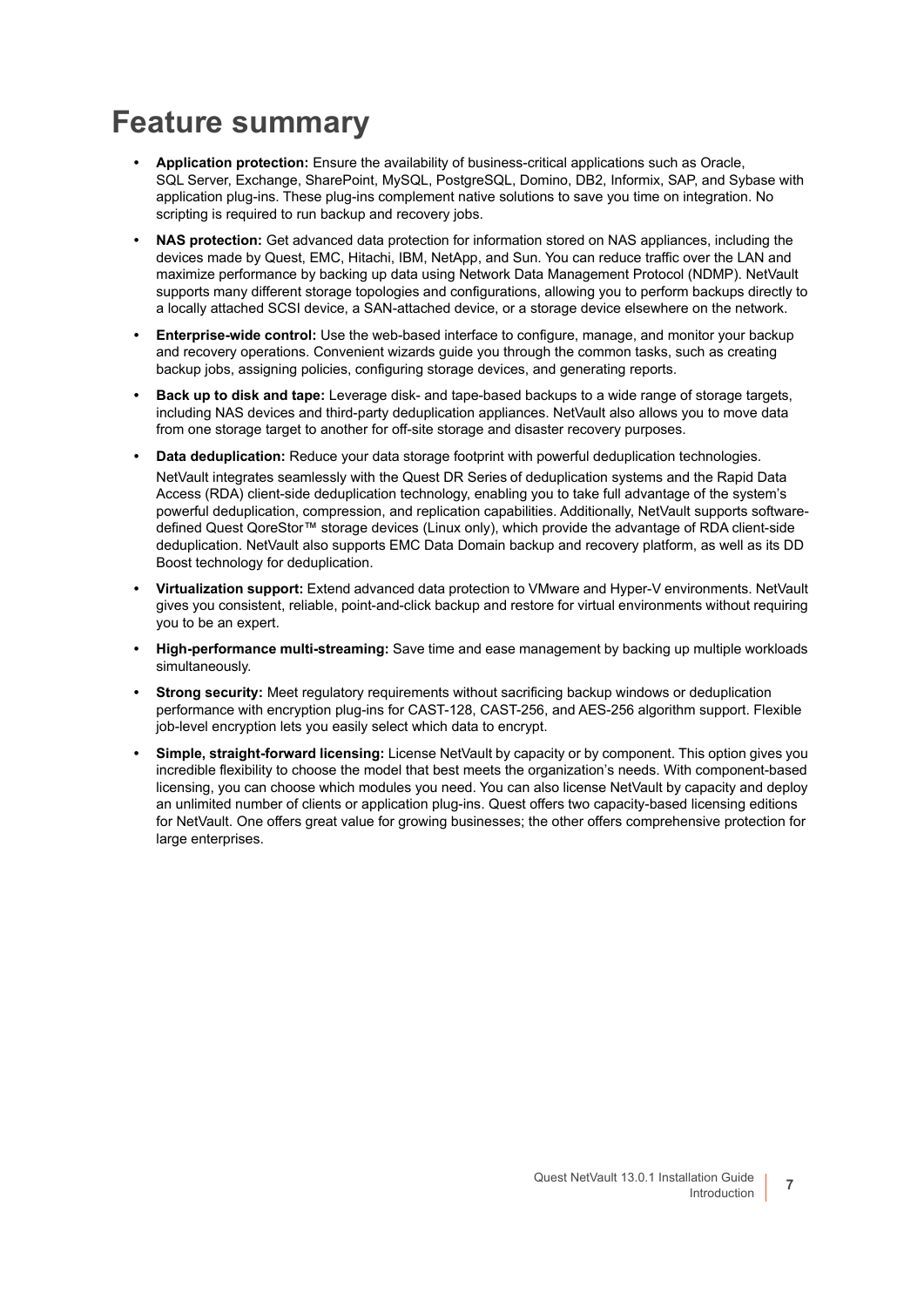# Feature summary

- **Application protection:** Ensure the availability of business-critical applications such as Oracle, SQL Server, Exchange, SharePoint, MySQL, PostgreSQL, Domino, DB2, Informix, SAP, and Sybase with application plug-ins. These plug-ins complement native solutions to save you time on integration. No scripting is required to run backup and recovery jobs.
- **NAS protection:** Get advanced data protection for information stored on NAS appliances, including the devices made by Quest, EMC, Hitachi, IBM, NetApp, and Sun. You can reduce traffic over the LAN and maximize performance by backing up data using Network Data Management Protocol (NDMP). NetVault supports many different storage topologies and configurations, allowing you to perform backups directly to a locally attached SCSI device, a SAN-attached device, or a storage device elsewhere on the network.
- **Enterprise-wide control:** Use the web-based interface to configure, manage, and monitor your backup and recovery operations. Convenient wizards guide you through the common tasks, such as creating backup jobs, assigning policies, configuring storage devices, and generating reports.
- **Back up to disk and tape:** Leverage disk- and tape-based backups to a wide range of storage targets, including NAS devices and third-party deduplication appliances. NetVault also allows you to move data from one storage target to another for off-site storage and disaster recovery purposes.
- **Data deduplication:** Reduce your data storage footprint with powerful deduplication technologies.

  NetVault integrates seamlessly with the Quest DR Series of deduplication systems and the Rapid Data Access (RDA) client-side deduplication technology, enabling you to take full advantage of the system's powerful deduplication, compression, and replication capabilities. Additionally, NetVault supports software-defined Quest QoreStor™ storage devices (Linux only), which provide the advantage of RDA client-side deduplication. NetVault also supports EMC Data Domain backup and recovery platform, as well as its DD Boost technology for deduplication.
- **Virtualization support:** Extend advanced data protection to VMware and Hyper-V environments. NetVault gives you consistent, reliable, point-and-click backup and restore for virtual environments without requiring you to be an expert.
- **High-performance multi-streaming:** Save time and ease management by backing up multiple workloads simultaneously.
- **Strong security:** Meet regulatory requirements without sacrificing backup windows or deduplication performance with encryption plug-ins for CAST-128, CAST-256, and AES-256 algorithm support. Flexible job-level encryption lets you easily select which data to encrypt.
- **Simple, straight-forward licensing:** License NetVault by capacity or by component. This option gives you incredible flexibility to choose the model that best meets the organization's needs. With component-based licensing, you can choose which modules you need. You can also license NetVault by capacity and deploy an unlimited number of clients or application plug-ins. Quest offers two capacity-based licensing editions for NetVault. One offers great value for growing businesses; the other offers comprehensive protection for large enterprises.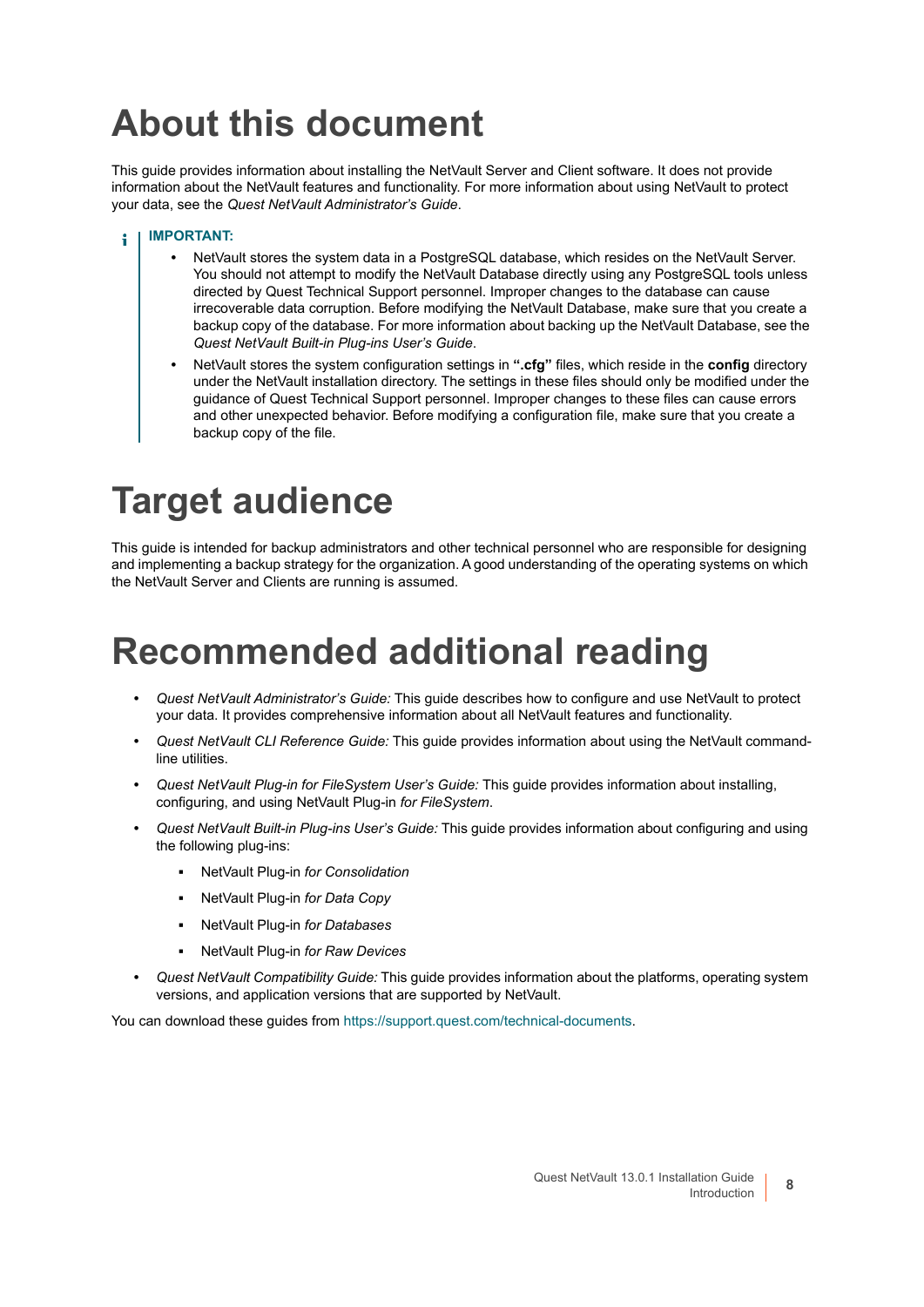# About this document

This guide provides information about installing the NetVault Server and Client software. It does not provide information about the NetVault features and functionality. For more information about using NetVault to protect your data, see the *Quest NetVault Administrator's Guide*.

> **IMPORTANT:**
>
> - NetVault stores the system data in a PostgreSQL database, which resides on the NetVault Server. You should not attempt to modify the NetVault Database directly using any PostgreSQL tools unless directed by Quest Technical Support personnel. Improper changes to the database can cause irrecoverable data corruption. Before modifying the NetVault Database, make sure that you create a backup copy of the database. For more information about backing up the NetVault Database, see the *Quest NetVault Built-in Plug-ins User's Guide*.
> - NetVault stores the system configuration settings in **".cfg"** files, which reside in the **config** directory under the NetVault installation directory. The settings in these files should only be modified under the guidance of Quest Technical Support personnel. Improper changes to these files can cause errors and other unexpected behavior. Before modifying a configuration file, make sure that you create a backup copy of the file.

# Target audience

This guide is intended for backup administrators and other technical personnel who are responsible for designing and implementing a backup strategy for the organization. A good understanding of the operating systems on which the NetVault Server and Clients are running is assumed.

# Recommended additional reading

- *Quest NetVault Administrator's Guide:* This guide describes how to configure and use NetVault to protect your data. It provides comprehensive information about all NetVault features and functionality.
- *Quest NetVault CLI Reference Guide:* This guide provides information about using the NetVault command-line utilities.
- *Quest NetVault Plug-in for FileSystem User's Guide:* This guide provides information about installing, configuring, and using NetVault Plug-in *for FileSystem*.
- *Quest NetVault Built-in Plug-ins User's Guide:* This guide provides information about configuring and using the following plug-ins:
  - NetVault Plug-in *for Consolidation*
  - NetVault Plug-in *for Data Copy*
  - NetVault Plug-in *for Databases*
  - NetVault Plug-in *for Raw Devices*
- *Quest NetVault Compatibility Guide:* This guide provides information about the platforms, operating system versions, and application versions that are supported by NetVault.

You can download these guides from https://support.quest.com/technical-documents.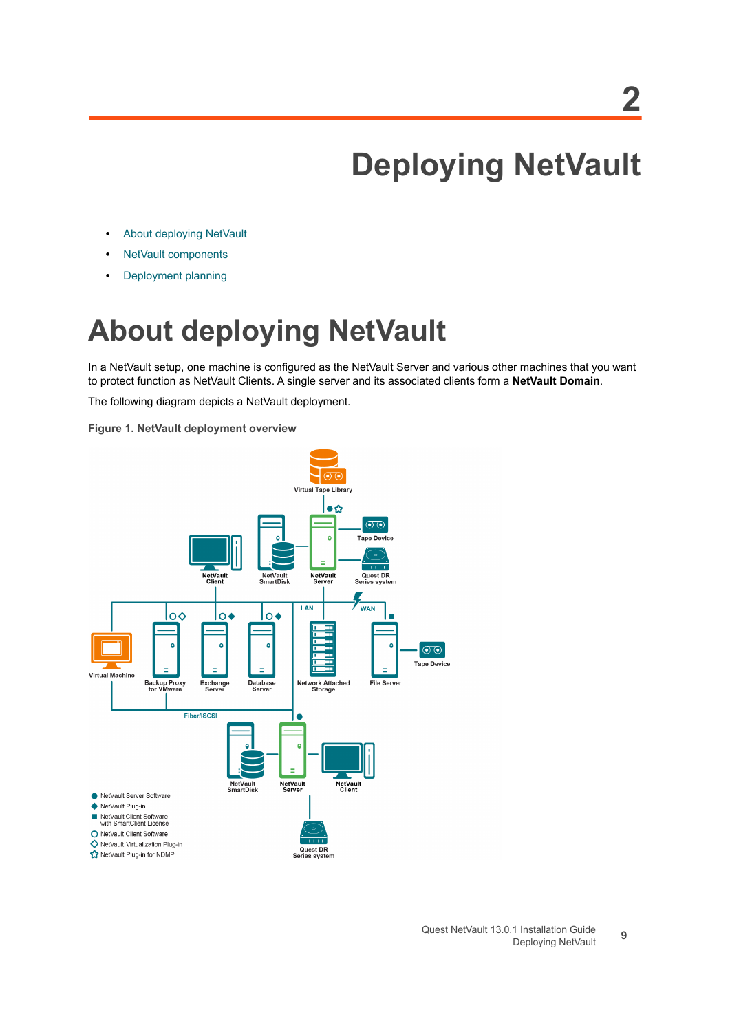# 2

# Deploying NetVault

- About deploying NetVault
- NetVault components
- Deployment planning

## About deploying NetVault

In a NetVault setup, one machine is configured as the NetVault Server and various other machines that you want to protect function as NetVault Clients. A single server and its associated clients form a **NetVault Domain**.

The following diagram depicts a NetVault deployment.

**Figure 1. NetVault deployment overview**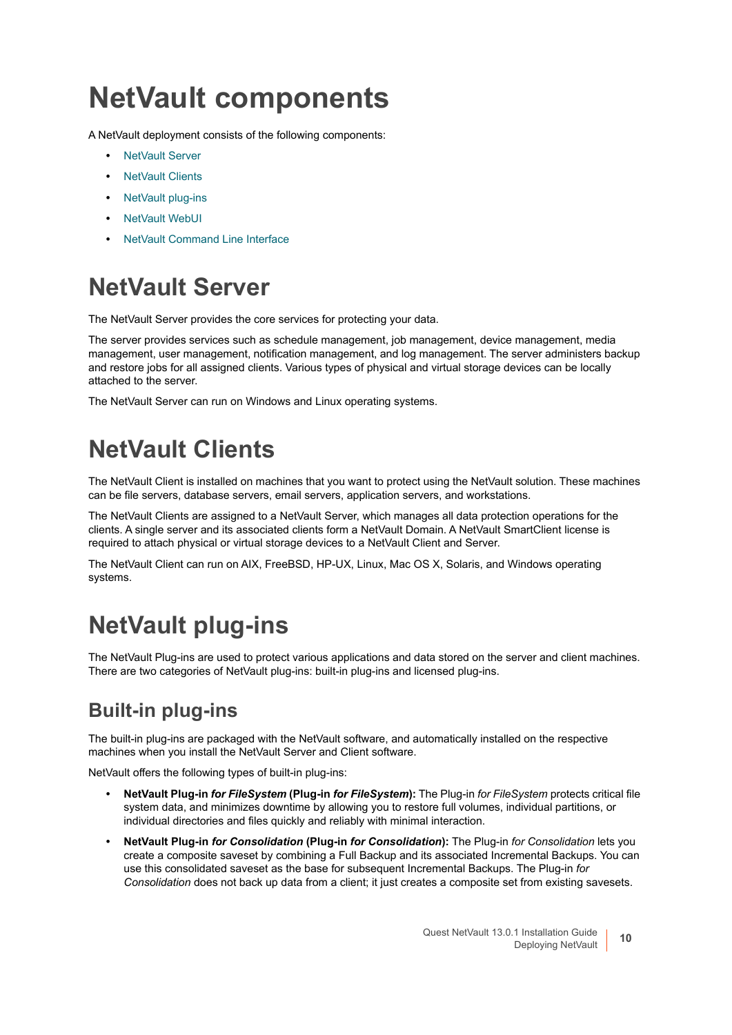# NetVault components

A NetVault deployment consists of the following components:

- NetVault Server
- NetVault Clients
- NetVault plug-ins
- NetVault WebUI
- NetVault Command Line Interface

# NetVault Server

The NetVault Server provides the core services for protecting your data.

The server provides services such as schedule management, job management, device management, media management, user management, notification management, and log management. The server administers backup and restore jobs for all assigned clients. Various types of physical and virtual storage devices can be locally attached to the server.

The NetVault Server can run on Windows and Linux operating systems.

# NetVault Clients

The NetVault Client is installed on machines that you want to protect using the NetVault solution. These machines can be file servers, database servers, email servers, application servers, and workstations.

The NetVault Clients are assigned to a NetVault Server, which manages all data protection operations for the clients. A single server and its associated clients form a NetVault Domain. A NetVault SmartClient license is required to attach physical or virtual storage devices to a NetVault Client and Server.

The NetVault Client can run on AIX, FreeBSD, HP-UX, Linux, Mac OS X, Solaris, and Windows operating systems.

# NetVault plug-ins

The NetVault Plug-ins are used to protect various applications and data stored on the server and client machines. There are two categories of NetVault plug-ins: built-in plug-ins and licensed plug-ins.

## Built-in plug-ins

The built-in plug-ins are packaged with the NetVault software, and automatically installed on the respective machines when you install the NetVault Server and Client software.

NetVault offers the following types of built-in plug-ins:

- **NetVault Plug-in *for FileSystem* (Plug-in *for FileSystem*):** The Plug-in *for FileSystem* protects critical file system data, and minimizes downtime by allowing you to restore full volumes, individual partitions, or individual directories and files quickly and reliably with minimal interaction.
- **NetVault Plug-in *for Consolidation* (Plug-in *for Consolidation*):** The Plug-in *for Consolidation* lets you create a composite saveset by combining a Full Backup and its associated Incremental Backups. You can use this consolidated saveset as the base for subsequent Incremental Backups. The Plug-in *for Consolidation* does not back up data from a client; it just creates a composite set from existing savesets.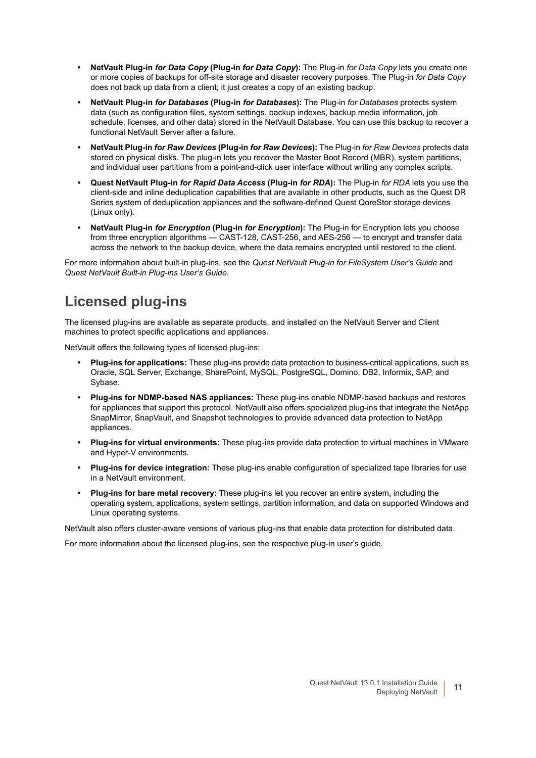- **NetVault Plug-in *for Data Copy* (Plug-in *for Data Copy*):** The Plug-in *for Data Copy* lets you create one or more copies of backups for off-site storage and disaster recovery purposes. The Plug-in *for Data Copy* does not back up data from a client; it just creates a copy of an existing backup.
- **NetVault Plug-in *for Databases* (Plug-in *for Databases*):** The Plug-in *for Databases* protects system data (such as configuration files, system settings, backup indexes, backup media information, job schedule, licenses, and other data) stored in the NetVault Database. You can use this backup to recover a functional NetVault Server after a failure.
- **NetVault Plug-in *for Raw Devices* (Plug-in *for Raw Devices*):** The Plug-in *for Raw Devices* protects data stored on physical disks. The plug-in lets you recover the Master Boot Record (MBR), system partitions, and individual user partitions from a point-and-click user interface without writing any complex scripts.
- **Quest NetVault Plug-in *for Rapid Data Access* (Plug-in *for RDA*):** The Plug-in *for RDA* lets you use the client-side and inline deduplication capabilities that are available in other products, such as the Quest DR Series system of deduplication appliances and the software-defined Quest QoreStor storage devices (Linux only).
- **NetVault Plug-in *for Encryption* (Plug-in *for Encryption*):** The Plug-in for Encryption lets you choose from three encryption algorithms — CAST-128, CAST-256, and AES-256 — to encrypt and transfer data across the network to the backup device, where the data remains encrypted until restored to the client.

For more information about built-in plug-ins, see the *Quest NetVault Plug-in for FileSystem User's Guide* and *Quest NetVault Built-in Plug-ins User's Guide*.

## Licensed plug-ins

The licensed plug-ins are available as separate products, and installed on the NetVault Server and Client machines to protect specific applications and appliances.

NetVault offers the following types of licensed plug-ins:

- **Plug-ins for applications:** These plug-ins provide data protection to business-critical applications, such as Oracle, SQL Server, Exchange, SharePoint, MySQL, PostgreSQL, Domino, DB2, Informix, SAP, and Sybase.
- **Plug-ins for NDMP-based NAS appliances:** These plug-ins enable NDMP-based backups and restores for appliances that support this protocol. NetVault also offers specialized plug-ins that integrate the NetApp SnapMirror, SnapVault, and Snapshot technologies to provide advanced data protection to NetApp appliances.
- **Plug-ins for virtual environments:** These plug-ins provide data protection to virtual machines in VMware and Hyper-V environments.
- **Plug-ins for device integration:** These plug-ins enable configuration of specialized tape libraries for use in a NetVault environment.
- **Plug-ins for bare metal recovery:** These plug-ins let you recover an entire system, including the operating system, applications, system settings, partition information, and data on supported Windows and Linux operating systems.

NetVault also offers cluster-aware versions of various plug-ins that enable data protection for distributed data.

For more information about the licensed plug-ins, see the respective plug-in user's guide.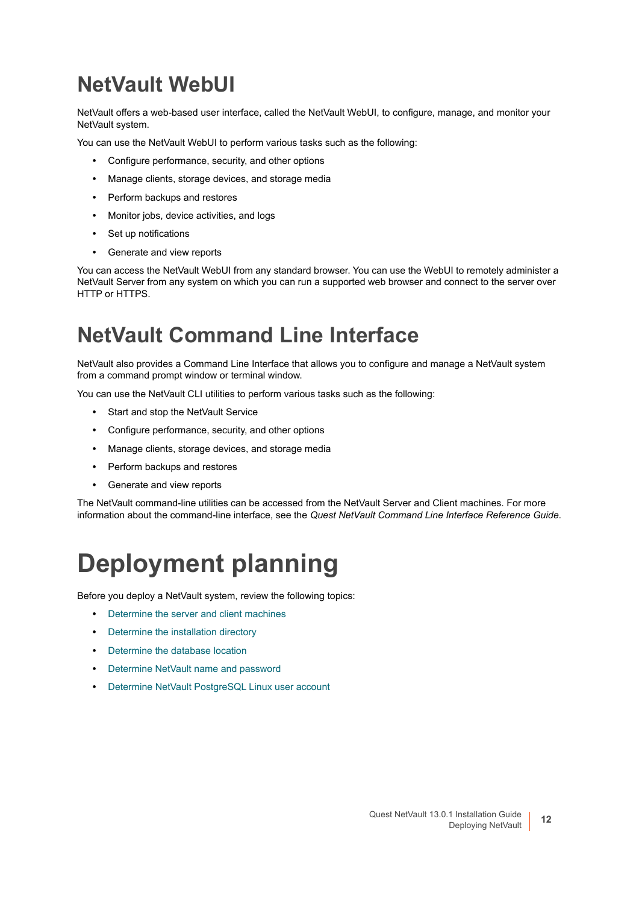## NetVault WebUI

NetVault offers a web-based user interface, called the NetVault WebUI, to configure, manage, and monitor your NetVault system.

You can use the NetVault WebUI to perform various tasks such as the following:

- Configure performance, security, and other options
- Manage clients, storage devices, and storage media
- Perform backups and restores
- Monitor jobs, device activities, and logs
- Set up notifications
- Generate and view reports

You can access the NetVault WebUI from any standard browser. You can use the WebUI to remotely administer a NetVault Server from any system on which you can run a supported web browser and connect to the server over HTTP or HTTPS.

## NetVault Command Line Interface

NetVault also provides a Command Line Interface that allows you to configure and manage a NetVault system from a command prompt window or terminal window.

You can use the NetVault CLI utilities to perform various tasks such as the following:

- Start and stop the NetVault Service
- Configure performance, security, and other options
- Manage clients, storage devices, and storage media
- Perform backups and restores
- Generate and view reports

The NetVault command-line utilities can be accessed from the NetVault Server and Client machines. For more information about the command-line interface, see the *Quest NetVault Command Line Interface Reference Guide*.

# Deployment planning

Before you deploy a NetVault system, review the following topics:

- Determine the server and client machines
- Determine the installation directory
- Determine the database location
- Determine NetVault name and password
- Determine NetVault PostgreSQL Linux user account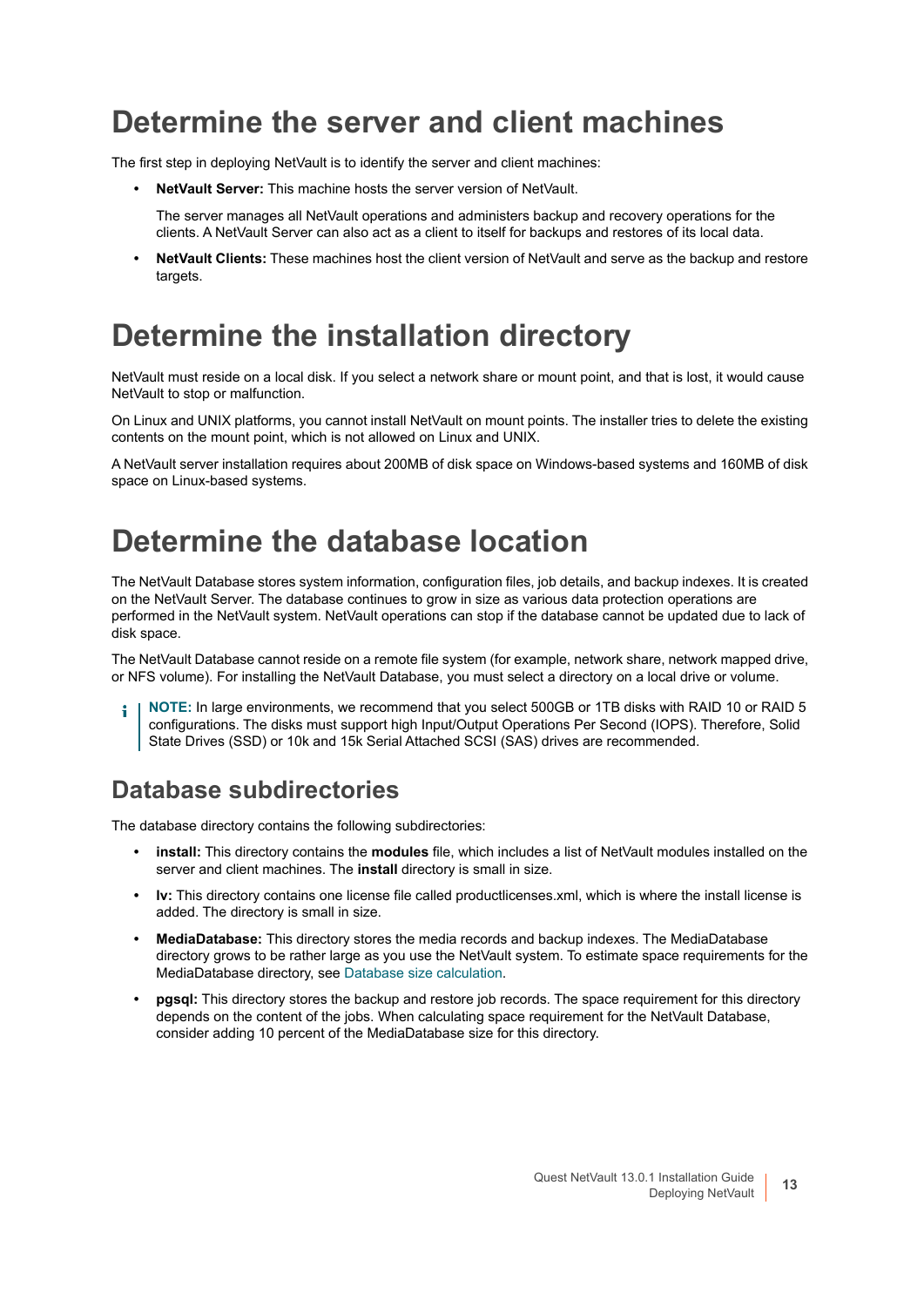# Determine the server and client machines

The first step in deploying NetVault is to identify the server and client machines:

- **NetVault Server:** This machine hosts the server version of NetVault.

  The server manages all NetVault operations and administers backup and recovery operations for the clients. A NetVault Server can also act as a client to itself for backups and restores of its local data.

- **NetVault Clients:** These machines host the client version of NetVault and serve as the backup and restore targets.

# Determine the installation directory

NetVault must reside on a local disk. If you select a network share or mount point, and that is lost, it would cause NetVault to stop or malfunction.

On Linux and UNIX platforms, you cannot install NetVault on mount points. The installer tries to delete the existing contents on the mount point, which is not allowed on Linux and UNIX.

A NetVault server installation requires about 200MB of disk space on Windows-based systems and 160MB of disk space on Linux-based systems.

# Determine the database location

The NetVault Database stores system information, configuration files, job details, and backup indexes. It is created on the NetVault Server. The database continues to grow in size as various data protection operations are performed in the NetVault system. NetVault operations can stop if the database cannot be updated due to lack of disk space.

The NetVault Database cannot reside on a remote file system (for example, network share, network mapped drive, or NFS volume). For installing the NetVault Database, you must select a directory on a local drive or volume.

> **NOTE:** In large environments, we recommend that you select 500GB or 1TB disks with RAID 10 or RAID 5 configurations. The disks must support high Input/Output Operations Per Second (IOPS). Therefore, Solid State Drives (SSD) or 10k and 15k Serial Attached SCSI (SAS) drives are recommended.

## Database subdirectories

The database directory contains the following subdirectories:

- **install:** This directory contains the **modules** file, which includes a list of NetVault modules installed on the server and client machines. The **install** directory is small in size.
- **lv:** This directory contains one license file called productlicenses.xml, which is where the install license is added. The directory is small in size.
- **MediaDatabase:** This directory stores the media records and backup indexes. The MediaDatabase directory grows to be rather large as you use the NetVault system. To estimate space requirements for the MediaDatabase directory, see Database size calculation.
- **pgsql:** This directory stores the backup and restore job records. The space requirement for this directory depends on the content of the jobs. When calculating space requirement for the NetVault Database, consider adding 10 percent of the MediaDatabase size for this directory.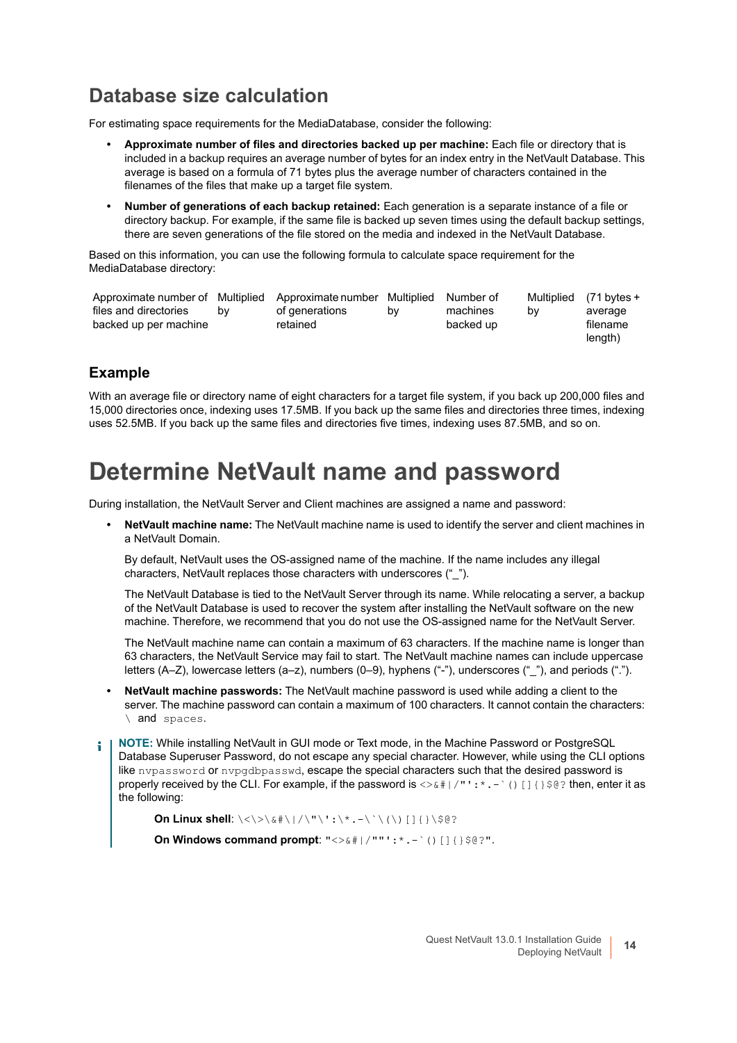## Database size calculation

For estimating space requirements for the MediaDatabase, consider the following:

- **Approximate number of files and directories backed up per machine:** Each file or directory that is included in a backup requires an average number of bytes for an index entry in the NetVault Database. This average is based on a formula of 71 bytes plus the average number of characters contained in the filenames of the files that make up a target file system.
- **Number of generations of each backup retained:** Each generation is a separate instance of a file or directory backup. For example, if the same file is backed up seven times using the default backup settings, there are seven generations of the file stored on the media and indexed in the NetVault Database.

Based on this information, you can use the following formula to calculate space requirement for the MediaDatabase directory:

| Approximate number of files and directories backed up per machine | Multiplied by | Approximate number of generations retained | Multiplied by | Number of machines backed up | Multiplied by | (71 bytes + average filename length) |
|---|---|---|---|---|---|---|

### Example

With an average file or directory name of eight characters for a target file system, if you back up 200,000 files and 15,000 directories once, indexing uses 17.5MB. If you back up the same files and directories three times, indexing uses 52.5MB. If you back up the same files and directories five times, indexing uses 87.5MB, and so on.

# Determine NetVault name and password

During installation, the NetVault Server and Client machines are assigned a name and password:

- **NetVault machine name:** The NetVault machine name is used to identify the server and client machines in a NetVault Domain.

  By default, NetVault uses the OS-assigned name of the machine. If the name includes any illegal characters, NetVault replaces those characters with underscores ("_").

  The NetVault Database is tied to the NetVault Server through its name. While relocating a server, a backup of the NetVault Database is used to recover the system after installing the NetVault software on the new machine. Therefore, we recommend that you do not use the OS-assigned name for the NetVault Server.

  The NetVault machine name can contain a maximum of 63 characters. If the machine name is longer than 63 characters, the NetVault Service may fail to start. The NetVault machine names can include uppercase letters (A–Z), lowercase letters (a–z), numbers (0–9), hyphens ("-"), underscores ("_"), and periods (".").

- **NetVault machine passwords:** The NetVault machine password is used while adding a client to the server. The machine password can contain a maximum of 100 characters. It cannot contain the characters: `\` and `spaces`.

**NOTE:** While installing NetVault in GUI mode or Text mode, in the Machine Password or PostgreSQL Database Superuser Password, do not escape any special character. However, while using the CLI options like `nvpassword` or `nvpgdbpasswd`, escape the special characters such that the desired password is properly received by the CLI. For example, if the password is `<>&#|/"':*.-`()[]{}$@?` then, enter it as the following:

**On Linux shell**: `\<\>\&#\|/\"\':\*.-\`\(\)[]{}\$@?`

**On Windows command prompt**: `"<>&#|/""':*.-`()[]{}$@?"`.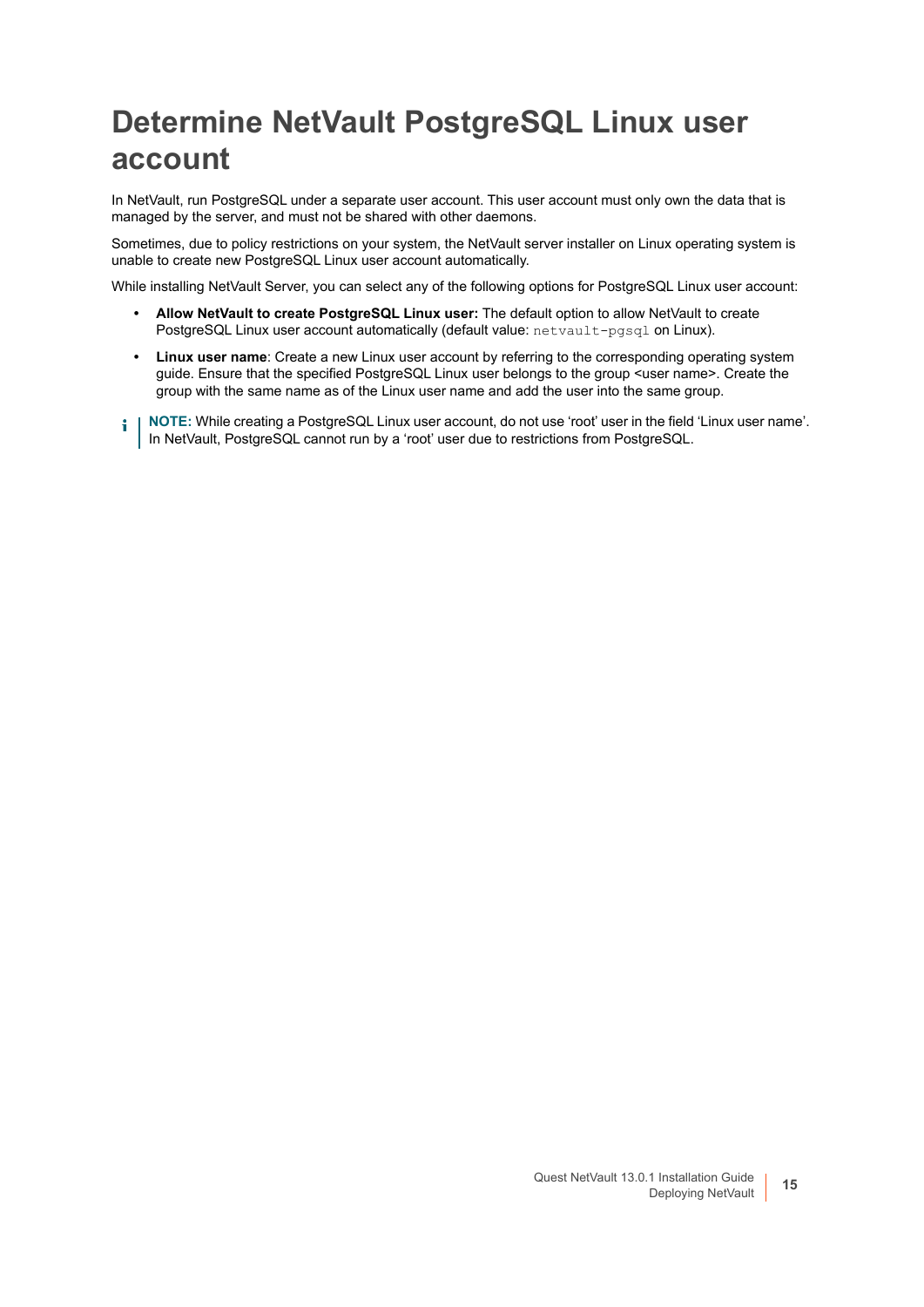# Determine NetVault PostgreSQL Linux user account

In NetVault, run PostgreSQL under a separate user account. This user account must only own the data that is managed by the server, and must not be shared with other daemons.

Sometimes, due to policy restrictions on your system, the NetVault server installer on Linux operating system is unable to create new PostgreSQL Linux user account automatically.

While installing NetVault Server, you can select any of the following options for PostgreSQL Linux user account:

- **Allow NetVault to create PostgreSQL Linux user:** The default option to allow NetVault to create PostgreSQL Linux user account automatically (default value: `netvault-pgsql` on Linux).
- **Linux user name**: Create a new Linux user account by referring to the corresponding operating system guide. Ensure that the specified PostgreSQL Linux user belongs to the group <user name>. Create the group with the same name as of the Linux user name and add the user into the same group.

**NOTE:** While creating a PostgreSQL Linux user account, do not use 'root' user in the field 'Linux user name'. In NetVault, PostgreSQL cannot run by a 'root' user due to restrictions from PostgreSQL.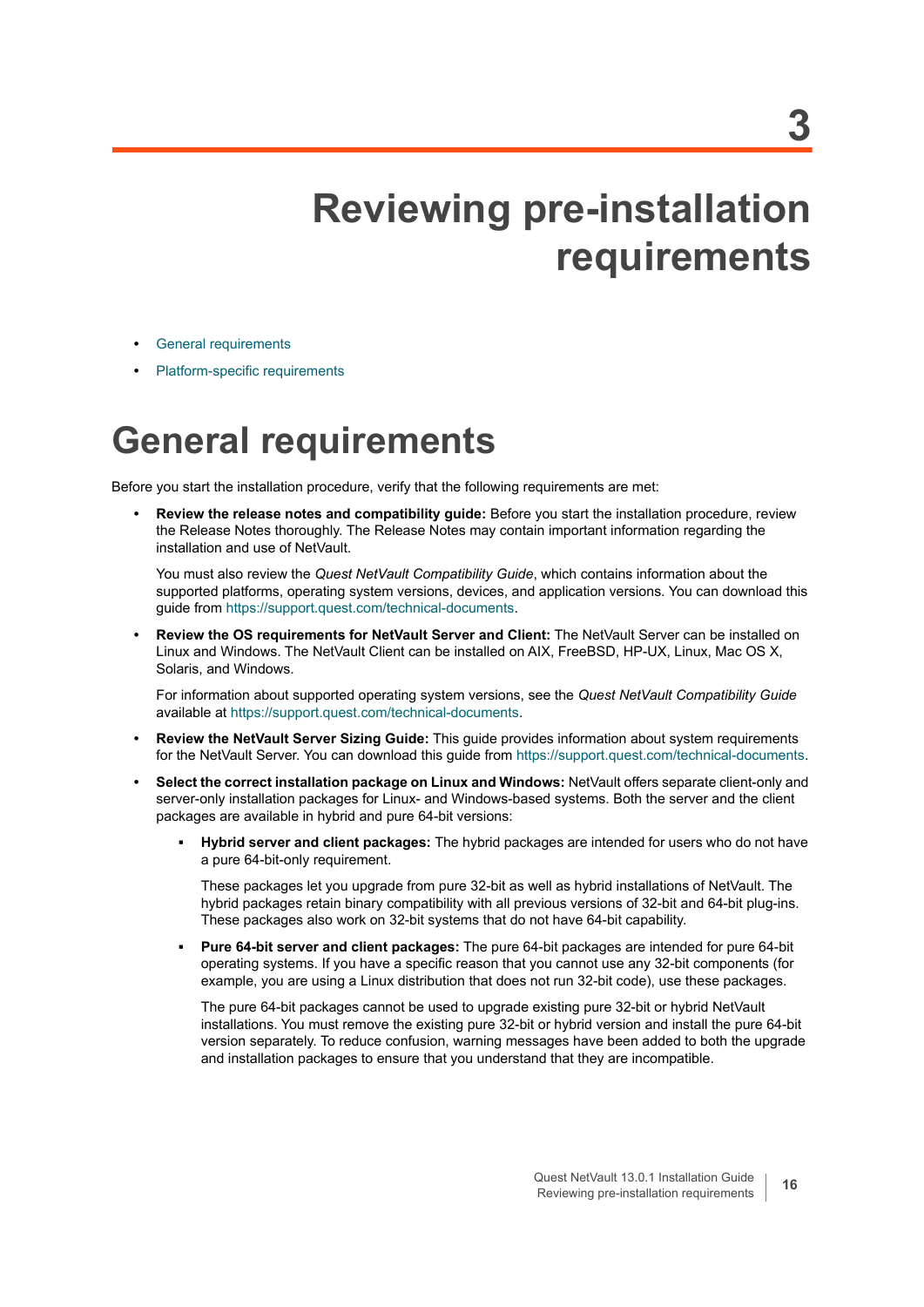# 3 Reviewing pre-installation requirements

- General requirements
- Platform-specific requirements

## General requirements

Before you start the installation procedure, verify that the following requirements are met:

- **Review the release notes and compatibility guide:** Before you start the installation procedure, review the Release Notes thoroughly. The Release Notes may contain important information regarding the installation and use of NetVault.

  You must also review the *Quest NetVault Compatibility Guide*, which contains information about the supported platforms, operating system versions, devices, and application versions. You can download this guide from https://support.quest.com/technical-documents.

- **Review the OS requirements for NetVault Server and Client:** The NetVault Server can be installed on Linux and Windows. The NetVault Client can be installed on AIX, FreeBSD, HP-UX, Linux, Mac OS X, Solaris, and Windows.

  For information about supported operating system versions, see the *Quest NetVault Compatibility Guide* available at https://support.quest.com/technical-documents.

- **Review the NetVault Server Sizing Guide:** This guide provides information about system requirements for the NetVault Server. You can download this guide from https://support.quest.com/technical-documents.

- **Select the correct installation package on Linux and Windows:** NetVault offers separate client-only and server-only installation packages for Linux- and Windows-based systems. Both the server and the client packages are available in hybrid and pure 64-bit versions:

  - **Hybrid server and client packages:** The hybrid packages are intended for users who do not have a pure 64-bit-only requirement.

    These packages let you upgrade from pure 32-bit as well as hybrid installations of NetVault. The hybrid packages retain binary compatibility with all previous versions of 32-bit and 64-bit plug-ins. These packages also work on 32-bit systems that do not have 64-bit capability.

  - **Pure 64-bit server and client packages:** The pure 64-bit packages are intended for pure 64-bit operating systems. If you have a specific reason that you cannot use any 32-bit components (for example, you are using a Linux distribution that does not run 32-bit code), use these packages.

    The pure 64-bit packages cannot be used to upgrade existing pure 32-bit or hybrid NetVault installations. You must remove the existing pure 32-bit or hybrid version and install the pure 64-bit version separately. To reduce confusion, warning messages have been added to both the upgrade and installation packages to ensure that you understand that they are incompatible.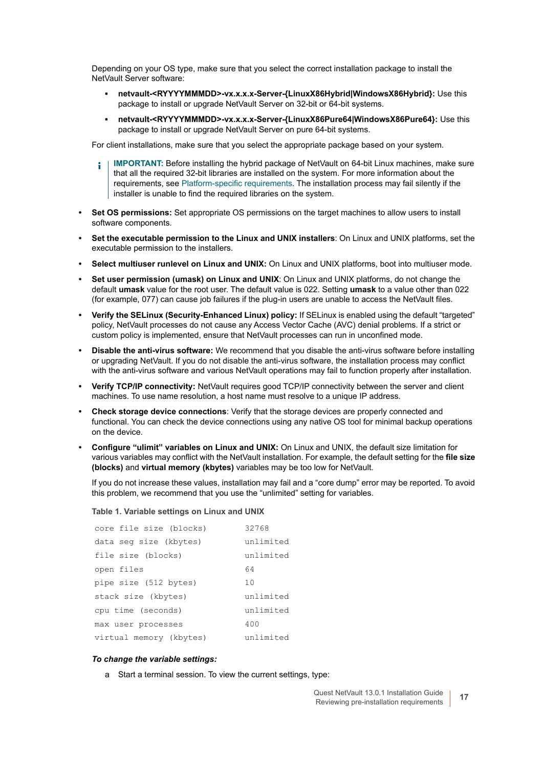Depending on your OS type, make sure that you select the correct installation package to install the NetVault Server software:

- **netvault-<RYYYYMMMDD>-vx.x.x.x-Server-{LinuxX86Hybrid|WindowsX86Hybrid}:** Use this package to install or upgrade NetVault Server on 32-bit or 64-bit systems.
- **netvault-<RYYYYMMMDD>-vx.x.x.x-Server-{LinuxX86Pure64|WindowsX86Pure64}:** Use this package to install or upgrade NetVault Server on pure 64-bit systems.

For client installations, make sure that you select the appropriate package based on your system.

> **IMPORTANT:** Before installing the hybrid package of NetVault on 64-bit Linux machines, make sure that all the required 32-bit libraries are installed on the system. For more information about the requirements, see Platform-specific requirements. The installation process may fail silently if the installer is unable to find the required libraries on the system.

- **Set OS permissions:** Set appropriate OS permissions on the target machines to allow users to install software components.
- **Set the executable permission to the Linux and UNIX installers**: On Linux and UNIX platforms, set the executable permission to the installers.
- **Select multiuser runlevel on Linux and UNIX:** On Linux and UNIX platforms, boot into multiuser mode.
- **Set user permission (umask) on Linux and UNIX**: On Linux and UNIX platforms, do not change the default **umask** value for the root user. The default value is 022. Setting **umask** to a value other than 022 (for example, 077) can cause job failures if the plug-in users are unable to access the NetVault files.
- **Verify the SELinux (Security-Enhanced Linux) policy:** If SELinux is enabled using the default "targeted" policy, NetVault processes do not cause any Access Vector Cache (AVC) denial problems. If a strict or custom policy is implemented, ensure that NetVault processes can run in unconfined mode.
- **Disable the anti-virus software:** We recommend that you disable the anti-virus software before installing or upgrading NetVault. If you do not disable the anti-virus software, the installation process may conflict with the anti-virus software and various NetVault operations may fail to function properly after installation.
- **Verify TCP/IP connectivity:** NetVault requires good TCP/IP connectivity between the server and client machines. To use name resolution, a host name must resolve to a unique IP address.
- **Check storage device connections**: Verify that the storage devices are properly connected and functional. You can check the device connections using any native OS tool for minimal backup operations on the device.
- **Configure "ulimit" variables on Linux and UNIX:** On Linux and UNIX, the default size limitation for various variables may conflict with the NetVault installation. For example, the default setting for the **file size (blocks)** and **virtual memory (kbytes)** variables may be too low for NetVault.

  If you do not increase these values, installation may fail and a "core dump" error may be reported. To avoid this problem, we recommend that you use the "unlimited" setting for variables.

**Table 1. Variable settings on Linux and UNIX**

| | |
|---|---|
| core file size (blocks) | 32768 |
| data seg size (kbytes) | unlimited |
| file size (blocks) | unlimited |
| open files | 64 |
| pipe size (512 bytes) | 10 |
| stack size (kbytes) | unlimited |
| cpu time (seconds) | unlimited |
| max user processes | 400 |
| virtual memory (kbytes) | unlimited |

***To change the variable settings:***

a Start a terminal session. To view the current settings, type: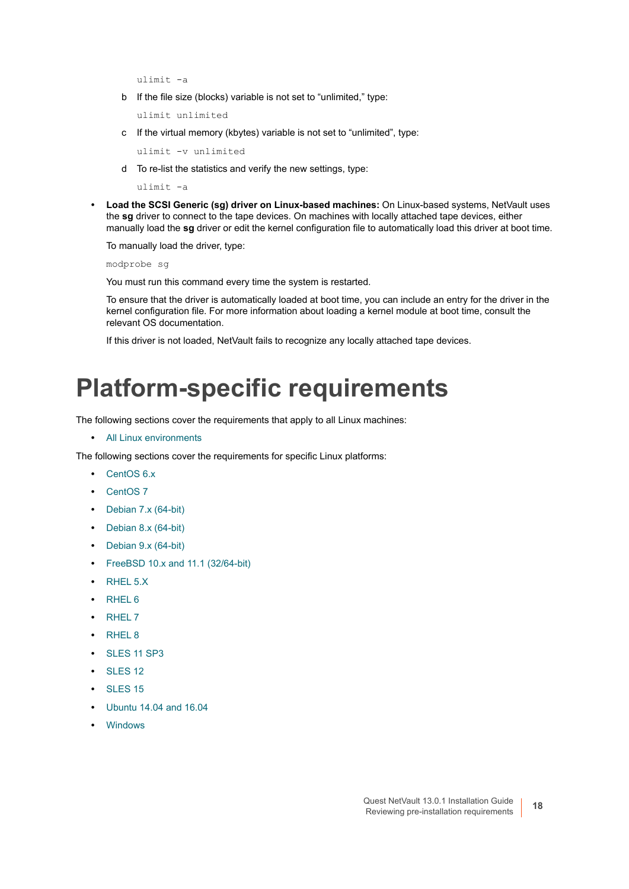```
ulimit -a
```

b  If the file size (blocks) variable is not set to “unlimited,” type:

```
ulimit unlimited
```

c  If the virtual memory (kbytes) variable is not set to “unlimited”, type:

```
ulimit -v unlimited
```

d  To re-list the statistics and verify the new settings, type:

```
ulimit -a
```

- **Load the SCSI Generic (sg) driver on Linux-based machines:** On Linux-based systems, NetVault uses the **sg** driver to connect to the tape devices. On machines with locally attached tape devices, either manually load the **sg** driver or edit the kernel configuration file to automatically load this driver at boot time.

  To manually load the driver, type:

  ```
  modprobe sg
  ```

  You must run this command every time the system is restarted.

  To ensure that the driver is automatically loaded at boot time, you can include an entry for the driver in the kernel configuration file. For more information about loading a kernel module at boot time, consult the relevant OS documentation.

  If this driver is not loaded, NetVault fails to recognize any locally attached tape devices.

# Platform-specific requirements

The following sections cover the requirements that apply to all Linux machines:

- All Linux environments

The following sections cover the requirements for specific Linux platforms:

- CentOS 6.x
- CentOS 7
- Debian 7.x (64-bit)
- Debian 8.x (64-bit)
- Debian 9.x (64-bit)
- FreeBSD 10.x and 11.1 (32/64-bit)
- RHEL 5.X
- RHEL 6
- RHEL 7
- RHEL 8
- SLES 11 SP3
- SLES 12
- SLES 15
- Ubuntu 14.04 and 16.04
- Windows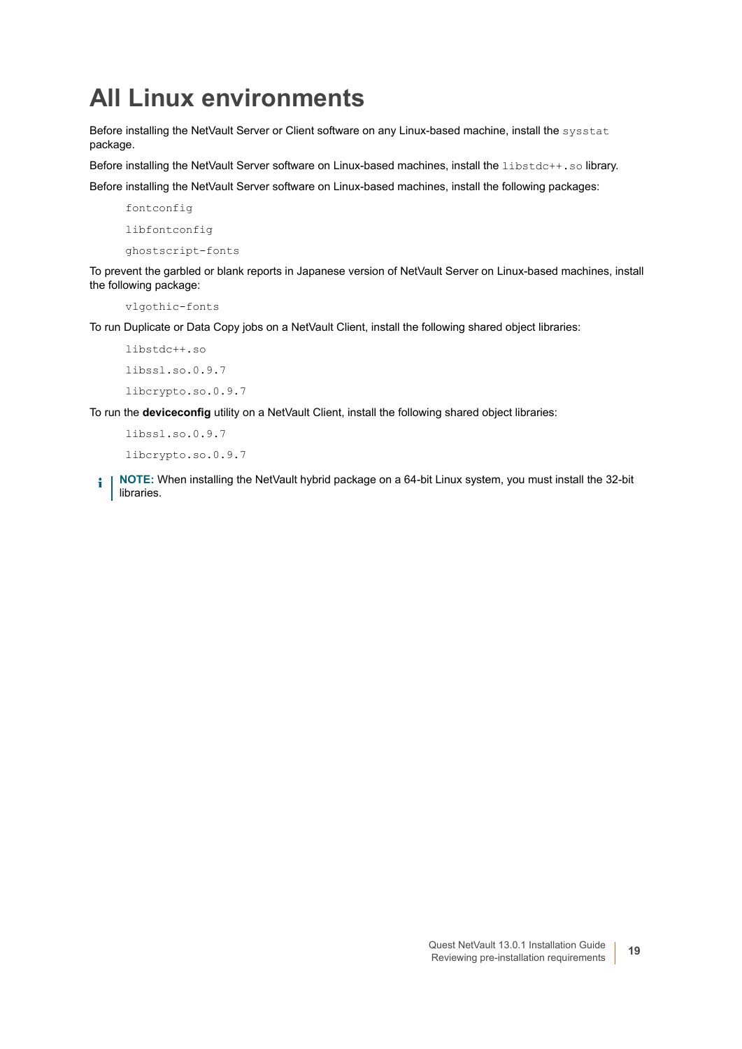# All Linux environments

Before installing the NetVault Server or Client software on any Linux-based machine, install the `sysstat` package.

Before installing the NetVault Server software on Linux-based machines, install the `libstdc++.so` library.

Before installing the NetVault Server software on Linux-based machines, install the following packages:

```
fontconfig
libfontconfig
ghostscript-fonts
```

To prevent the garbled or blank reports in Japanese version of NetVault Server on Linux-based machines, install the following package:

```
vlgothic-fonts
```

To run Duplicate or Data Copy jobs on a NetVault Client, install the following shared object libraries:

```
libstdc++.so
libssl.so.0.9.7
libcrypto.so.0.9.7
```

To run the **deviceconfig** utility on a NetVault Client, install the following shared object libraries:

```
libssl.so.0.9.7
libcrypto.so.0.9.7
```

> **NOTE:** When installing the NetVault hybrid package on a 64-bit Linux system, you must install the 32-bit libraries.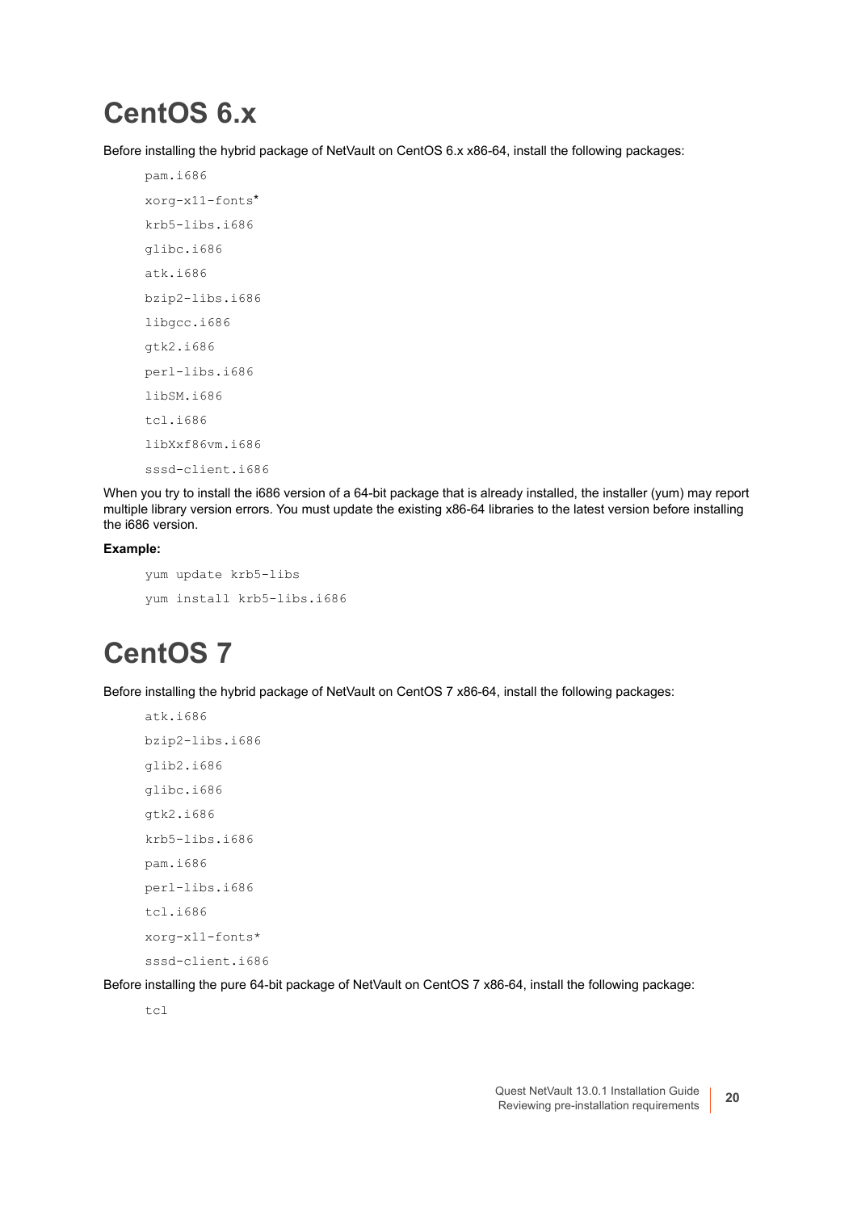# CentOS 6.x

Before installing the hybrid package of NetVault on CentOS 6.x x86-64, install the following packages:

```
pam.i686
xorg-x11-fonts*
krb5-libs.i686
glibc.i686
atk.i686
bzip2-libs.i686
libgcc.i686
gtk2.i686
perl-libs.i686
libSM.i686
tcl.i686
libXxf86vm.i686
sssd-client.i686
```

When you try to install the i686 version of a 64-bit package that is already installed, the installer (yum) may report multiple library version errors. You must update the existing x86-64 libraries to the latest version before installing the i686 version.

**Example:**

```
yum update krb5-libs
yum install krb5-libs.i686
```

# CentOS 7

Before installing the hybrid package of NetVault on CentOS 7 x86-64, install the following packages:

```
atk.i686
bzip2-libs.i686
glib2.i686
glibc.i686
gtk2.i686
krb5-libs.i686
pam.i686
perl-libs.i686
tcl.i686
xorg-x11-fonts*
sssd-client.i686
```

Before installing the pure 64-bit package of NetVault on CentOS 7 x86-64, install the following package:

```
tcl
```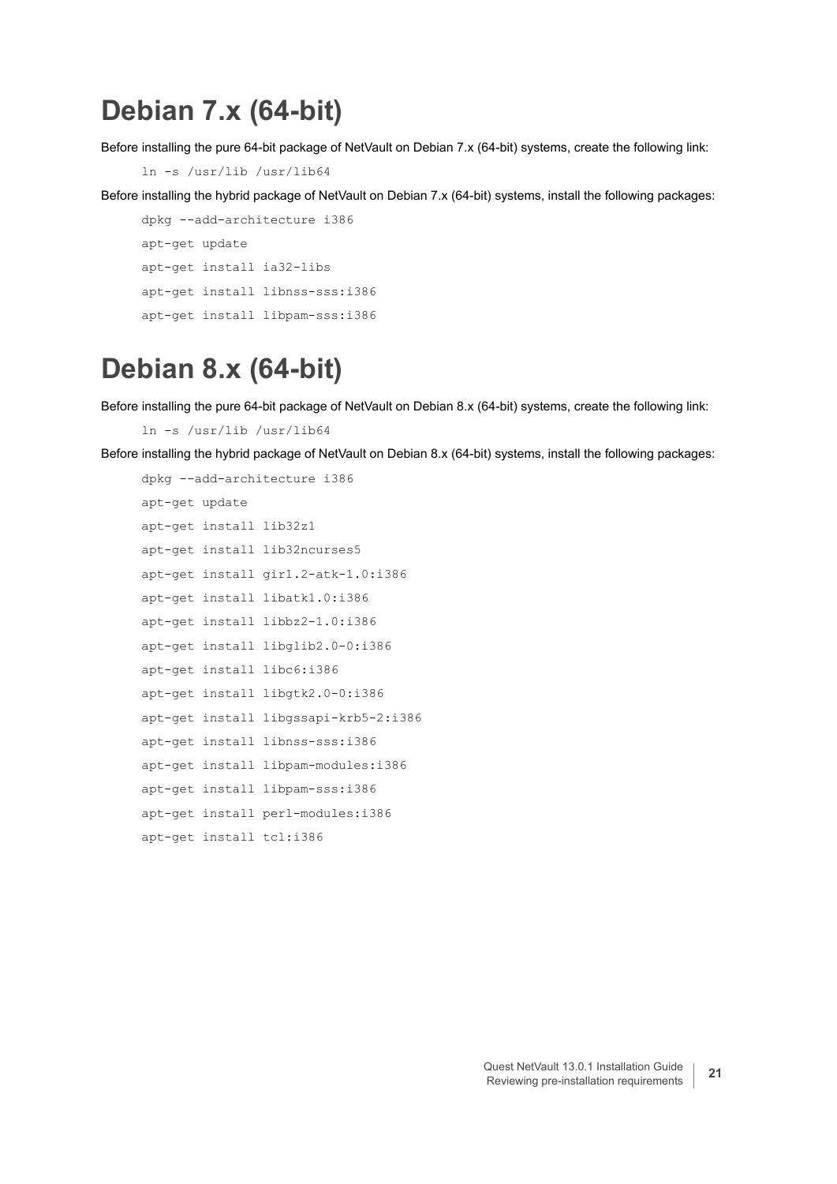# Debian 7.x (64-bit)

Before installing the pure 64-bit package of NetVault on Debian 7.x (64-bit) systems, create the following link:

```
ln -s /usr/lib /usr/lib64
```

Before installing the hybrid package of NetVault on Debian 7.x (64-bit) systems, install the following packages:

```
dpkg --add-architecture i386
apt-get update
apt-get install ia32-libs
apt-get install libnss-sss:i386
apt-get install libpam-sss:i386
```

# Debian 8.x (64-bit)

Before installing the pure 64-bit package of NetVault on Debian 8.x (64-bit) systems, create the following link:

```
ln -s /usr/lib /usr/lib64
```

Before installing the hybrid package of NetVault on Debian 8.x (64-bit) systems, install the following packages:

```
dpkg --add-architecture i386
apt-get update
apt-get install lib32z1
apt-get install lib32ncurses5
apt-get install gir1.2-atk-1.0:i386
apt-get install libatk1.0:i386
apt-get install libbz2-1.0:i386
apt-get install libglib2.0-0:i386
apt-get install libc6:i386
apt-get install libgtk2.0-0:i386
apt-get install libgssapi-krb5-2:i386
apt-get install libnss-sss:i386
apt-get install libpam-modules:i386
apt-get install libpam-sss:i386
apt-get install perl-modules:i386
apt-get install tcl:i386
```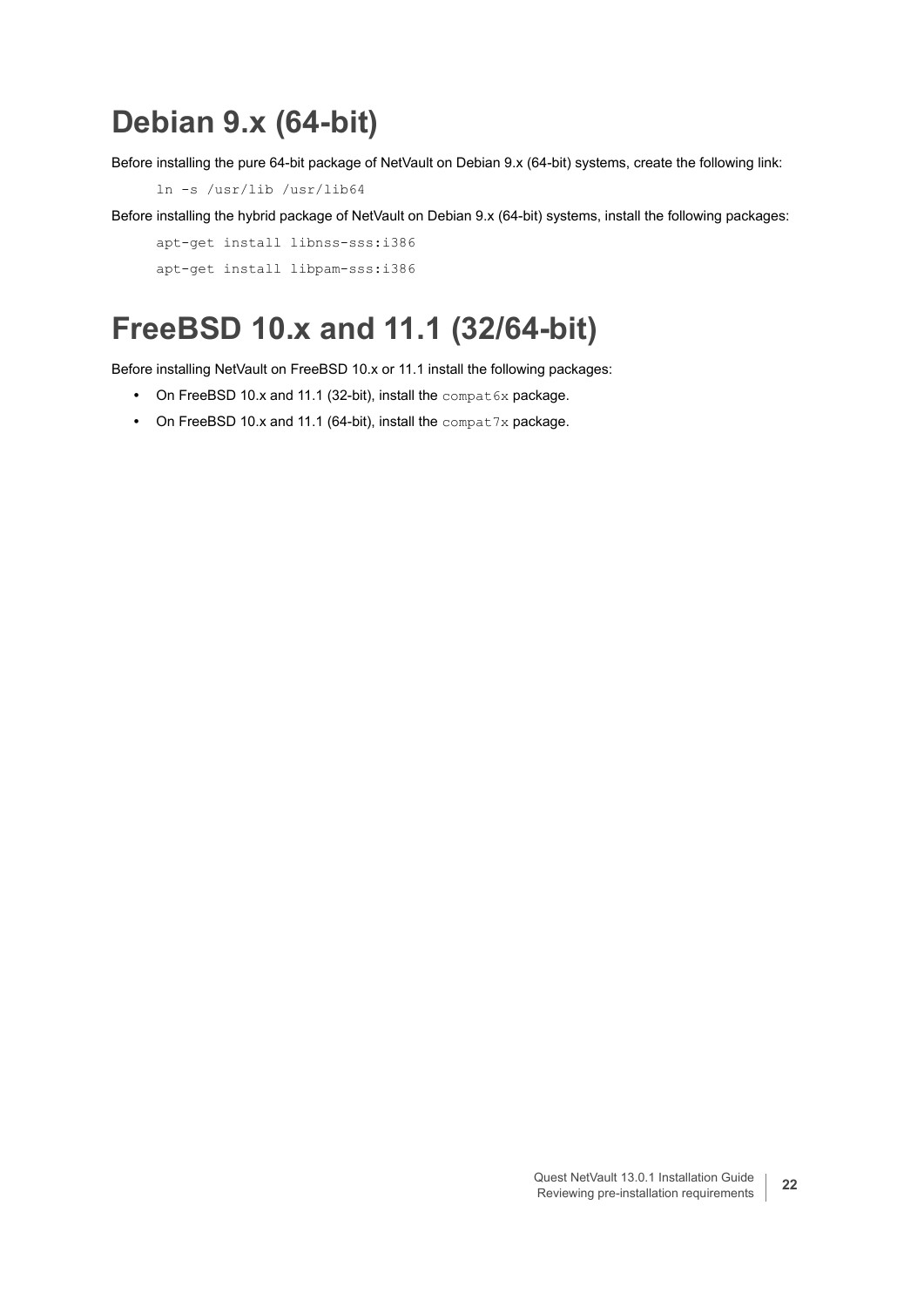# Debian 9.x (64-bit)

Before installing the pure 64-bit package of NetVault on Debian 9.x (64-bit) systems, create the following link:

```
ln -s /usr/lib /usr/lib64
```

Before installing the hybrid package of NetVault on Debian 9.x (64-bit) systems, install the following packages:

```
apt-get install libnss-sss:i386
apt-get install libpam-sss:i386
```

# FreeBSD 10.x and 11.1 (32/64-bit)

Before installing NetVault on FreeBSD 10.x or 11.1 install the following packages:

- On FreeBSD 10.x and 11.1 (32-bit), install the `compat6x` package.
- On FreeBSD 10.x and 11.1 (64-bit), install the `compat7x` package.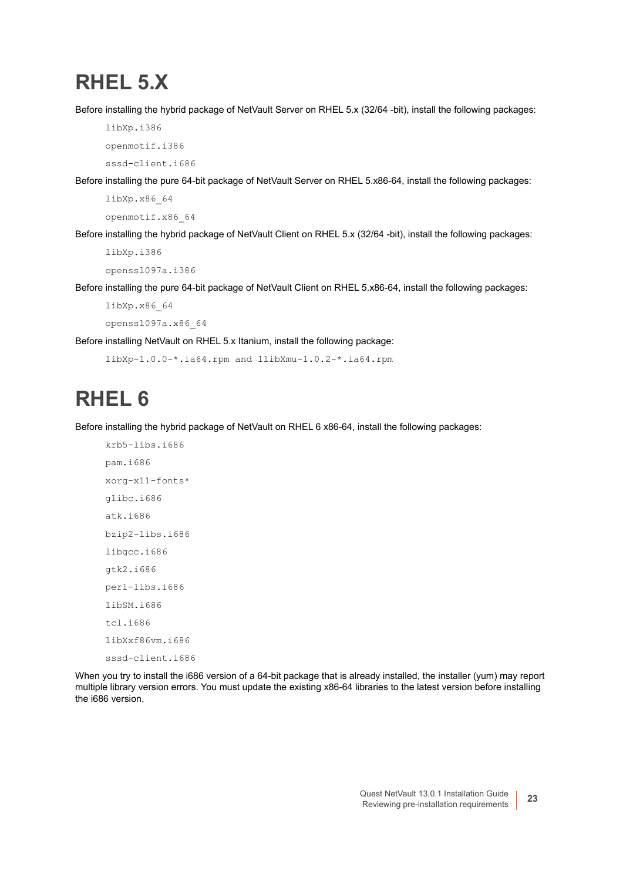# RHEL 5.X

Before installing the hybrid package of NetVault Server on RHEL 5.x (32/64 -bit), install the following packages:

```
libXp.i386
openmotif.i386
sssd-client.i686
```

Before installing the pure 64-bit package of NetVault Server on RHEL 5.x86-64, install the following packages:

```
libXp.x86_64
openmotif.x86_64
```

Before installing the hybrid package of NetVault Client on RHEL 5.x (32/64 -bit), install the following packages:

```
libXp.i386
openssl097a.i386
```

Before installing the pure 64-bit package of NetVault Client on RHEL 5.x86-64, install the following packages:

```
libXp.x86_64
openssl097a.x86_64
```

Before installing NetVault on RHEL 5.x Itanium, install the following package:

```
libXp-1.0.0-*.ia64.rpm and llibXmu-1.0.2-*.ia64.rpm
```

# RHEL 6

Before installing the hybrid package of NetVault on RHEL 6 x86-64, install the following packages:

```
krb5-libs.i686
pam.i686
xorg-x11-fonts*
glibc.i686
atk.i686
bzip2-libs.i686
libgcc.i686
gtk2.i686
perl-libs.i686
libSM.i686
tcl.i686
libXxf86vm.i686
sssd-client.i686
```

When you try to install the i686 version of a 64-bit package that is already installed, the installer (yum) may report multiple library version errors. You must update the existing x86-64 libraries to the latest version before installing the i686 version.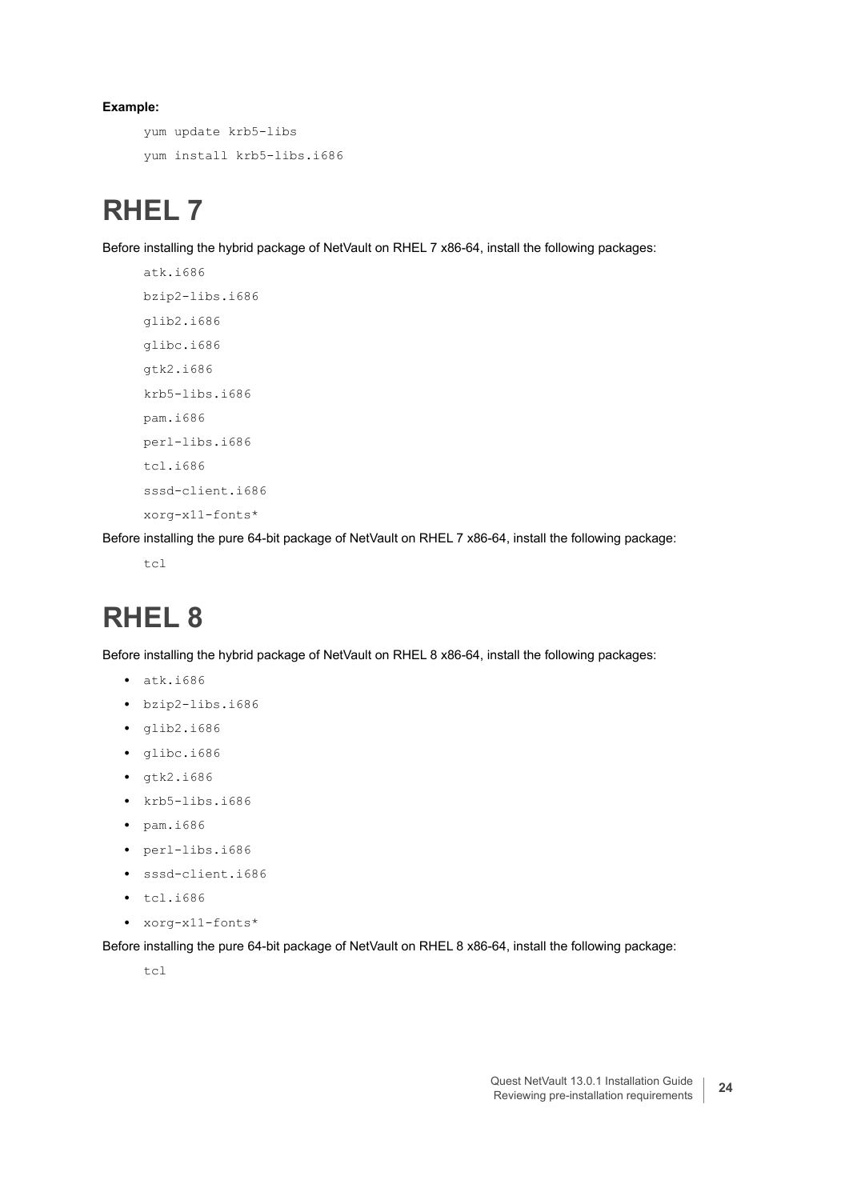**Example:**

```
yum update krb5-libs
yum install krb5-libs.i686
```

# RHEL 7

Before installing the hybrid package of NetVault on RHEL 7 x86-64, install the following packages:

```
atk.i686
bzip2-libs.i686
glib2.i686
glibc.i686
gtk2.i686
krb5-libs.i686
pam.i686
perl-libs.i686
tcl.i686
sssd-client.i686
xorg-x11-fonts*
```

Before installing the pure 64-bit package of NetVault on RHEL 7 x86-64, install the following package:

```
tcl
```

# RHEL 8

Before installing the hybrid package of NetVault on RHEL 8 x86-64, install the following packages:

- `atk.i686`
- `bzip2-libs.i686`
- `glib2.i686`
- `glibc.i686`
- `gtk2.i686`
- `krb5-libs.i686`
- `pam.i686`
- `perl-libs.i686`
- `sssd-client.i686`
- `tcl.i686`
- `xorg-x11-fonts*`

Before installing the pure 64-bit package of NetVault on RHEL 8 x86-64, install the following package:

```
tcl
```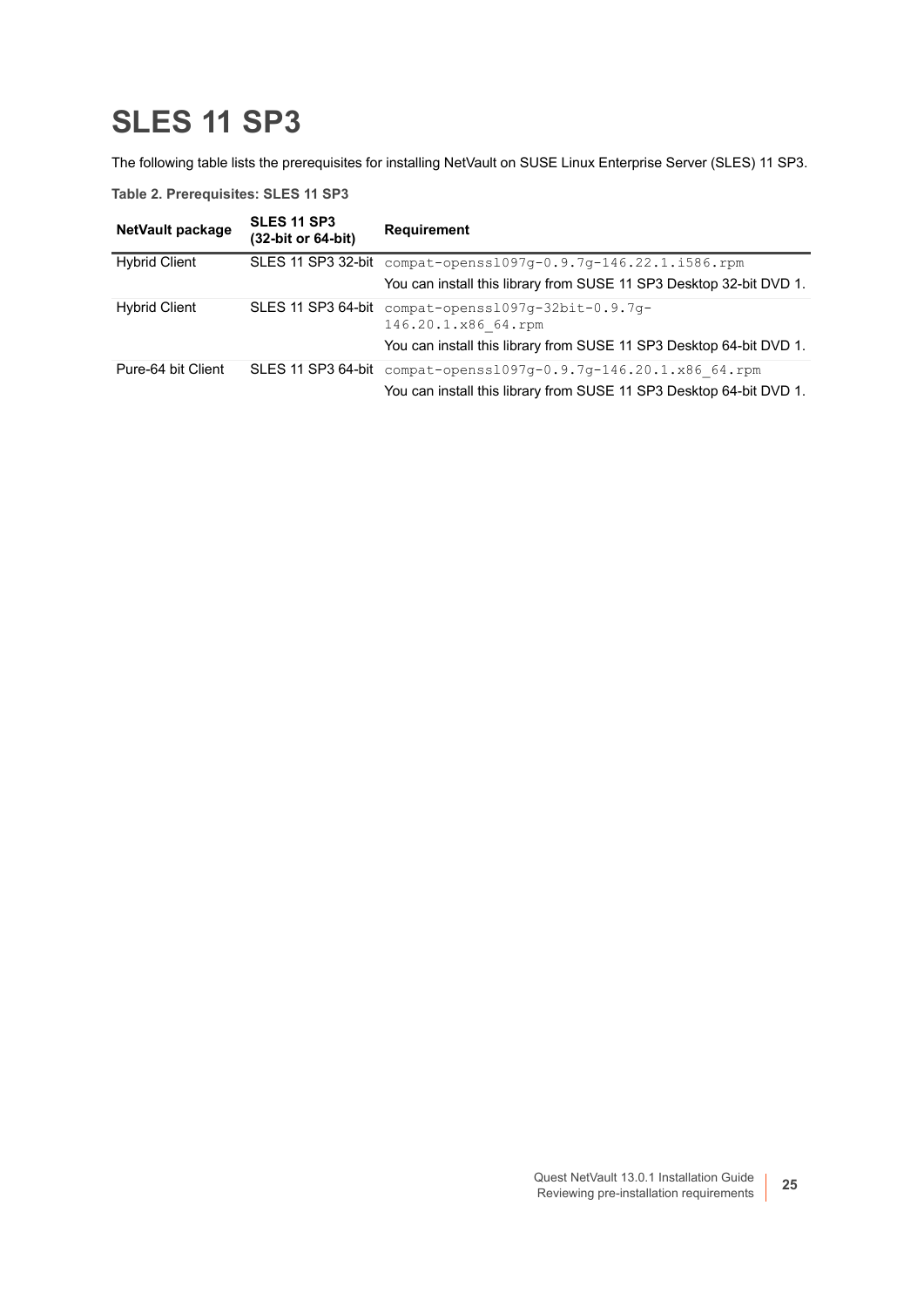# SLES 11 SP3

The following table lists the prerequisites for installing NetVault on SUSE Linux Enterprise Server (SLES) 11 SP3.

**Table 2. Prerequisites: SLES 11 SP3**

| NetVault package | SLES 11 SP3 (32-bit or 64-bit) | Requirement |
|---|---|---|
| Hybrid Client | SLES 11 SP3 32-bit | compat-openssl097g-0.9.7g-146.22.1.i586.rpm<br>You can install this library from SUSE 11 SP3 Desktop 32-bit DVD 1. |
| Hybrid Client | SLES 11 SP3 64-bit | compat-openssl097g-32bit-0.9.7g-146.20.1.x86_64.rpm<br>You can install this library from SUSE 11 SP3 Desktop 64-bit DVD 1. |
| Pure-64 bit Client | SLES 11 SP3 64-bit | compat-openssl097g-0.9.7g-146.20.1.x86_64.rpm<br>You can install this library from SUSE 11 SP3 Desktop 64-bit DVD 1. |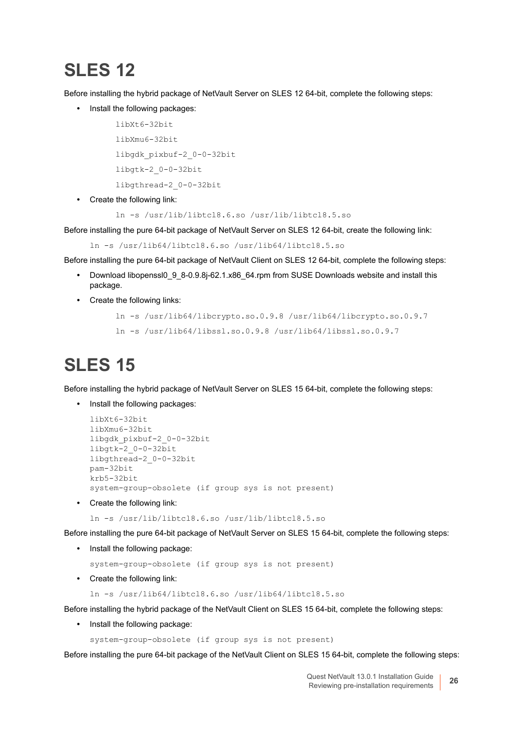# SLES 12

Before installing the hybrid package of NetVault Server on SLES 12 64-bit, complete the following steps:

- Install the following packages:

```
libXt6-32bit
libXmu6-32bit
libgdk_pixbuf-2_0-0-32bit
libgtk-2_0-0-32bit
libgthread-2_0-0-32bit
```

- Create the following link:

```
ln -s /usr/lib/libtcl8.6.so /usr/lib/libtcl8.5.so
```

Before installing the pure 64-bit package of NetVault Server on SLES 12 64-bit, create the following link:

```
ln -s /usr/lib64/libtcl8.6.so /usr/lib64/libtcl8.5.so
```

Before installing the pure 64-bit package of NetVault Client on SLES 12 64-bit, complete the following steps:

- Download libopenssl0_9_8-0.9.8j-62.1.x86_64.rpm from SUSE Downloads website and install this package.
- Create the following links:

```
ln -s /usr/lib64/libcrypto.so.0.9.8 /usr/lib64/libcrypto.so.0.9.7
ln -s /usr/lib64/libssl.so.0.9.8 /usr/lib64/libssl.so.0.9.7
```

# SLES 15

Before installing the hybrid package of NetVault Server on SLES 15 64-bit, complete the following steps:

- Install the following packages:

```
libXt6-32bit
libXmu6-32bit
libgdk_pixbuf-2_0-0-32bit
libgtk-2_0-0-32bit
libgthread-2_0-0-32bit
pam-32bit
krb5-32bit
system-group-obsolete (if group sys is not present)
```

- Create the following link:

```
ln -s /usr/lib/libtcl8.6.so /usr/lib/libtcl8.5.so
```

Before installing the pure 64-bit package of NetVault Server on SLES 15 64-bit, complete the following steps:

- Install the following package:

```
system-group-obsolete (if group sys is not present)
```

- Create the following link:

```
ln -s /usr/lib64/libtcl8.6.so /usr/lib64/libtcl8.5.so
```

Before installing the hybrid package of the NetVault Client on SLES 15 64-bit, complete the following steps:

- Install the following package:

```
system-group-obsolete (if group sys is not present)
```

Before installing the pure 64-bit package of the NetVault Client on SLES 15 64-bit, complete the following steps: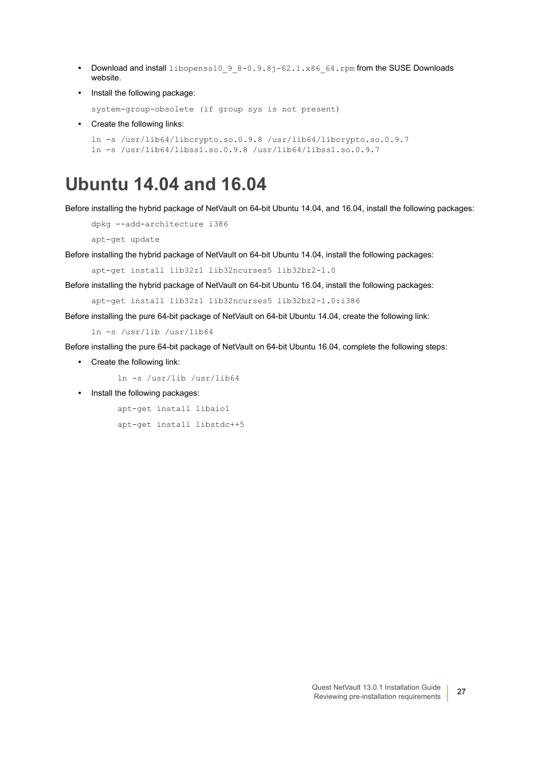- Download and install `libopenssl0_9_8-0.9.8j-62.1.x86_64.rpm` from the SUSE Downloads website.
- Install the following package:

  ```
  system-group-obsolete (if group sys is not present)
  ```

- Create the following links:

  ```
  ln -s /usr/lib64/libcrypto.so.0.9.8 /usr/lib64/libcrypto.so.0.9.7
  ln -s /usr/lib64/libssl.so.0.9.8 /usr/lib64/libssl.so.0.9.7
  ```

# Ubuntu 14.04 and 16.04

Before installing the hybrid package of NetVault on 64-bit Ubuntu 14.04, and 16.04, install the following packages:

```
dpkg --add-architecture i386
apt-get update
```

Before installing the hybrid package of NetVault on 64-bit Ubuntu 14.04, install the following packages:

```
apt-get install lib32z1 lib32ncurses5 lib32bz2-1.0
```

Before installing the hybrid package of NetVault on 64-bit Ubuntu 16.04, install the following packages:

```
apt-get install lib32z1 lib32ncurses5 lib32bz2-1.0:i386
```

Before installing the pure 64-bit package of NetVault on 64-bit Ubuntu 14.04, create the following link:

```
ln -s /usr/lib /usr/lib64
```

Before installing the pure 64-bit package of NetVault on 64-bit Ubuntu 16.04, complete the following steps:

- Create the following link:

  ```
  ln -s /usr/lib /usr/lib64
  ```

- Install the following packages:

  ```
  apt-get install libaio1
  apt-get install libstdc++5
  ```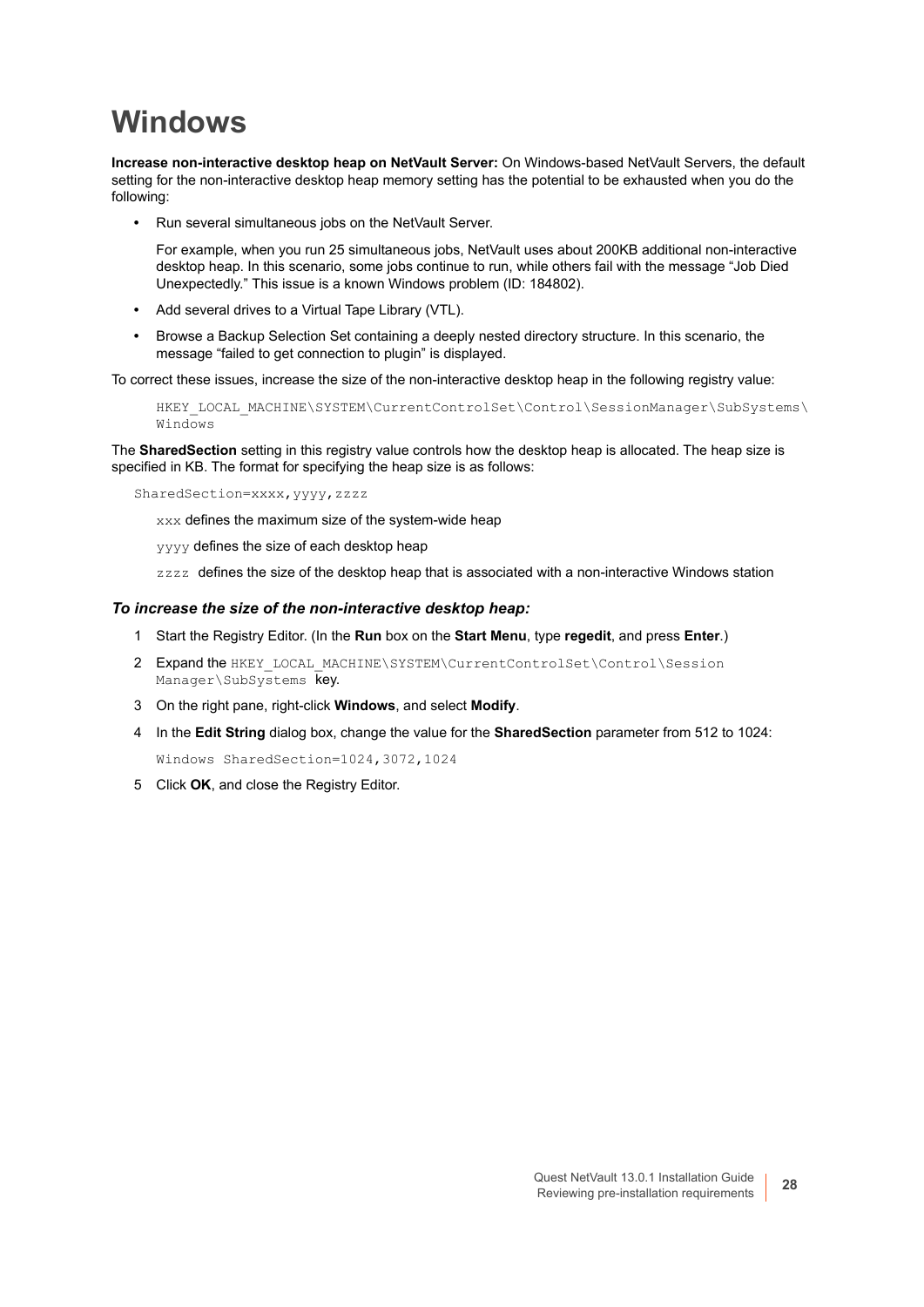# Windows

**Increase non-interactive desktop heap on NetVault Server:** On Windows-based NetVault Servers, the default setting for the non-interactive desktop heap memory setting has the potential to be exhausted when you do the following:

- Run several simultaneous jobs on the NetVault Server.

  For example, when you run 25 simultaneous jobs, NetVault uses about 200KB additional non-interactive desktop heap. In this scenario, some jobs continue to run, while others fail with the message "Job Died Unexpectedly." This issue is a known Windows problem (ID: 184802).

- Add several drives to a Virtual Tape Library (VTL).
- Browse a Backup Selection Set containing a deeply nested directory structure. In this scenario, the message "failed to get connection to plugin" is displayed.

To correct these issues, increase the size of the non-interactive desktop heap in the following registry value:

```
HKEY_LOCAL_MACHINE\SYSTEM\CurrentControlSet\Control\SessionManager\SubSystems\
Windows
```

The **SharedSection** setting in this registry value controls how the desktop heap is allocated. The heap size is specified in KB. The format for specifying the heap size is as follows:

```
SharedSection=xxxx,yyyy,zzzz
```

`xxx` defines the maximum size of the system-wide heap

`yyyy` defines the size of each desktop heap

`zzzz` defines the size of the desktop heap that is associated with a non-interactive Windows station

***To increase the size of the non-interactive desktop heap:***

1. Start the Registry Editor. (In the **Run** box on the **Start Menu**, type **regedit**, and press **Enter**.)
2. Expand the `HKEY_LOCAL_MACHINE\SYSTEM\CurrentControlSet\Control\Session Manager\SubSystems` key.
3. On the right pane, right-click **Windows**, and select **Modify**.
4. In the **Edit String** dialog box, change the value for the **SharedSection** parameter from 512 to 1024:

   `Windows SharedSection=1024,3072,1024`

5. Click **OK**, and close the Registry Editor.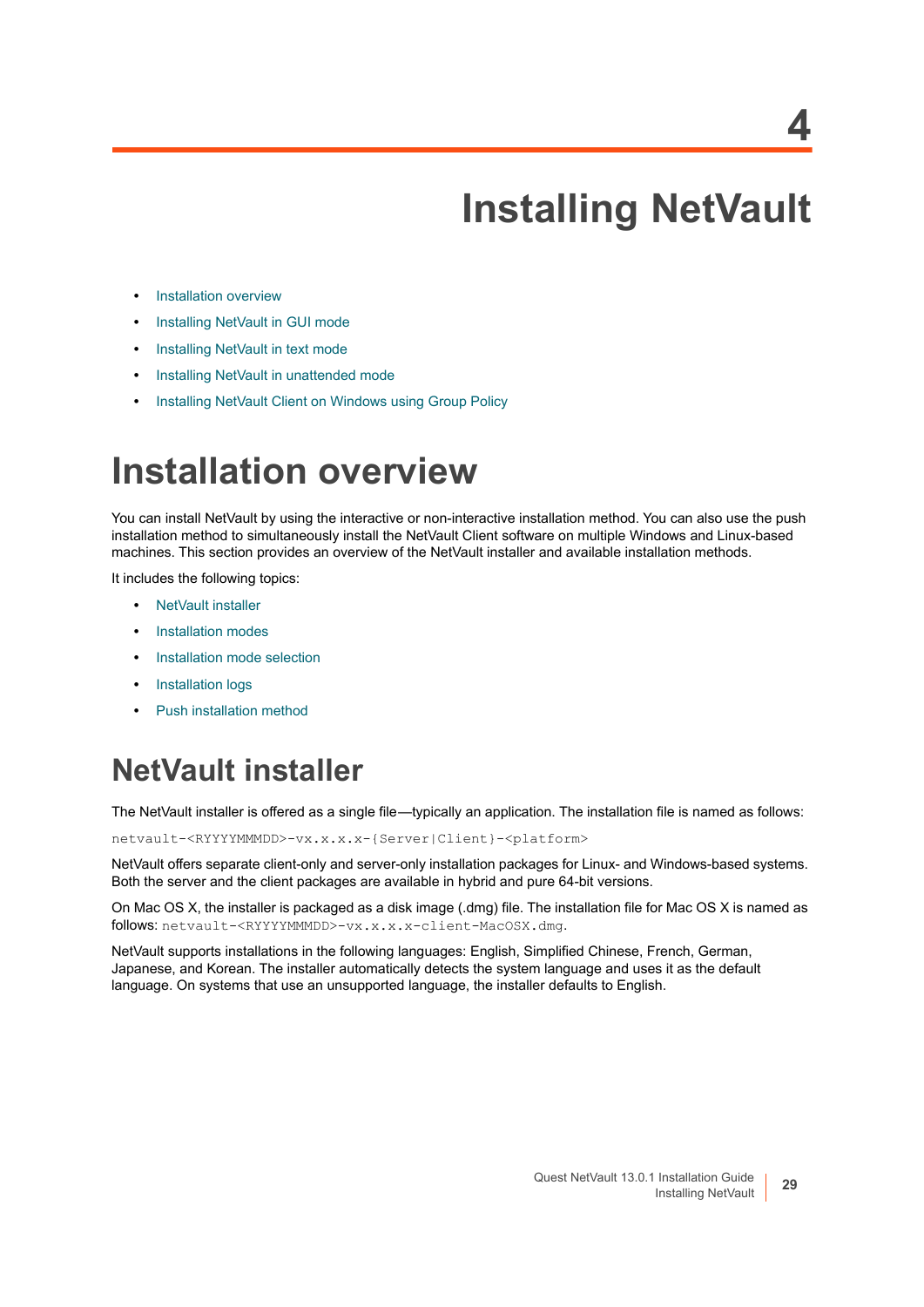# 4 Installing NetVault

- Installation overview
- Installing NetVault in GUI mode
- Installing NetVault in text mode
- Installing NetVault in unattended mode
- Installing NetVault Client on Windows using Group Policy

# Installation overview

You can install NetVault by using the interactive or non-interactive installation method. You can also use the push installation method to simultaneously install the NetVault Client software on multiple Windows and Linux-based machines. This section provides an overview of the NetVault installer and available installation methods.

It includes the following topics:

- NetVault installer
- Installation modes
- Installation mode selection
- Installation logs
- Push installation method

## NetVault installer

The NetVault installer is offered as a single file—typically an application. The installation file is named as follows:

```
netvault-<RYYYYMMMDD>-vx.x.x.x-{Server|Client}-<platform>
```

NetVault offers separate client-only and server-only installation packages for Linux- and Windows-based systems. Both the server and the client packages are available in hybrid and pure 64-bit versions.

On Mac OS X, the installer is packaged as a disk image (.dmg) file. The installation file for Mac OS X is named as follows: `netvault-<RYYYYMMMDD>-vx.x.x.x-client-MacOSX.dmg`.

NetVault supports installations in the following languages: English, Simplified Chinese, French, German, Japanese, and Korean. The installer automatically detects the system language and uses it as the default language. On systems that use an unsupported language, the installer defaults to English.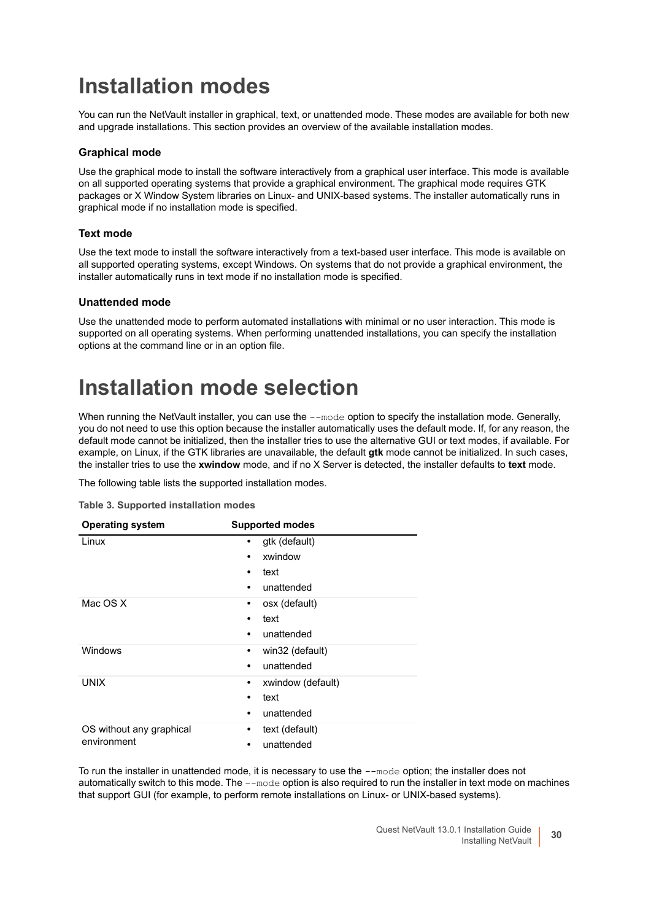# Installation modes

You can run the NetVault installer in graphical, text, or unattended mode. These modes are available for both new and upgrade installations. This section provides an overview of the available installation modes.

### Graphical mode

Use the graphical mode to install the software interactively from a graphical user interface. This mode is available on all supported operating systems that provide a graphical environment. The graphical mode requires GTK packages or X Window System libraries on Linux- and UNIX-based systems. The installer automatically runs in graphical mode if no installation mode is specified.

### Text mode

Use the text mode to install the software interactively from a text-based user interface. This mode is available on all supported operating systems, except Windows. On systems that do not provide a graphical environment, the installer automatically runs in text mode if no installation mode is specified.

### Unattended mode

Use the unattended mode to perform automated installations with minimal or no user interaction. This mode is supported on all operating systems. When performing unattended installations, you can specify the installation options at the command line or in an option file.

# Installation mode selection

When running the NetVault installer, you can use the `--mode` option to specify the installation mode. Generally, you do not need to use this option because the installer automatically uses the default mode. If, for any reason, the default mode cannot be initialized, then the installer tries to use the alternative GUI or text modes, if available. For example, on Linux, if the GTK libraries are unavailable, the default **gtk** mode cannot be initialized. In such cases, the installer tries to use the **xwindow** mode, and if no X Server is detected, the installer defaults to **text** mode.

The following table lists the supported installation modes.

**Table 3. Supported installation modes**

| Operating system | Supported modes |
|---|---|
| Linux | • gtk (default)<br>• xwindow<br>• text<br>• unattended |
| Mac OS X | • osx (default)<br>• text<br>• unattended |
| Windows | • win32 (default)<br>• unattended |
| UNIX | • xwindow (default)<br>• text<br>• unattended |
| OS without any graphical environment | • text (default)<br>• unattended |

To run the installer in unattended mode, it is necessary to use the `--mode` option; the installer does not automatically switch to this mode. The `--mode` option is also required to run the installer in text mode on machines that support GUI (for example, to perform remote installations on Linux- or UNIX-based systems).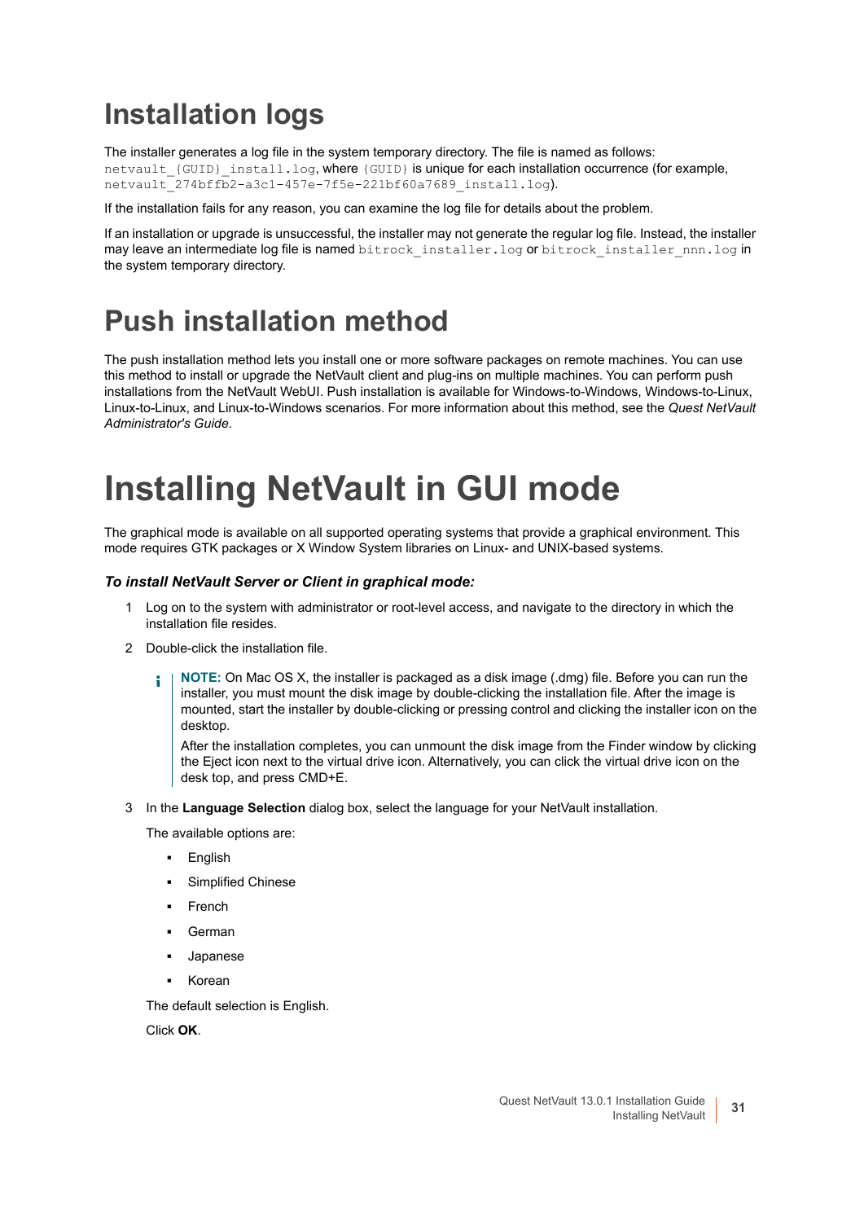## Installation logs

The installer generates a log file in the system temporary directory. The file is named as follows: `netvault_{GUID}_install.log`, where `{GUID}` is unique for each installation occurrence (for example, `netvault_274bffb2-a3c1-457e-7f5e-221bf60a7689_install.log`).

If the installation fails for any reason, you can examine the log file for details about the problem.

If an installation or upgrade is unsuccessful, the installer may not generate the regular log file. Instead, the installer may leave an intermediate log file is named `bitrock_installer.log` or `bitrock_installer_nnn.log` in the system temporary directory.

## Push installation method

The push installation method lets you install one or more software packages on remote machines. You can use this method to install or upgrade the NetVault client and plug-ins on multiple machines. You can perform push installations from the NetVault WebUI. Push installation is available for Windows-to-Windows, Windows-to-Linux, Linux-to-Linux, and Linux-to-Windows scenarios. For more information about this method, see the *Quest NetVault Administrator's Guide*.

# Installing NetVault in GUI mode

The graphical mode is available on all supported operating systems that provide a graphical environment. This mode requires GTK packages or X Window System libraries on Linux- and UNIX-based systems.

### *To install NetVault Server or Client in graphical mode:*

1. Log on to the system with administrator or root-level access, and navigate to the directory in which the installation file resides.
2. Double-click the installation file.

   **NOTE:** On Mac OS X, the installer is packaged as a disk image (.dmg) file. Before you can run the installer, you must mount the disk image by double-clicking the installation file. After the image is mounted, start the installer by double-clicking or pressing control and clicking the installer icon on the desktop.

   After the installation completes, you can unmount the disk image from the Finder window by clicking the Eject icon next to the virtual drive icon. Alternatively, you can click the virtual drive icon on the desk top, and press CMD+E.

3. In the **Language Selection** dialog box, select the language for your NetVault installation.

   The available options are:

   - English
   - Simplified Chinese
   - French
   - German
   - Japanese
   - Korean

   The default selection is English.

   Click **OK**.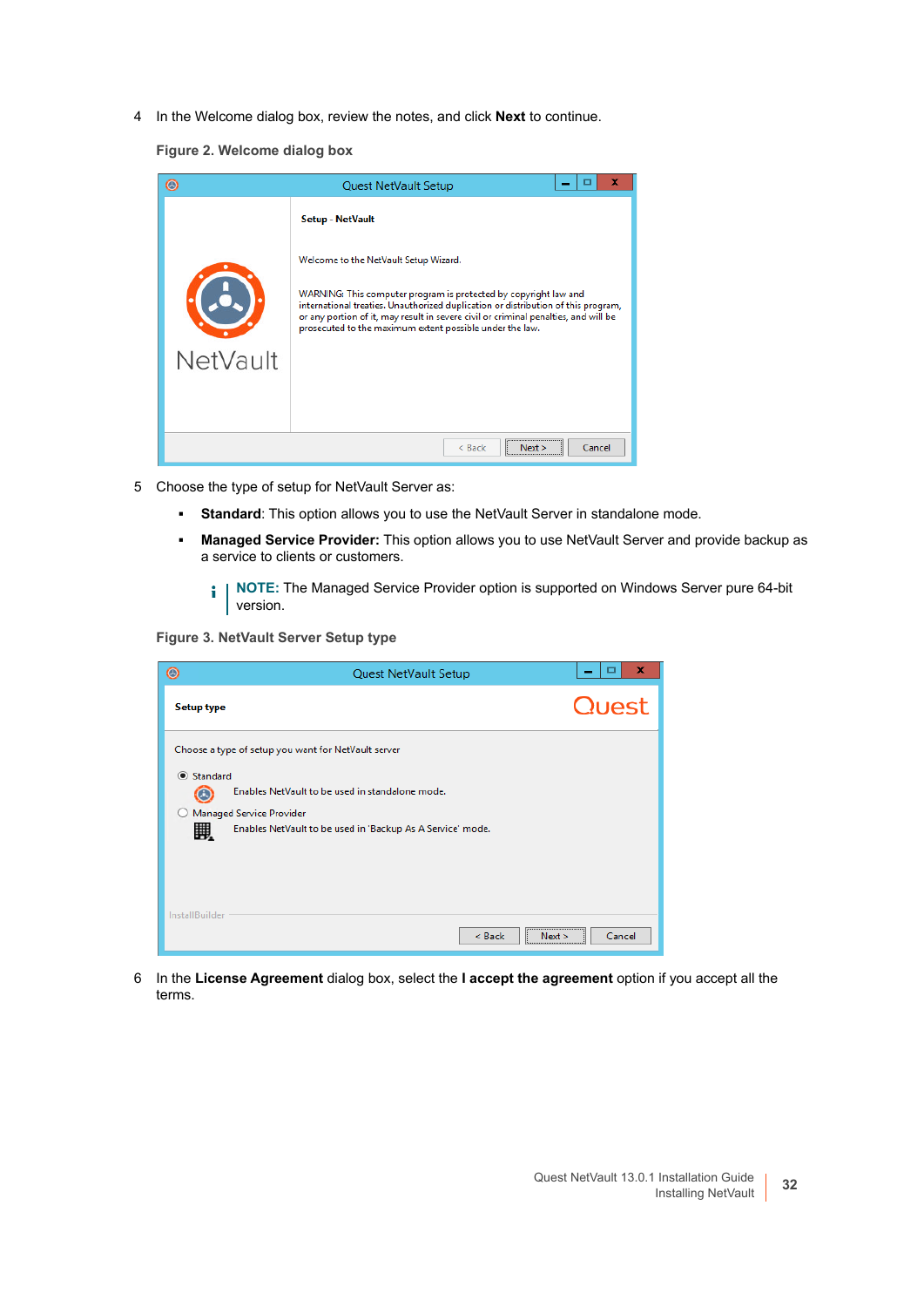4 In the Welcome dialog box, review the notes, and click **Next** to continue.

**Figure 2. Welcome dialog box**

5 Choose the type of setup for NetVault Server as:

- **Standard**: This option allows you to use the NetVault Server in standalone mode.
- **Managed Service Provider:** This option allows you to use NetVault Server and provide backup as a service to clients or customers.

> **NOTE:** The Managed Service Provider option is supported on Windows Server pure 64-bit version.

**Figure 3. NetVault Server Setup type**

6 In the **License Agreement** dialog box, select the **I accept the agreement** option if you accept all the terms.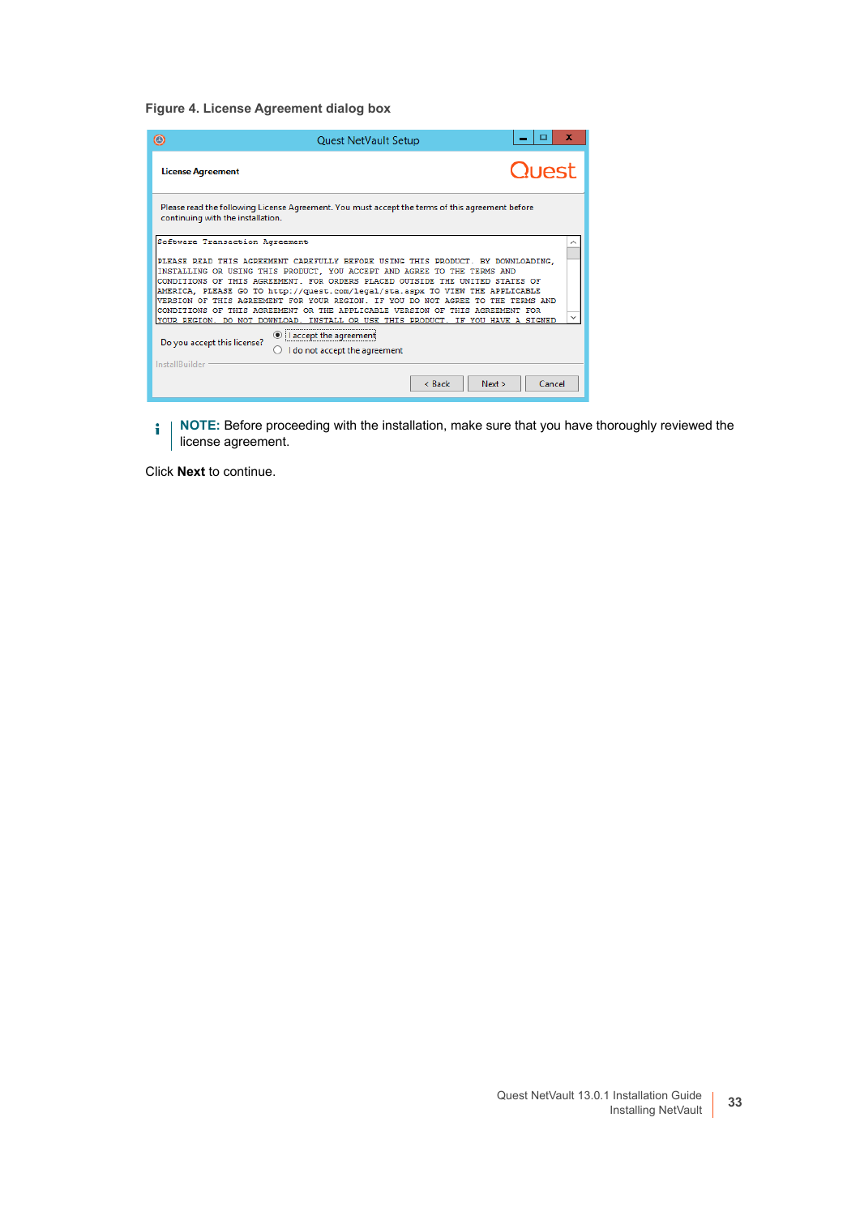**Figure 4. License Agreement dialog box**

**NOTE:** Before proceeding with the installation, make sure that you have thoroughly reviewed the license agreement.

Click **Next** to continue.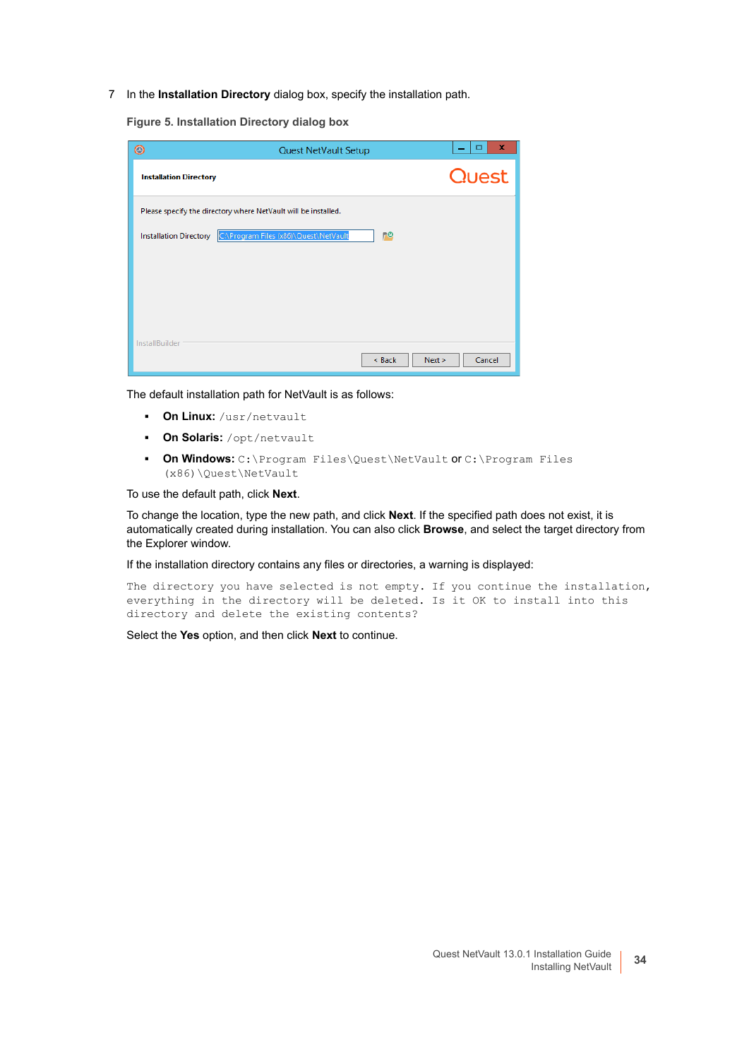7 In the **Installation Directory** dialog box, specify the installation path.

**Figure 5. Installation Directory dialog box**

The default installation path for NetVault is as follows:

- **On Linux:** `/usr/netvault`
- **On Solaris:** `/opt/netvault`
- **On Windows:** `C:\Program Files\Quest\NetVault` or `C:\Program Files (x86)\Quest\NetVault`

To use the default path, click **Next**.

To change the location, type the new path, and click **Next**. If the specified path does not exist, it is automatically created during installation. You can also click **Browse**, and select the target directory from the Explorer window.

If the installation directory contains any files or directories, a warning is displayed:

```
The directory you have selected is not empty. If you continue the installation,
everything in the directory will be deleted. Is it OK to install into this
directory and delete the existing contents?
```

Select the **Yes** option, and then click **Next** to continue.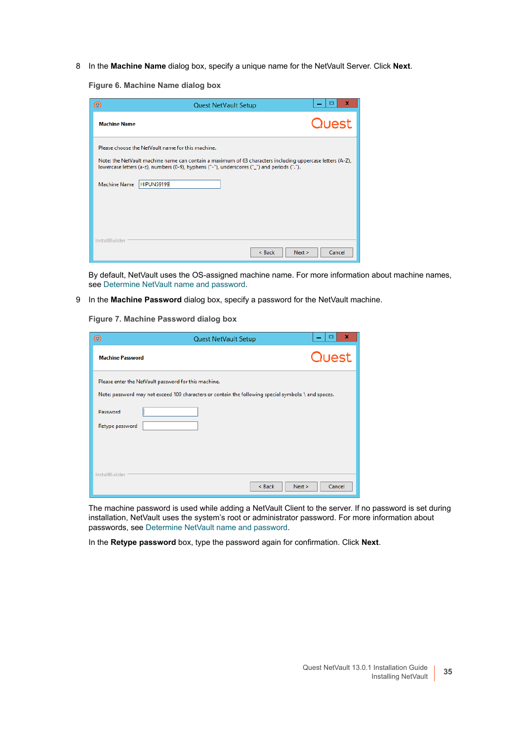8 In the **Machine Name** dialog box, specify a unique name for the NetVault Server. Click **Next**.

**Figure 6. Machine Name dialog box**

By default, NetVault uses the OS-assigned machine name. For more information about machine names, see Determine NetVault name and password.

9 In the **Machine Password** dialog box, specify a password for the NetVault machine.

**Figure 7. Machine Password dialog box**

The machine password is used while adding a NetVault Client to the server. If no password is set during installation, NetVault uses the system's root or administrator password. For more information about passwords, see Determine NetVault name and password.

In the **Retype password** box, type the password again for confirmation. Click **Next**.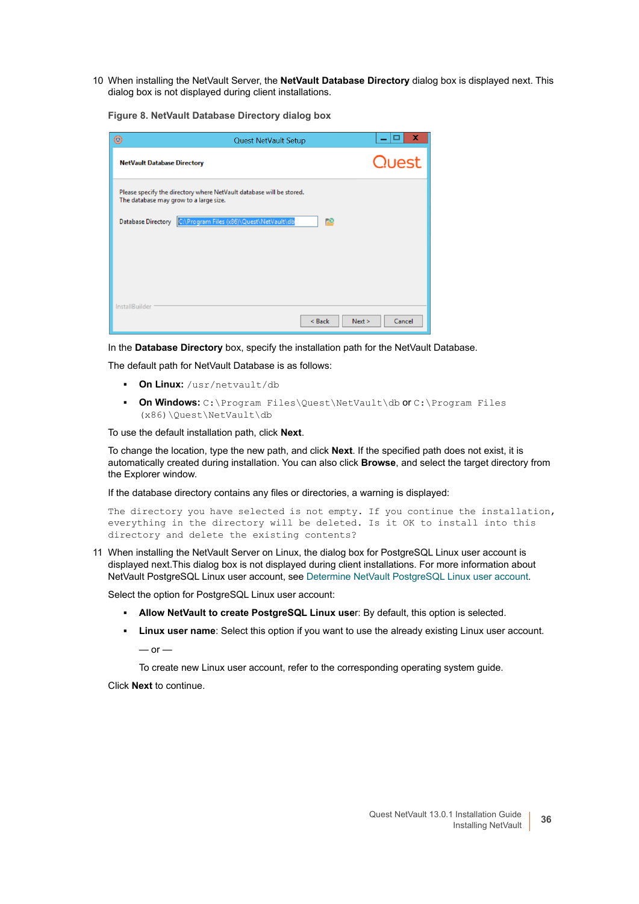10 When installing the NetVault Server, the **NetVault Database Directory** dialog box is displayed next. This dialog box is not displayed during client installations.

**Figure 8. NetVault Database Directory dialog box**

In the **Database Directory** box, specify the installation path for the NetVault Database.

The default path for NetVault Database is as follows:

- **On Linux:** `/usr/netvault/db`
- **On Windows:** `C:\Program Files\Quest\NetVault\db` or `C:\Program Files (x86)\Quest\NetVault\db`

To use the default installation path, click **Next**.

To change the location, type the new path, and click **Next**. If the specified path does not exist, it is automatically created during installation. You can also click **Browse**, and select the target directory from the Explorer window.

If the database directory contains any files or directories, a warning is displayed:

```
The directory you have selected is not empty. If you continue the installation,
everything in the directory will be deleted. Is it OK to install into this
directory and delete the existing contents?
```

11 When installing the NetVault Server on Linux, the dialog box for PostgreSQL Linux user account is displayed next.This dialog box is not displayed during client installations. For more information about NetVault PostgreSQL Linux user account, see Determine NetVault PostgreSQL Linux user account.

Select the option for PostgreSQL Linux user account:

- **Allow NetVault to create PostgreSQL Linux user**: By default, this option is selected.
- **Linux user name**: Select this option if you want to use the already existing Linux user account.

  — or —

  To create new Linux user account, refer to the corresponding operating system guide.

Click **Next** to continue.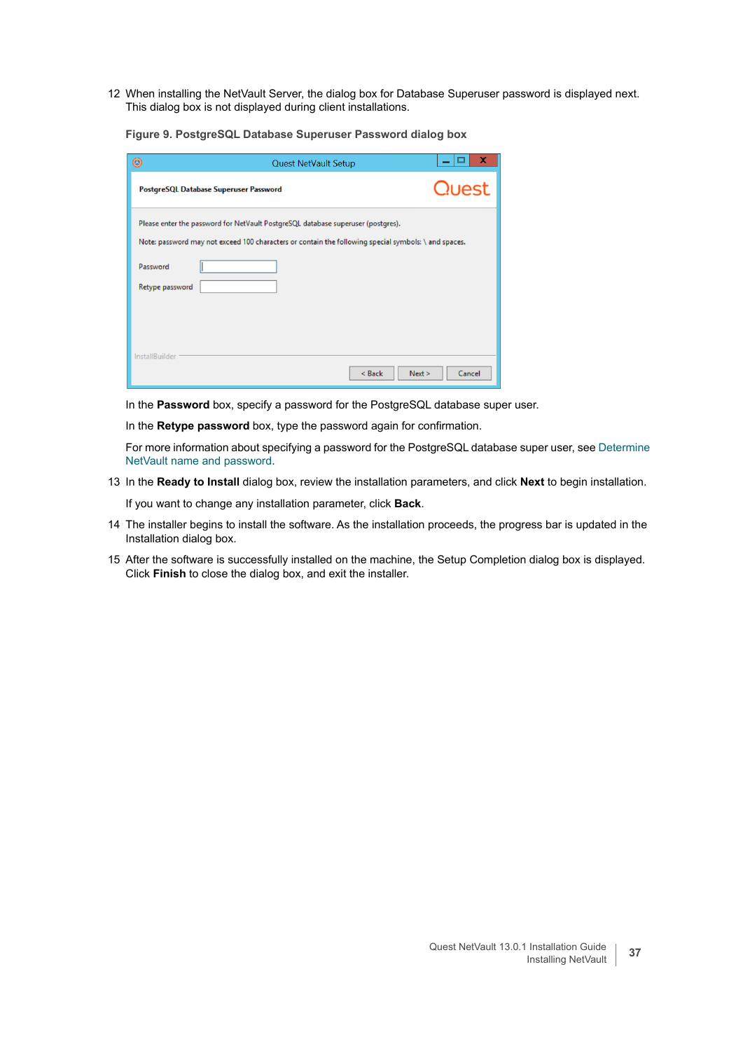12 When installing the NetVault Server, the dialog box for Database Superuser password is displayed next. This dialog box is not displayed during client installations.

**Figure 9. PostgreSQL Database Superuser Password dialog box**

In the **Password** box, specify a password for the PostgreSQL database super user.

In the **Retype password** box, type the password again for confirmation.

For more information about specifying a password for the PostgreSQL database super user, see Determine NetVault name and password.

13 In the **Ready to Install** dialog box, review the installation parameters, and click **Next** to begin installation.

If you want to change any installation parameter, click **Back**.

14 The installer begins to install the software. As the installation proceeds, the progress bar is updated in the Installation dialog box.

15 After the software is successfully installed on the machine, the Setup Completion dialog box is displayed. Click **Finish** to close the dialog box, and exit the installer.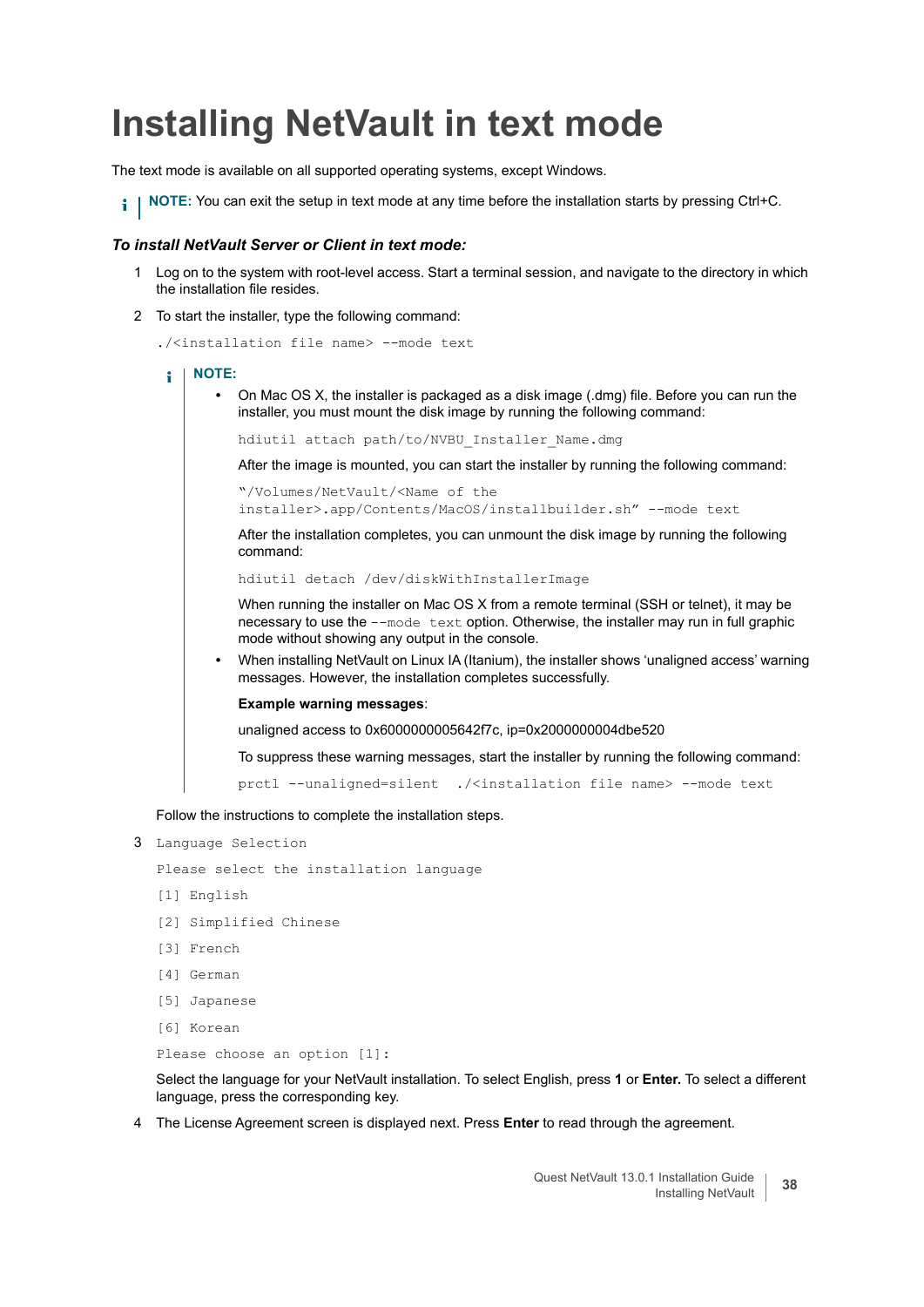# Installing NetVault in text mode

The text mode is available on all supported operating systems, except Windows.

> **NOTE:** You can exit the setup in text mode at any time before the installation starts by pressing Ctrl+C.

***To install NetVault Server or Client in text mode:***

1. Log on to the system with root-level access. Start a terminal session, and navigate to the directory in which the installation file resides.
2. To start the installer, type the following command:

   ```
   ./<installation file name> --mode text
   ```

   > **NOTE:**
   >
   > - On Mac OS X, the installer is packaged as a disk image (.dmg) file. Before you can run the installer, you must mount the disk image by running the following command:
   >
   >   ```
   >   hdiutil attach path/to/NVBU_Installer_Name.dmg
   >   ```
   >
   >   After the image is mounted, you can start the installer by running the following command:
   >
   >   ```
   >   "/Volumes/NetVault/<Name of the installer>.app/Contents/MacOS/installbuilder.sh" --mode text
   >   ```
   >
   >   After the installation completes, you can unmount the disk image by running the following command:
   >
   >   ```
   >   hdiutil detach /dev/diskWithInstallerImage
   >   ```
   >
   >   When running the installer on Mac OS X from a remote terminal (SSH or telnet), it may be necessary to use the `--mode text` option. Otherwise, the installer may run in full graphic mode without showing any output in the console.
   >
   > - When installing NetVault on Linux IA (Itanium), the installer shows 'unaligned access' warning messages. However, the installation completes successfully.
   >
   >   **Example warning messages**:
   >
   >   unaligned access to 0x6000000005642f7c, ip=0x2000000004dbe520
   >
   >   To suppress these warning messages, start the installer by running the following command:
   >
   >   ```
   >   prctl --unaligned=silent ./<installation file name> --mode text
   >   ```

   Follow the instructions to complete the installation steps.

3. ```
   Language Selection
   
   Please select the installation language
   
   [1] English
   
   [2] Simplified Chinese
   
   [3] French
   
   [4] German
   
   [5] Japanese
   
   [6] Korean
   
   Please choose an option [1]:
   ```

   Select the language for your NetVault installation. To select English, press **1** or **Enter.** To select a different language, press the corresponding key.

4. The License Agreement screen is displayed next. Press **Enter** to read through the agreement.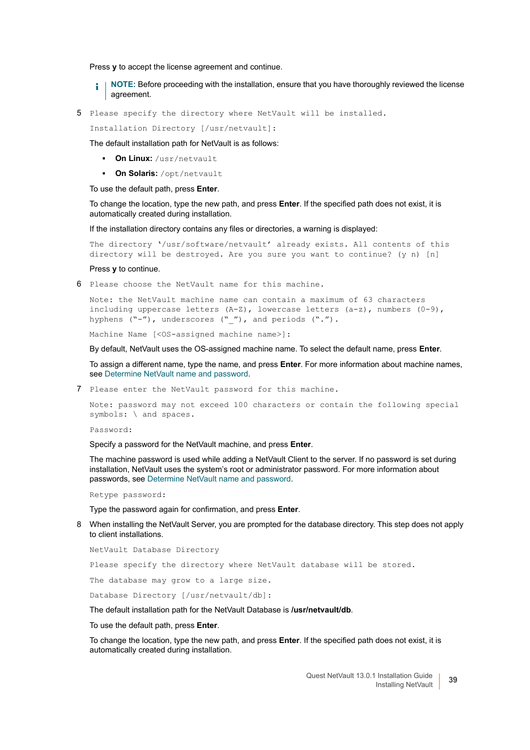Press **y** to accept the license agreement and continue.

> **NOTE:** Before proceeding with the installation, ensure that you have thoroughly reviewed the license agreement.

5. ```
   Please specify the directory where NetVault will be installed.
   ```
   ```
   Installation Directory [/usr/netvault]:
   ```
   The default installation path for NetVault is as follows:
   - **On Linux:** `/usr/netvault`
   - **On Solaris:** `/opt/netvault`

   To use the default path, press **Enter**.

   To change the location, type the new path, and press **Enter**. If the specified path does not exist, it is automatically created during installation.

   If the installation directory contains any files or directories, a warning is displayed:
   ```
   The directory '/usr/software/netvault' already exists. All contents of this
   directory will be destroyed. Are you sure you want to continue? (y n) [n]
   ```
   Press **y** to continue.

6. ```
   Please choose the NetVault name for this machine.
   ```
   ```
   Note: the NetVault machine name can contain a maximum of 63 characters
   including uppercase letters (A-Z), lowercase letters (a-z), numbers (0-9),
   hyphens ("-"), underscores ("_"), and periods (".").
   ```
   ```
   Machine Name [<OS-assigned machine name>]:
   ```
   By default, NetVault uses the OS-assigned machine name. To select the default name, press **Enter**.

   To assign a different name, type the name, and press **Enter**. For more information about machine names, see Determine NetVault name and password.

7. ```
   Please enter the NetVault password for this machine.
   ```
   ```
   Note: password may not exceed 100 characters or contain the following special
   symbols: \ and spaces.
   ```
   ```
   Password:
   ```
   Specify a password for the NetVault machine, and press **Enter**.

   The machine password is used while adding a NetVault Client to the server. If no password is set during installation, NetVault uses the system's root or administrator password. For more information about passwords, see Determine NetVault name and password.
   ```
   Retype password:
   ```
   Type the password again for confirmation, and press **Enter**.

8. When installing the NetVault Server, you are prompted for the database directory. This step does not apply to client installations.
   ```
   NetVault Database Directory
   ```
   ```
   Please specify the directory where NetVault database will be stored.
   ```
   ```
   The database may grow to a large size.
   ```
   ```
   Database Directory [/usr/netvault/db]:
   ```
   The default installation path for the NetVault Database is **/usr/netvault/db**.

   To use the default path, press **Enter**.

   To change the location, type the new path, and press **Enter**. If the specified path does not exist, it is automatically created during installation.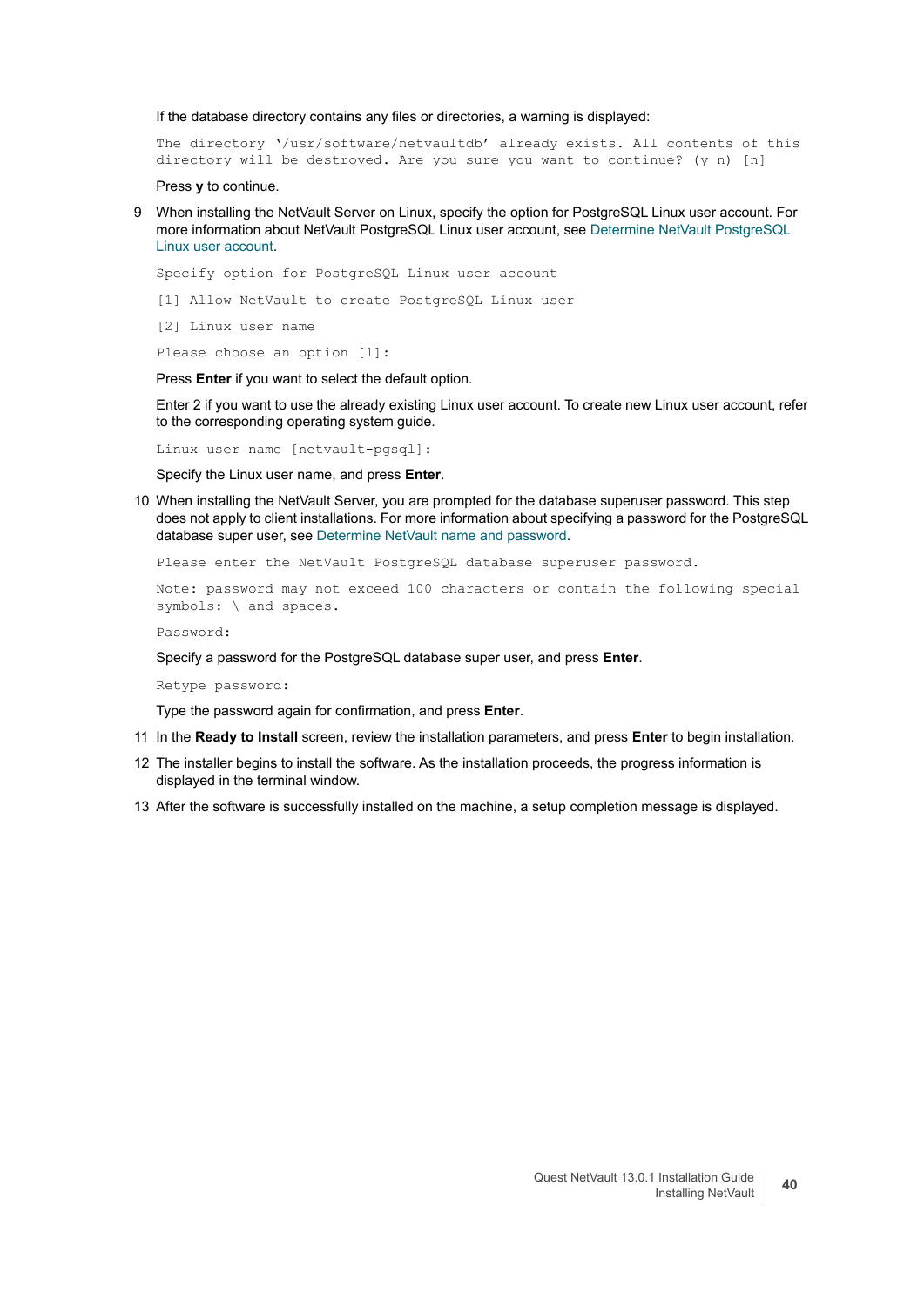If the database directory contains any files or directories, a warning is displayed:

```
The directory '/usr/software/netvaultdb' already exists. All contents of this
directory will be destroyed. Are you sure you want to continue? (y n) [n]
```

Press **y** to continue.

9 When installing the NetVault Server on Linux, specify the option for PostgreSQL Linux user account. For more information about NetVault PostgreSQL Linux user account, see Determine NetVault PostgreSQL Linux user account.

```
Specify option for PostgreSQL Linux user account

[1] Allow NetVault to create PostgreSQL Linux user

[2] Linux user name

Please choose an option [1]:
```

Press **Enter** if you want to select the default option.

Enter 2 if you want to use the already existing Linux user account. To create new Linux user account, refer to the corresponding operating system guide.

```
Linux user name [netvault-pgsql]:
```

Specify the Linux user name, and press **Enter**.

10 When installing the NetVault Server, you are prompted for the database superuser password. This step does not apply to client installations. For more information about specifying a password for the PostgreSQL database super user, see Determine NetVault name and password.

```
Please enter the NetVault PostgreSQL database superuser password.

Note: password may not exceed 100 characters or contain the following special
symbols: \ and spaces.

Password:
```

Specify a password for the PostgreSQL database super user, and press **Enter**.

```
Retype password:
```

Type the password again for confirmation, and press **Enter**.

11 In the **Ready to Install** screen, review the installation parameters, and press **Enter** to begin installation.

12 The installer begins to install the software. As the installation proceeds, the progress information is displayed in the terminal window.

13 After the software is successfully installed on the machine, a setup completion message is displayed.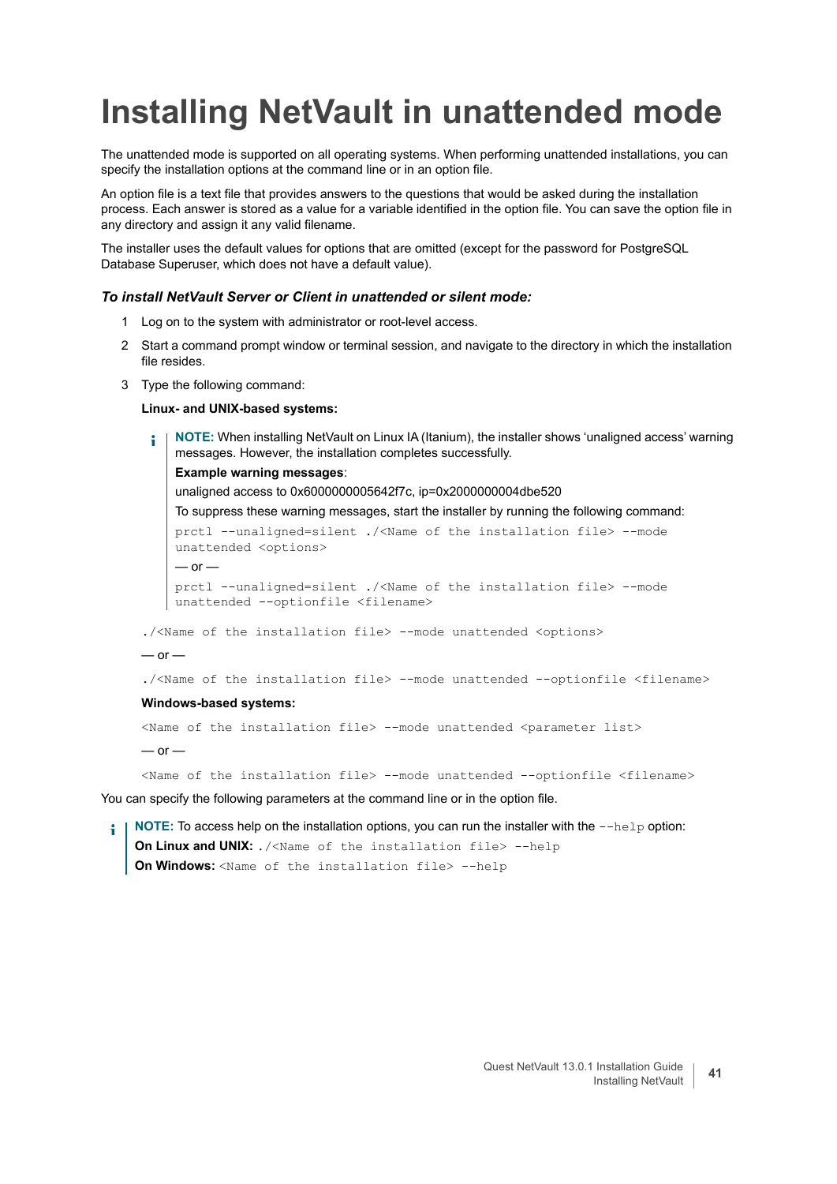# Installing NetVault in unattended mode

The unattended mode is supported on all operating systems. When performing unattended installations, you can specify the installation options at the command line or in an option file.

An option file is a text file that provides answers to the questions that would be asked during the installation process. Each answer is stored as a value for a variable identified in the option file. You can save the option file in any directory and assign it any valid filename.

The installer uses the default values for options that are omitted (except for the password for PostgreSQL Database Superuser, which does not have a default value).

### *To install NetVault Server or Client in unattended or silent mode:*

1. Log on to the system with administrator or root-level access.
2. Start a command prompt window or terminal session, and navigate to the directory in which the installation file resides.
3. Type the following command:

   **Linux- and UNIX-based systems:**

   > **NOTE:** When installing NetVault on Linux IA (Itanium), the installer shows 'unaligned access' warning messages. However, the installation completes successfully.
   >
   > **Example warning messages**:
   >
   > unaligned access to 0x6000000005642f7c, ip=0x2000000004dbe520
   >
   > To suppress these warning messages, start the installer by running the following command:
   >
   > ```
   > prctl --unaligned=silent ./<Name of the installation file> --mode
   > unattended <options>
   > ```
   >
   > — or —
   >
   > ```
   > prctl --unaligned=silent ./<Name of the installation file> --mode
   > unattended --optionfile <filename>
   > ```

   ```
   ./<Name of the installation file> --mode unattended <options>
   ```

   — or —

   ```
   ./<Name of the installation file> --mode unattended --optionfile <filename>
   ```

   **Windows-based systems:**

   ```
   <Name of the installation file> --mode unattended <parameter list>
   ```

   — or —

   ```
   <Name of the installation file> --mode unattended --optionfile <filename>
   ```

You can specify the following parameters at the command line or in the option file.

> **NOTE:** To access help on the installation options, you can run the installer with the `--help` option:
>
> **On Linux and UNIX:** `./<Name of the installation file> --help`
>
> **On Windows:** `<Name of the installation file> --help`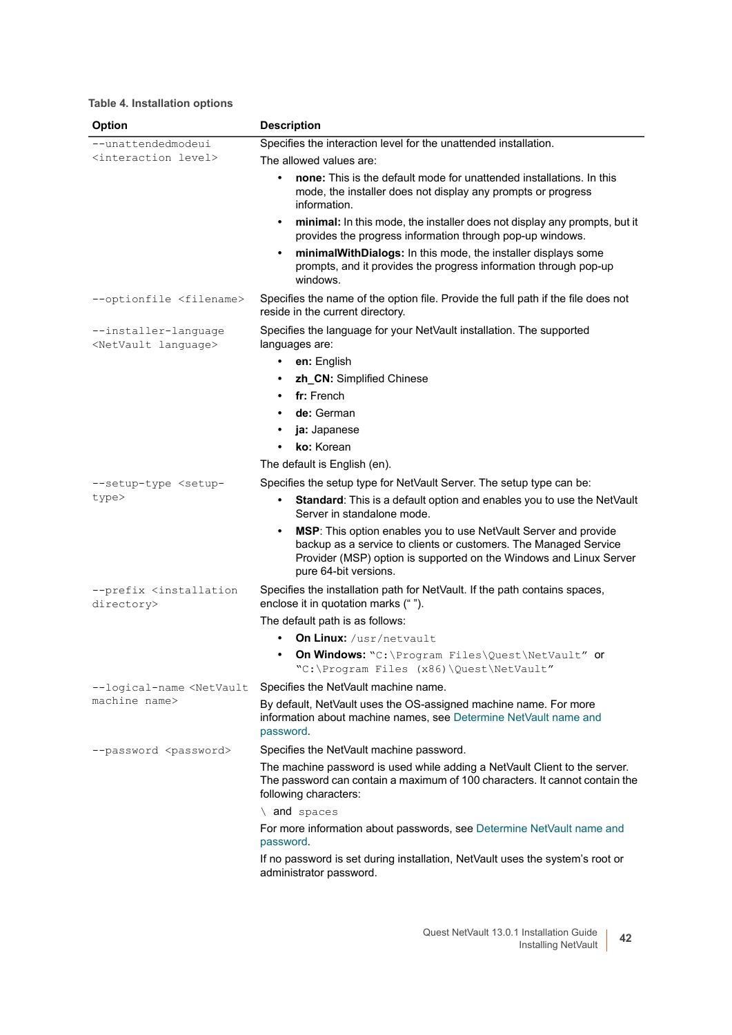**Table 4. Installation options**

| Option | Description |
|---|---|
| `--unattendedmodeui <interaction level>` | Specifies the interaction level for the unattended installation.<br>The allowed values are:<br>• **none:** This is the default mode for unattended installations. In this mode, the installer does not display any prompts or progress information.<br>• **minimal:** In this mode, the installer does not display any prompts, but it provides the progress information through pop-up windows.<br>• **minimalWithDialogs:** In this mode, the installer displays some prompts, and it provides the progress information through pop-up windows. |
| `--optionfile <filename>` | Specifies the name of the option file. Provide the full path if the file does not reside in the current directory. |
| `--installer-language <NetVault language>` | Specifies the language for your NetVault installation. The supported languages are:<br>• **en:** English<br>• **zh_CN:** Simplified Chinese<br>• **fr:** French<br>• **de:** German<br>• **ja:** Japanese<br>• **ko:** Korean<br>The default is English (en). |
| `--setup-type <setup-type>` | Specifies the setup type for NetVault Server. The setup type can be:<br>• **Standard**: This is a default option and enables you to use the NetVault Server in standalone mode.<br>• **MSP**: This option enables you to use NetVault Server and provide backup as a service to clients or customers. The Managed Service Provider (MSP) option is supported on the Windows and Linux Server pure 64-bit versions. |
| `--prefix <installation directory>` | Specifies the installation path for NetVault. If the path contains spaces, enclose it in quotation marks (" ").<br>The default path is as follows:<br>• **On Linux:** `/usr/netvault`<br>• **On Windows:** `"C:\Program Files\Quest\NetVault"` or `"C:\Program Files (x86)\Quest\NetVault"` |
| `--logical-name <NetVault machine name>` | Specifies the NetVault machine name.<br>By default, NetVault uses the OS-assigned machine name. For more information about machine names, see Determine NetVault name and password. |
| `--password <password>` | Specifies the NetVault machine password.<br>The machine password is used while adding a NetVault Client to the server. The password can contain a maximum of 100 characters. It cannot contain the following characters:<br>`\` and `spaces`<br>For more information about passwords, see Determine NetVault name and password.<br>If no password is set during installation, NetVault uses the system's root or administrator password. |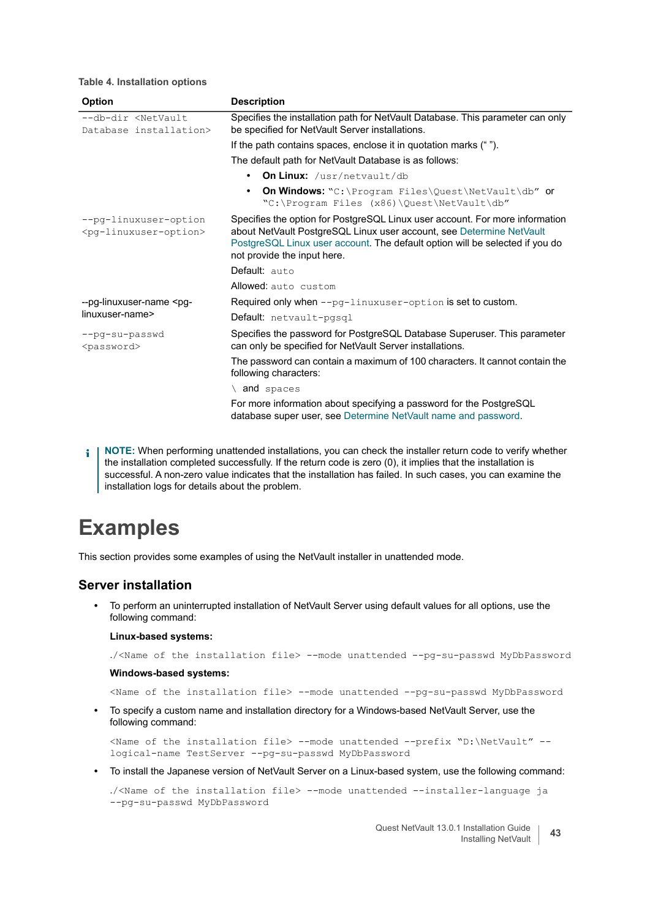**Table 4. Installation options**

| Option | Description |
|---|---|
| `--db-dir <NetVault Database installation>` | Specifies the installation path for NetVault Database. This parameter can only be specified for NetVault Server installations.<br><br>If the path contains spaces, enclose it in quotation marks (" ").<br><br>The default path for NetVault Database is as follows:<br><br>• **On Linux:** `/usr/netvault/db`<br>• **On Windows:** `"C:\Program Files\Quest\NetVault\db"` or `"C:\Program Files (x86)\Quest\NetVault\db"` |
| `--pg-linuxuser-option <pg-linuxuser-option>` | Specifies the option for PostgreSQL Linux user account. For more information about NetVault PostgreSQL Linux user account, see Determine NetVault PostgreSQL Linux user account. The default option will be selected if you do not provide the input here.<br><br>Default: `auto`<br><br>Allowed: `auto custom` |
| --pg-linuxuser-name <pg-linuxuser-name> | Required only when `--pg-linuxuser-option` is set to custom.<br><br>Default: `netvault-pgsql` |
| `--pg-su-passwd <password>` | Specifies the password for PostgreSQL Database Superuser. This parameter can only be specified for NetVault Server installations.<br><br>The password can contain a maximum of 100 characters. It cannot contain the following characters:<br><br>`\` and `spaces`<br><br>For more information about specifying a password for the PostgreSQL database super user, see Determine NetVault name and password. |

**NOTE:** When performing unattended installations, you can check the installer return code to verify whether the installation completed successfully. If the return code is zero (0), it implies that the installation is successful. A non-zero value indicates that the installation has failed. In such cases, you can examine the installation logs for details about the problem.

# Examples

This section provides some examples of using the NetVault installer in unattended mode.

## Server installation

- To perform an uninterrupted installation of NetVault Server using default values for all options, use the following command:

  **Linux-based systems:**

  ```
  ./<Name of the installation file> --mode unattended --pg-su-passwd MyDbPassword
  ```

  **Windows-based systems:**

  ```
  <Name of the installation file> --mode unattended --pg-su-passwd MyDbPassword
  ```

- To specify a custom name and installation directory for a Windows-based NetVault Server, use the following command:

  ```
  <Name of the installation file> --mode unattended --prefix "D:\NetVault" --
  logical-name TestServer --pg-su-passwd MyDbPassword
  ```

- To install the Japanese version of NetVault Server on a Linux-based system, use the following command:

  ```
  ./<Name of the installation file> --mode unattended --installer-language ja
  --pg-su-passwd MyDbPassword
  ```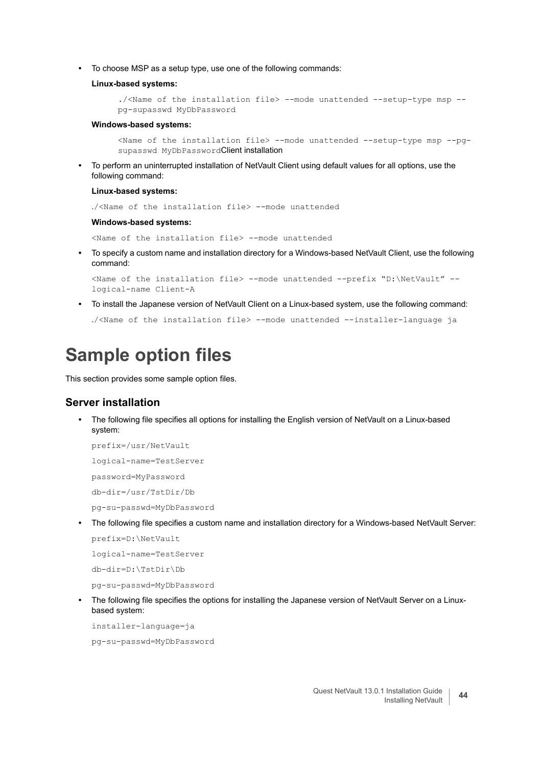- To choose MSP as a setup type, use one of the following commands:

  **Linux-based systems:**

  ```
  ./<Name of the installation file> --mode unattended --setup-type msp --
  pg-supasswd MyDbPassword
  ```

  **Windows-based systems:**

  ```
  <Name of the installation file> --mode unattended --setup-type msp --pg-
  supasswd MyDbPassword
  ```

Client installation

- To perform an uninterrupted installation of NetVault Client using default values for all options, use the following command:

  **Linux-based systems:**

  ```
  ./<Name of the installation file> --mode unattended
  ```

  **Windows-based systems:**

  ```
  <Name of the installation file> --mode unattended
  ```

- To specify a custom name and installation directory for a Windows-based NetVault Client, use the following command:

  ```
  <Name of the installation file> --mode unattended --prefix "D:\NetVault" --
  logical-name Client-A
  ```

- To install the Japanese version of NetVault Client on a Linux-based system, use the following command:

  ```
  ./<Name of the installation file> --mode unattended --installer-language ja
  ```

# Sample option files

This section provides some sample option files.

## Server installation

- The following file specifies all options for installing the English version of NetVault on a Linux-based system:

  ```
  prefix=/usr/NetVault
  logical-name=TestServer
  password=MyPassword
  db-dir=/usr/TstDir/Db
  pg-su-passwd=MyDbPassword
  ```

- The following file specifies a custom name and installation directory for a Windows-based NetVault Server:

  ```
  prefix=D:\NetVault
  logical-name=TestServer
  db-dir=D:\TstDir\Db
  pg-su-passwd=MyDbPassword
  ```

- The following file specifies the options for installing the Japanese version of NetVault Server on a Linux-based system:

  ```
  installer-language=ja
  pg-su-passwd=MyDbPassword
  ```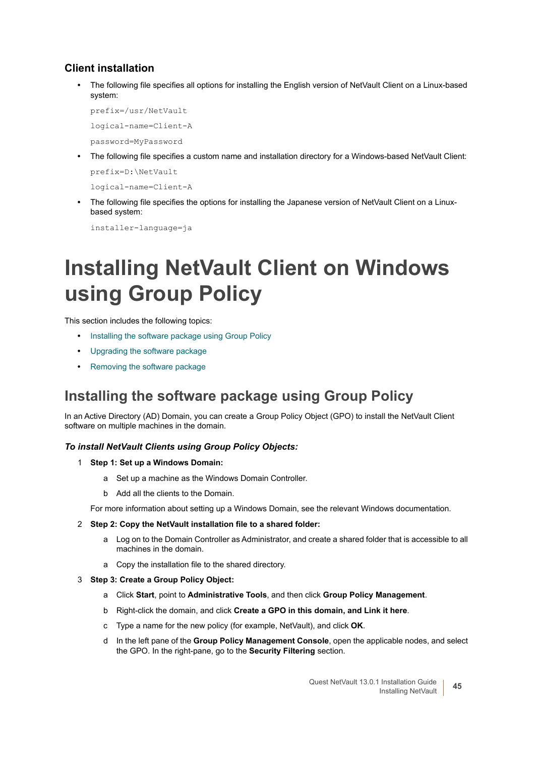### Client installation

- The following file specifies all options for installing the English version of NetVault Client on a Linux-based system:

```
prefix=/usr/NetVault
logical-name=Client-A
password=MyPassword
```

- The following file specifies a custom name and installation directory for a Windows-based NetVault Client:

```
prefix=D:\NetVault
logical-name=Client-A
```

- The following file specifies the options for installing the Japanese version of NetVault Client on a Linux-based system:

```
installer-language=ja
```

# Installing NetVault Client on Windows using Group Policy

This section includes the following topics:

- Installing the software package using Group Policy
- Upgrading the software package
- Removing the software package

## Installing the software package using Group Policy

In an Active Directory (AD) Domain, you can create a Group Policy Object (GPO) to install the NetVault Client software on multiple machines in the domain.

***To install NetVault Clients using Group Policy Objects:***

1. **Step 1: Set up a Windows Domain:**
   a. Set up a machine as the Windows Domain Controller.
   b. Add all the clients to the Domain.

   For more information about setting up a Windows Domain, see the relevant Windows documentation.

2. **Step 2: Copy the NetVault installation file to a shared folder:**
   a. Log on to the Domain Controller as Administrator, and create a shared folder that is accessible to all machines in the domain.
   a. Copy the installation file to the shared directory.

3. **Step 3: Create a Group Policy Object:**
   a. Click **Start**, point to **Administrative Tools**, and then click **Group Policy Management**.
   b. Right-click the domain, and click **Create a GPO in this domain, and Link it here**.
   c. Type a name for the new policy (for example, NetVault), and click **OK**.
   d. In the left pane of the **Group Policy Management Console**, open the applicable nodes, and select the GPO. In the right-pane, go to the **Security Filtering** section.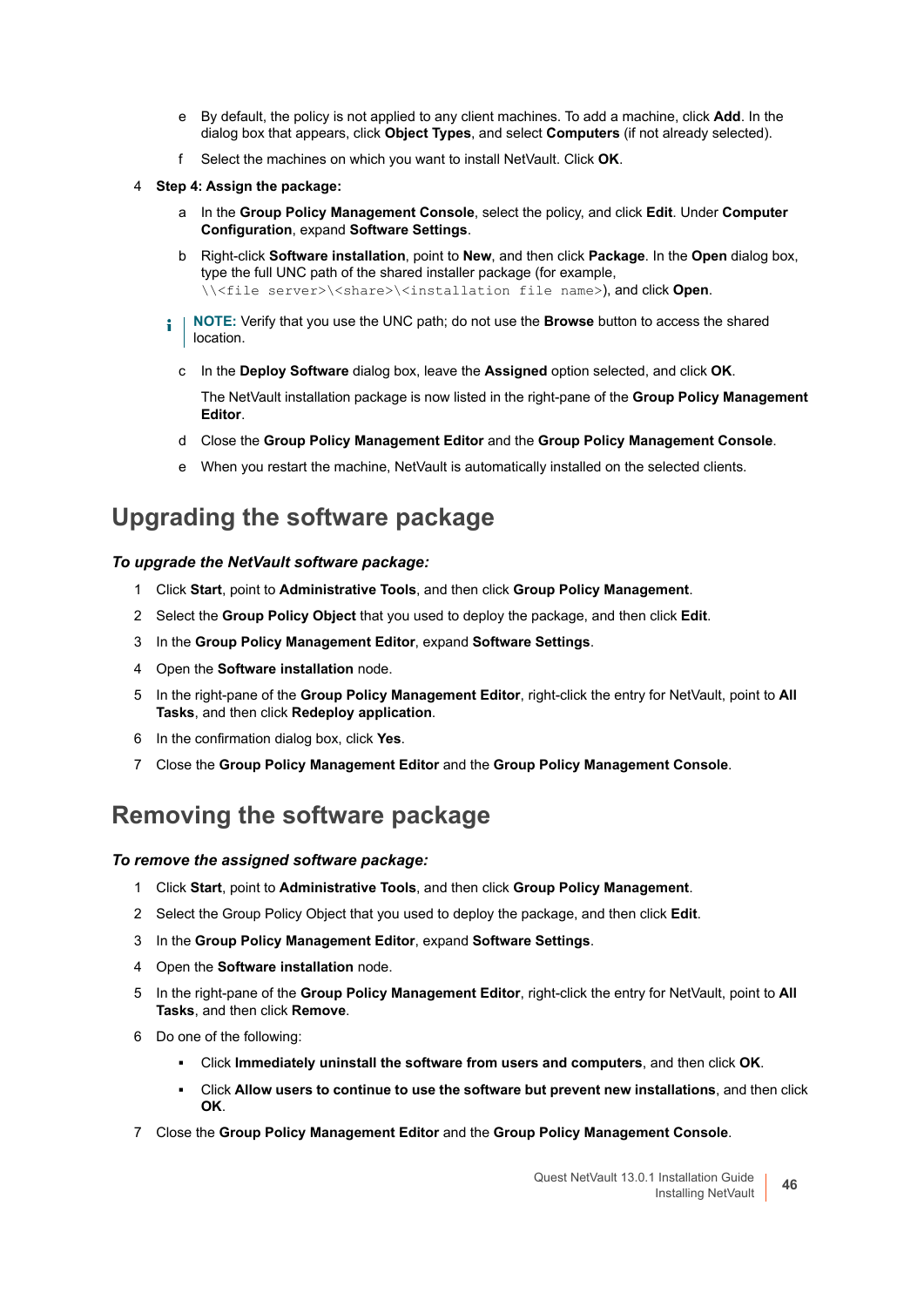e. By default, the policy is not applied to any client machines. To add a machine, click **Add**. In the dialog box that appears, click **Object Types**, and select **Computers** (if not already selected).

f. Select the machines on which you want to install NetVault. Click **OK**.

4. **Step 4: Assign the package:**

   a. In the **Group Policy Management Console**, select the policy, and click **Edit**. Under **Computer Configuration**, expand **Software Settings**.

   b. Right-click **Software installation**, point to **New**, and then click **Package**. In the **Open** dialog box, type the full UNC path of the shared installer package (for example, `\\<file server>\<share>\<installation file name>`), and click **Open**.

   **NOTE:** Verify that you use the UNC path; do not use the **Browse** button to access the shared location.

   c. In the **Deploy Software** dialog box, leave the **Assigned** option selected, and click **OK**.

   The NetVault installation package is now listed in the right-pane of the **Group Policy Management Editor**.

   d. Close the **Group Policy Management Editor** and the **Group Policy Management Console**.

   e. When you restart the machine, NetVault is automatically installed on the selected clients.

## Upgrading the software package

***To upgrade the NetVault software package:***

1. Click **Start**, point to **Administrative Tools**, and then click **Group Policy Management**.
2. Select the **Group Policy Object** that you used to deploy the package, and then click **Edit**.
3. In the **Group Policy Management Editor**, expand **Software Settings**.
4. Open the **Software installation** node.
5. In the right-pane of the **Group Policy Management Editor**, right-click the entry for NetVault, point to **All Tasks**, and then click **Redeploy application**.
6. In the confirmation dialog box, click **Yes**.
7. Close the **Group Policy Management Editor** and the **Group Policy Management Console**.

## Removing the software package

***To remove the assigned software package:***

1. Click **Start**, point to **Administrative Tools**, and then click **Group Policy Management**.
2. Select the Group Policy Object that you used to deploy the package, and then click **Edit**.
3. In the **Group Policy Management Editor**, expand **Software Settings**.
4. Open the **Software installation** node.
5. In the right-pane of the **Group Policy Management Editor**, right-click the entry for NetVault, point to **All Tasks**, and then click **Remove**.
6. Do one of the following:
   - Click **Immediately uninstall the software from users and computers**, and then click **OK**.
   - Click **Allow users to continue to use the software but prevent new installations**, and then click **OK**.
7. Close the **Group Policy Management Editor** and the **Group Policy Management Console**.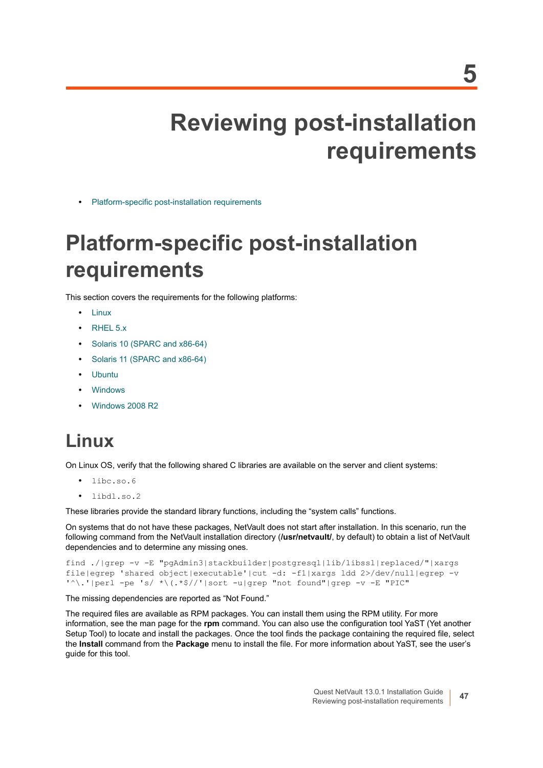# 5

# Reviewing post-installation requirements

- Platform-specific post-installation requirements

## Platform-specific post-installation requirements

This section covers the requirements for the following platforms:

- Linux
- RHEL 5.x
- Solaris 10 (SPARC and x86-64)
- Solaris 11 (SPARC and x86-64)
- Ubuntu
- Windows
- Windows 2008 R2

## Linux

On Linux OS, verify that the following shared C libraries are available on the server and client systems:

- `libc.so.6`
- `libdl.so.2`

These libraries provide the standard library functions, including the “system calls” functions.

On systems that do not have these packages, NetVault does not start after installation. In this scenario, run the following command from the NetVault installation directory (**/usr/netvault/**, by default) to obtain a list of NetVault dependencies and to determine any missing ones.

```
find ./|grep -v -E "pgAdmin3|stackbuilder|postgresql|lib/libssl|replaced/"|xargs
file|egrep 'shared object|executable'|cut -d: -f1|xargs ldd 2>/dev/null|egrep -v
'^\.'|perl -pe 's/ *\(.*$//'|sort -u|grep "not found"|grep -v -E "PIC"
```

The missing dependencies are reported as “Not Found.”

The required files are available as RPM packages. You can install them using the RPM utility. For more information, see the man page for the **rpm** command. You can also use the configuration tool YaST (Yet another Setup Tool) to locate and install the packages. Once the tool finds the package containing the required file, select the **Install** command from the **Package** menu to install the file. For more information about YaST, see the user’s guide for this tool.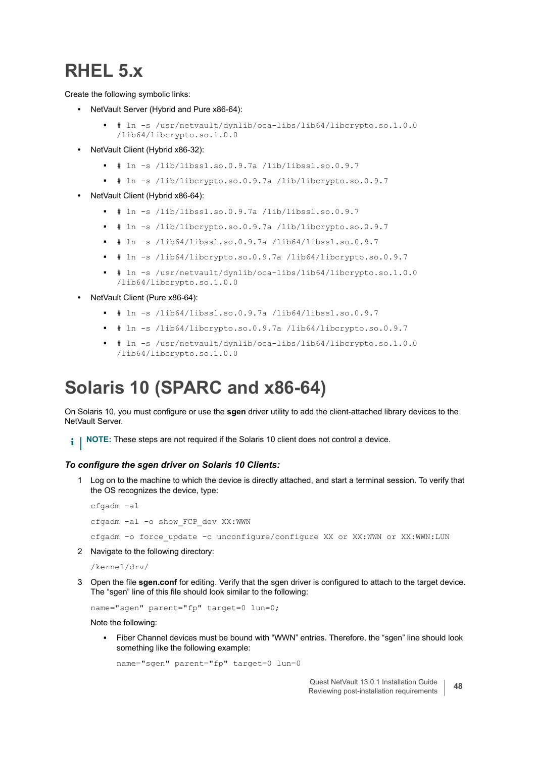# RHEL 5.x

Create the following symbolic links:

- NetVault Server (Hybrid and Pure x86-64):
  - `# ln -s /usr/netvault/dynlib/oca-libs/lib64/libcrypto.so.1.0.0 /lib64/libcrypto.so.1.0.0`
- NetVault Client (Hybrid x86-32):
  - `# ln -s /lib/libssl.so.0.9.7a /lib/libssl.so.0.9.7`
  - `# ln -s /lib/libcrypto.so.0.9.7a /lib/libcrypto.so.0.9.7`
- NetVault Client (Hybrid x86-64):
  - `# ln -s /lib/libssl.so.0.9.7a /lib/libssl.so.0.9.7`
  - `# ln -s /lib/libcrypto.so.0.9.7a /lib/libcrypto.so.0.9.7`
  - `# ln -s /lib64/libssl.so.0.9.7a /lib64/libssl.so.0.9.7`
  - `# ln -s /lib64/libcrypto.so.0.9.7a /lib64/libcrypto.so.0.9.7`
  - `# ln -s /usr/netvault/dynlib/oca-libs/lib64/libcrypto.so.1.0.0 /lib64/libcrypto.so.1.0.0`
- NetVault Client (Pure x86-64):
  - `# ln -s /lib64/libssl.so.0.9.7a /lib64/libssl.so.0.9.7`
  - `# ln -s /lib64/libcrypto.so.0.9.7a /lib64/libcrypto.so.0.9.7`
  - `# ln -s /usr/netvault/dynlib/oca-libs/lib64/libcrypto.so.1.0.0 /lib64/libcrypto.so.1.0.0`

# Solaris 10 (SPARC and x86-64)

On Solaris 10, you must configure or use the **sgen** driver utility to add the client-attached library devices to the NetVault Server.

> **NOTE:** These steps are not required if the Solaris 10 client does not control a device.

### *To configure the sgen driver on Solaris 10 Clients:*

1. Log on to the machine to which the device is directly attached, and start a terminal session. To verify that the OS recognizes the device, type:

   ```
   cfgadm -al
   cfgadm -al -o show_FCP_dev XX:WWN
   cfgadm -o force_update -c unconfigure/configure XX or XX:WWN or XX:WWN:LUN
   ```

2. Navigate to the following directory:

   ```
   /kernel/drv/
   ```

3. Open the file **sgen.conf** for editing. Verify that the sgen driver is configured to attach to the target device. The “sgen” line of this file should look similar to the following:

   ```
   name="sgen" parent="fp" target=0 lun=0;
   ```

   Note the following:

   - Fiber Channel devices must be bound with “WWN” entries. Therefore, the “sgen” line should look something like the following example:

     ```
     name="sgen" parent="fp" target=0 lun=0
     ```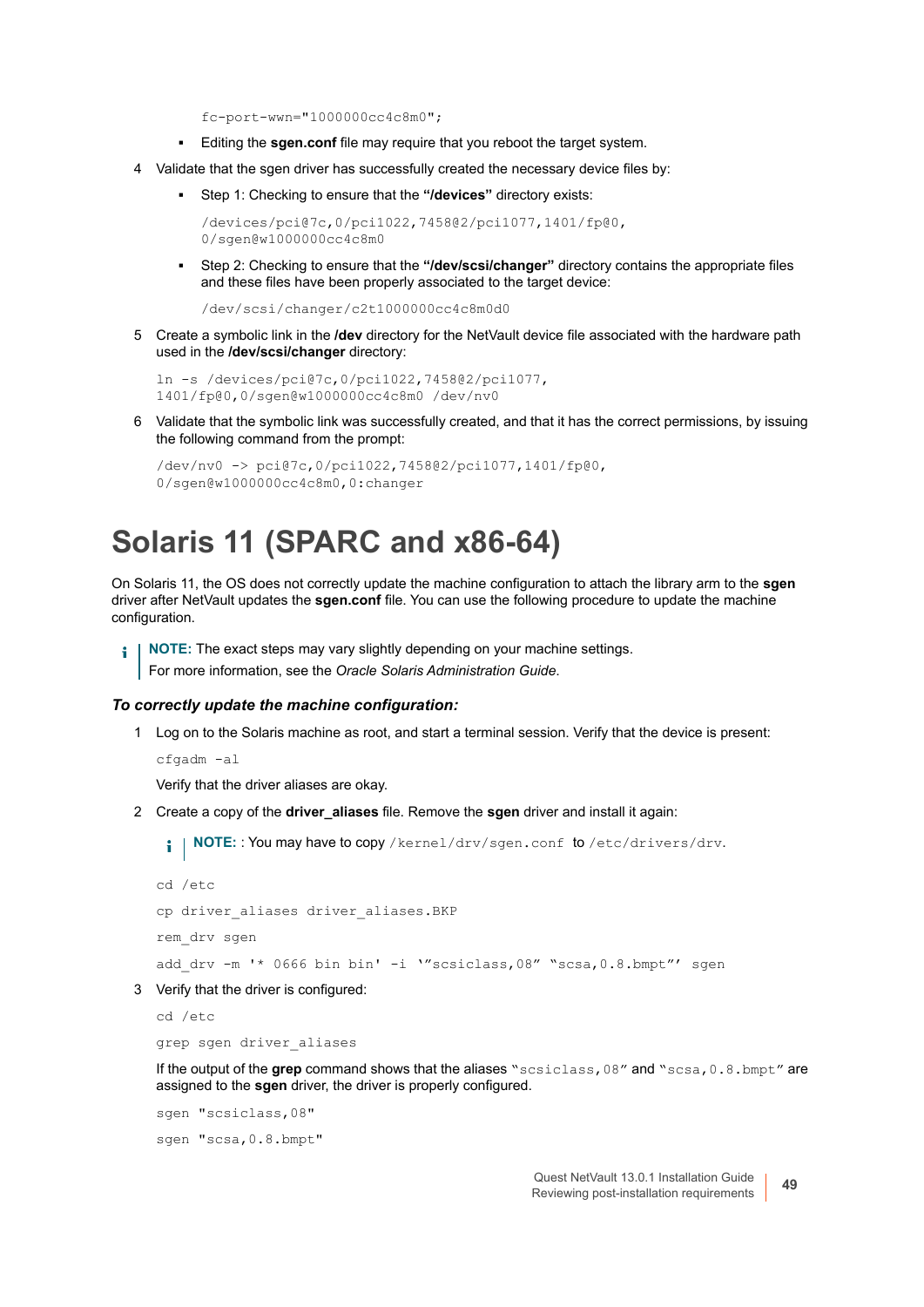```
fc-port-wwn="1000000cc4c8m0";
```

- Editing the **sgen.conf** file may require that you reboot the target system.

4 Validate that the sgen driver has successfully created the necessary device files by:

   - Step 1: Checking to ensure that the **"/devices"** directory exists:

   ```
   /devices/pci@7c,0/pci1022,7458@2/pci1077,1401/fp@0,
   0/sgen@w1000000cc4c8m0
   ```

   - Step 2: Checking to ensure that the **"/dev/scsi/changer"** directory contains the appropriate files and these files have been properly associated to the target device:

   ```
   /dev/scsi/changer/c2t1000000cc4c8m0d0
   ```

5 Create a symbolic link in the **/dev** directory for the NetVault device file associated with the hardware path used in the **/dev/scsi/changer** directory:

```
ln -s /devices/pci@7c,0/pci1022,7458@2/pci1077,
1401/fp@0,0/sgen@w1000000cc4c8m0 /dev/nv0
```

6 Validate that the symbolic link was successfully created, and that it has the correct permissions, by issuing the following command from the prompt:

```
/dev/nv0 -> pci@7c,0/pci1022,7458@2/pci1077,1401/fp@0,
0/sgen@w1000000cc4c8m0,0:changer
```

# Solaris 11 (SPARC and x86-64)

On Solaris 11, the OS does not correctly update the machine configuration to attach the library arm to the **sgen** driver after NetVault updates the **sgen.conf** file. You can use the following procedure to update the machine configuration.

> **NOTE:** The exact steps may vary slightly depending on your machine settings.
> For more information, see the *Oracle Solaris Administration Guide*.

### *To correctly update the machine configuration:*

1 Log on to the Solaris machine as root, and start a terminal session. Verify that the device is present:

```
cfgadm -al
```

Verify that the driver aliases are okay.

2 Create a copy of the **driver_aliases** file. Remove the **sgen** driver and install it again:

> **NOTE:** : You may have to copy `/kernel/drv/sgen.conf` to `/etc/drivers/drv`.

```
cd /etc
cp driver_aliases driver_aliases.BKP
rem_drv sgen
add_drv -m '* 0666 bin bin' -i '"scsiclass,08" "scsa,0.8.bmpt"' sgen
```

3 Verify that the driver is configured:

```
cd /etc
grep sgen driver_aliases
```

If the output of the **grep** command shows that the aliases `"scsiclass,08"` and `"scsa,0.8.bmpt"` are assigned to the **sgen** driver, the driver is properly configured.

```
sgen "scsiclass,08"
sgen "scsa,0.8.bmpt"
```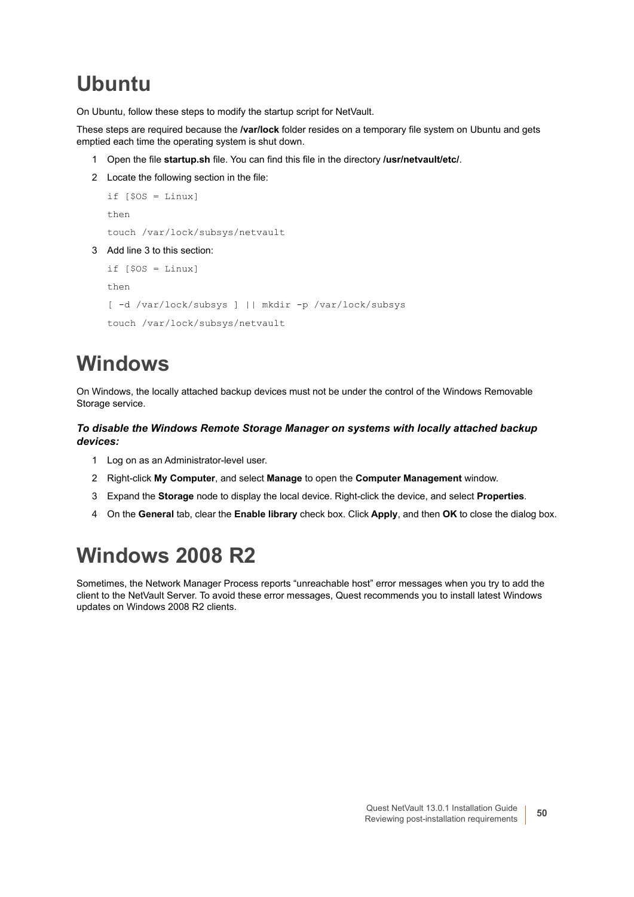# Ubuntu

On Ubuntu, follow these steps to modify the startup script for NetVault.

These steps are required because the **/var/lock** folder resides on a temporary file system on Ubuntu and gets emptied each time the operating system is shut down.

1. Open the file **startup.sh** file. You can find this file in the directory **/usr/netvault/etc/**.
2. Locate the following section in the file:

   ```
   if [$OS = Linux]
   then
   touch /var/lock/subsys/netvault
   ```

3. Add line 3 to this section:

   ```
   if [$OS = Linux]
   then
   [ -d /var/lock/subsys ] || mkdir -p /var/lock/subsys
   touch /var/lock/subsys/netvault
   ```

# Windows

On Windows, the locally attached backup devices must not be under the control of the Windows Removable Storage service.

***To disable the Windows Remote Storage Manager on systems with locally attached backup devices:***

1. Log on as an Administrator-level user.
2. Right-click **My Computer**, and select **Manage** to open the **Computer Management** window.
3. Expand the **Storage** node to display the local device. Right-click the device, and select **Properties**.
4. On the **General** tab, clear the **Enable library** check box. Click **Apply**, and then **OK** to close the dialog box.

# Windows 2008 R2

Sometimes, the Network Manager Process reports "unreachable host" error messages when you try to add the client to the NetVault Server. To avoid these error messages, Quest recommends you to install latest Windows updates on Windows 2008 R2 clients.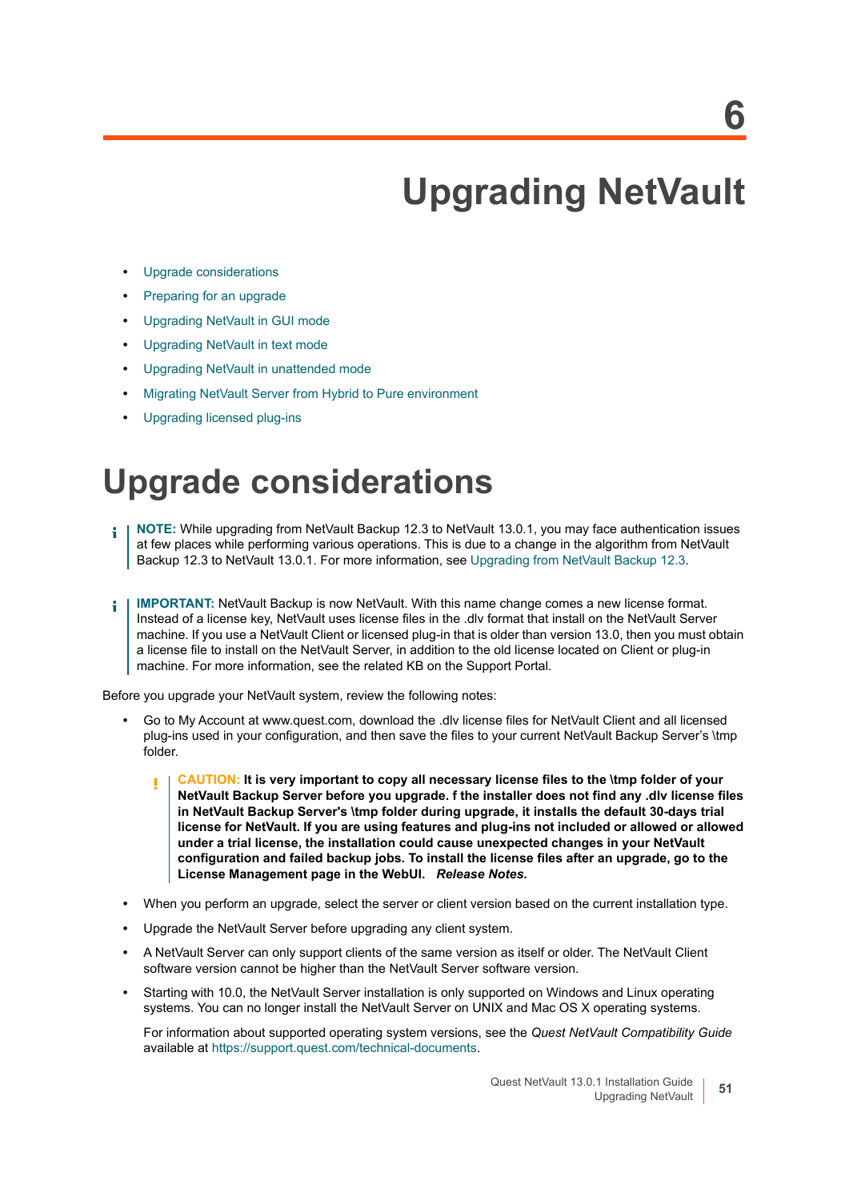# 6 Upgrading NetVault

- Upgrade considerations
- Preparing for an upgrade
- Upgrading NetVault in GUI mode
- Upgrading NetVault in text mode
- Upgrading NetVault in unattended mode
- Migrating NetVault Server from Hybrid to Pure environment
- Upgrading licensed plug-ins

## Upgrade considerations

> **NOTE:** While upgrading from NetVault Backup 12.3 to NetVault 13.0.1, you may face authentication issues at few places while performing various operations. This is due to a change in the algorithm from NetVault Backup 12.3 to NetVault 13.0.1. For more information, see Upgrading from NetVault Backup 12.3.

> **IMPORTANT:** NetVault Backup is now NetVault. With this name change comes a new license format. Instead of a license key, NetVault uses license files in the .dlv format that install on the NetVault Server machine. If you use a NetVault Client or licensed plug-in that is older than version 13.0, then you must obtain a license file to install on the NetVault Server, in addition to the old license located on Client or plug-in machine. For more information, see the related KB on the Support Portal.

Before you upgrade your NetVault system, review the following notes:

- Go to My Account at www.quest.com, download the .dlv license files for NetVault Client and all licensed plug-ins used in your configuration, and then save the files to your current NetVault Backup Server's \tmp folder.

  > **CAUTION: It is very important to copy all necessary license files to the \tmp folder of your NetVault Backup Server before you upgrade. f the installer does not find any .dlv license files in NetVault Backup Server's \tmp folder during upgrade, it installs the default 30-days trial license for NetVault. If you are using features and plug-ins not included or allowed or allowed under a trial license, the installation could cause unexpected changes in your NetVault configuration and failed backup jobs. To install the license files after an upgrade, go to the License Management page in the WebUI.** ***Release Notes.***

- When you perform an upgrade, select the server or client version based on the current installation type.
- Upgrade the NetVault Server before upgrading any client system.
- A NetVault Server can only support clients of the same version as itself or older. The NetVault Client software version cannot be higher than the NetVault Server software version.
- Starting with 10.0, the NetVault Server installation is only supported on Windows and Linux operating systems. You can no longer install the NetVault Server on UNIX and Mac OS X operating systems.

  For information about supported operating system versions, see the *Quest NetVault Compatibility Guide* available at https://support.quest.com/technical-documents.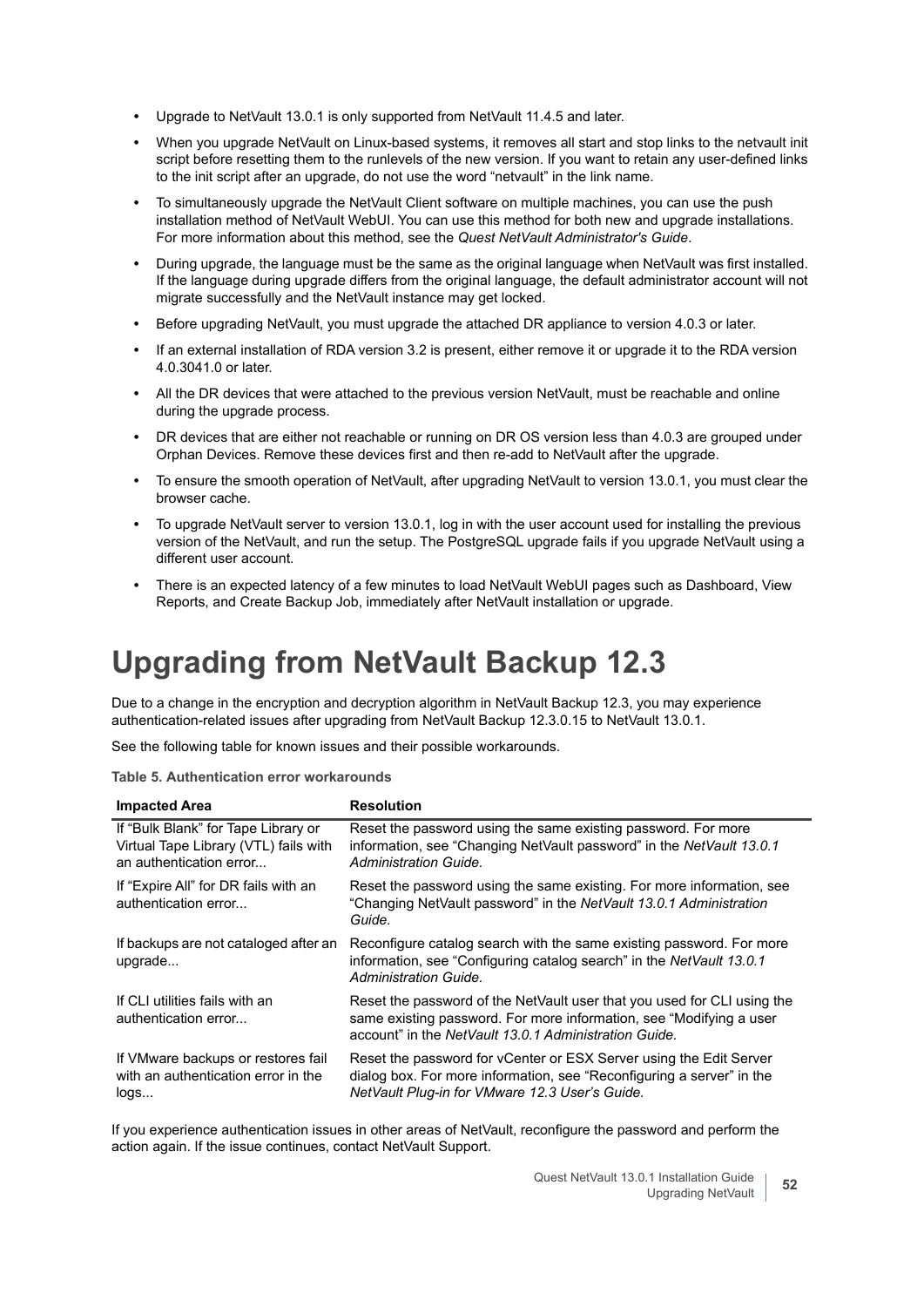- Upgrade to NetVault 13.0.1 is only supported from NetVault 11.4.5 and later.
- When you upgrade NetVault on Linux-based systems, it removes all start and stop links to the netvault init script before resetting them to the runlevels of the new version. If you want to retain any user-defined links to the init script after an upgrade, do not use the word “netvault” in the link name.
- To simultaneously upgrade the NetVault Client software on multiple machines, you can use the push installation method of NetVault WebUI. You can use this method for both new and upgrade installations. For more information about this method, see the *Quest NetVault Administrator's Guide*.
- During upgrade, the language must be the same as the original language when NetVault was first installed. If the language during upgrade differs from the original language, the default administrator account will not migrate successfully and the NetVault instance may get locked.
- Before upgrading NetVault, you must upgrade the attached DR appliance to version 4.0.3 or later.
- If an external installation of RDA version 3.2 is present, either remove it or upgrade it to the RDA version 4.0.3041.0 or later.
- All the DR devices that were attached to the previous version NetVault, must be reachable and online during the upgrade process.
- DR devices that are either not reachable or running on DR OS version less than 4.0.3 are grouped under Orphan Devices. Remove these devices first and then re-add to NetVault after the upgrade.
- To ensure the smooth operation of NetVault, after upgrading NetVault to version 13.0.1, you must clear the browser cache.
- To upgrade NetVault server to version 13.0.1, log in with the user account used for installing the previous version of the NetVault, and run the setup. The PostgreSQL upgrade fails if you upgrade NetVault using a different user account.
- There is an expected latency of a few minutes to load NetVault WebUI pages such as Dashboard, View Reports, and Create Backup Job, immediately after NetVault installation or upgrade.

# Upgrading from NetVault Backup 12.3

Due to a change in the encryption and decryption algorithm in NetVault Backup 12.3, you may experience authentication-related issues after upgrading from NetVault Backup 12.3.0.15 to NetVault 13.0.1.

See the following table for known issues and their possible workarounds.

**Table 5. Authentication error workarounds**

| Impacted Area | Resolution |
|---|---|
| If “Bulk Blank” for Tape Library or Virtual Tape Library (VTL) fails with an authentication error... | Reset the password using the same existing password. For more information, see “Changing NetVault password” in the *NetVault 13.0.1 Administration Guide.* |
| If “Expire All” for DR fails with an authentication error... | Reset the password using the same existing. For more information, see “Changing NetVault password” in the *NetVault 13.0.1 Administration Guide.* |
| If backups are not cataloged after an upgrade... | Reconfigure catalog search with the same existing password. For more information, see “Configuring catalog search” in the *NetVault 13.0.1 Administration Guide.* |
| If CLI utilities fails with an authentication error... | Reset the password of the NetVault user that you used for CLI using the same existing password. For more information, see “Modifying a user account” in the *NetVault 13.0.1 Administration Guide.* |
| If VMware backups or restores fail with an authentication error in the logs... | Reset the password for vCenter or ESX Server using the Edit Server dialog box. For more information, see “Reconfiguring a server” in the *NetVault Plug-in for VMware 12.3 User’s Guide.* |

If you experience authentication issues in other areas of NetVault, reconfigure the password and perform the action again. If the issue continues, contact NetVault Support.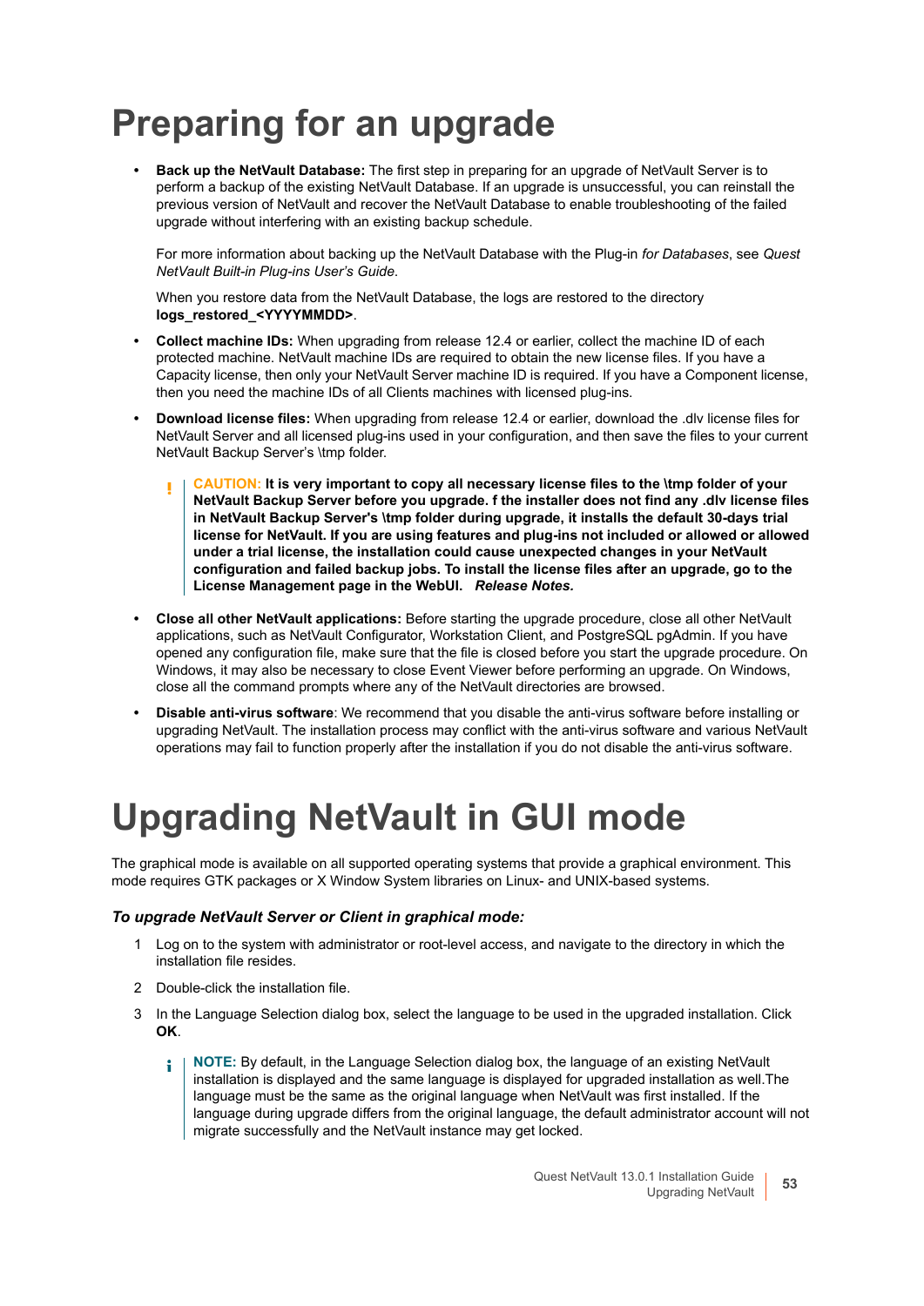# Preparing for an upgrade

- **Back up the NetVault Database:** The first step in preparing for an upgrade of NetVault Server is to perform a backup of the existing NetVault Database. If an upgrade is unsuccessful, you can reinstall the previous version of NetVault and recover the NetVault Database to enable troubleshooting of the failed upgrade without interfering with an existing backup schedule.

  For more information about backing up the NetVault Database with the Plug-in *for Databases*, see *Quest NetVault Built-in Plug-ins User's Guide*.

  When you restore data from the NetVault Database, the logs are restored to the directory **logs_restored_<YYYYMMDD>**.

- **Collect machine IDs:** When upgrading from release 12.4 or earlier, collect the machine ID of each protected machine. NetVault machine IDs are required to obtain the new license files. If you have a Capacity license, then only your NetVault Server machine ID is required. If you have a Component license, then you need the machine IDs of all Clients machines with licensed plug-ins.

- **Download license files:** When upgrading from release 12.4 or earlier, download the .dlv license files for NetVault Server and all licensed plug-ins used in your configuration, and then save the files to your current NetVault Backup Server's \tmp folder.

  > **CAUTION: It is very important to copy all necessary license files to the \tmp folder of your NetVault Backup Server before you upgrade. f the installer does not find any .dlv license files in NetVault Backup Server's \tmp folder during upgrade, it installs the default 30-days trial license for NetVault. If you are using features and plug-ins not included or allowed or allowed under a trial license, the installation could cause unexpected changes in your NetVault configuration and failed backup jobs. To install the license files after an upgrade, go to the License Management page in the WebUI.** ***Release Notes.***

- **Close all other NetVault applications:** Before starting the upgrade procedure, close all other NetVault applications, such as NetVault Configurator, Workstation Client, and PostgreSQL pgAdmin. If you have opened any configuration file, make sure that the file is closed before you start the upgrade procedure. On Windows, it may also be necessary to close Event Viewer before performing an upgrade. On Windows, close all the command prompts where any of the NetVault directories are browsed.

- **Disable anti-virus software**: We recommend that you disable the anti-virus software before installing or upgrading NetVault. The installation process may conflict with the anti-virus software and various NetVault operations may fail to function properly after the installation if you do not disable the anti-virus software.

# Upgrading NetVault in GUI mode

The graphical mode is available on all supported operating systems that provide a graphical environment. This mode requires GTK packages or X Window System libraries on Linux- and UNIX-based systems.

### *To upgrade NetVault Server or Client in graphical mode:*

1. Log on to the system with administrator or root-level access, and navigate to the directory in which the installation file resides.
2. Double-click the installation file.
3. In the Language Selection dialog box, select the language to be used in the upgraded installation. Click **OK**.

   > **NOTE:** By default, in the Language Selection dialog box, the language of an existing NetVault installation is displayed and the same language is displayed for upgraded installation as well.The language must be the same as the original language when NetVault was first installed. If the language during upgrade differs from the original language, the default administrator account will not migrate successfully and the NetVault instance may get locked.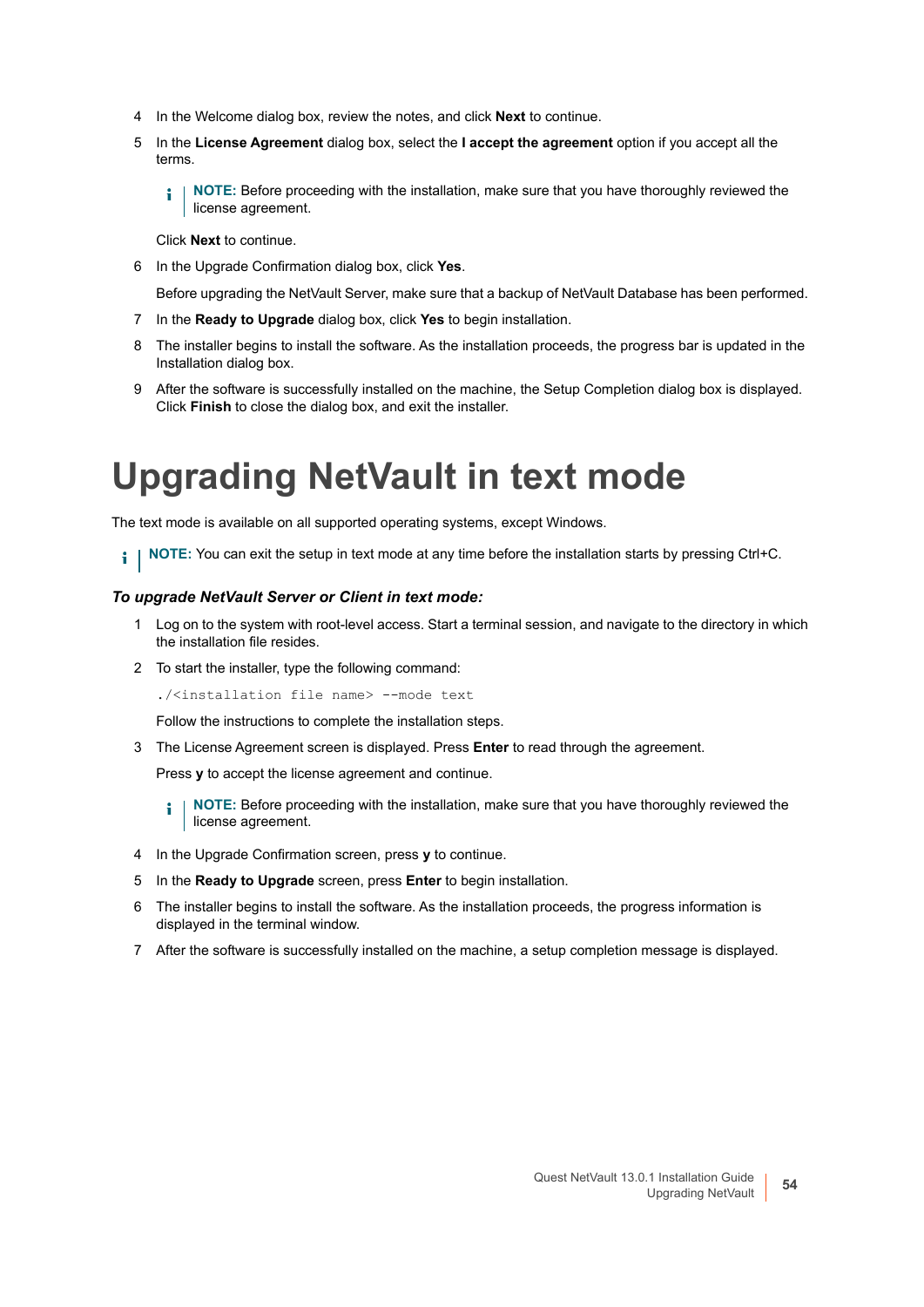4. In the Welcome dialog box, review the notes, and click **Next** to continue.
5. In the **License Agreement** dialog box, select the **I accept the agreement** option if you accept all the terms.

   > **NOTE:** Before proceeding with the installation, make sure that you have thoroughly reviewed the license agreement.

   Click **Next** to continue.
6. In the Upgrade Confirmation dialog box, click **Yes**.

   Before upgrading the NetVault Server, make sure that a backup of NetVault Database has been performed.
7. In the **Ready to Upgrade** dialog box, click **Yes** to begin installation.
8. The installer begins to install the software. As the installation proceeds, the progress bar is updated in the Installation dialog box.
9. After the software is successfully installed on the machine, the Setup Completion dialog box is displayed. Click **Finish** to close the dialog box, and exit the installer.

# Upgrading NetVault in text mode

The text mode is available on all supported operating systems, except Windows.

> **NOTE:** You can exit the setup in text mode at any time before the installation starts by pressing Ctrl+C.

***To upgrade NetVault Server or Client in text mode:***

1. Log on to the system with root-level access. Start a terminal session, and navigate to the directory in which the installation file resides.
2. To start the installer, type the following command:

   ```
   ./<installation file name> --mode text
   ```

   Follow the instructions to complete the installation steps.
3. The License Agreement screen is displayed. Press **Enter** to read through the agreement.

   Press **y** to accept the license agreement and continue.

   > **NOTE:** Before proceeding with the installation, make sure that you have thoroughly reviewed the license agreement.
4. In the Upgrade Confirmation screen, press **y** to continue.
5. In the **Ready to Upgrade** screen, press **Enter** to begin installation.
6. The installer begins to install the software. As the installation proceeds, the progress information is displayed in the terminal window.
7. After the software is successfully installed on the machine, a setup completion message is displayed.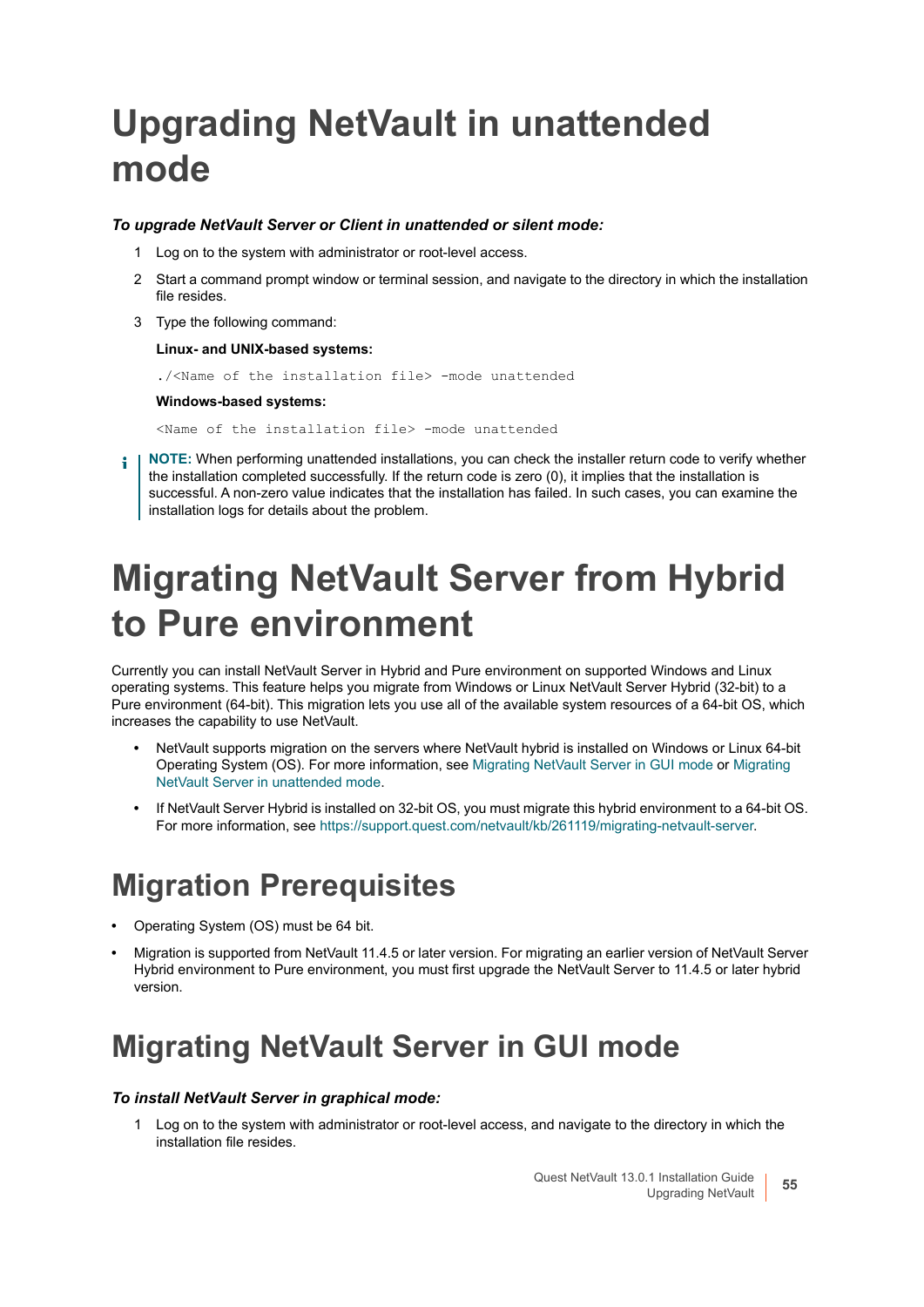# Upgrading NetVault in unattended mode

***To upgrade NetVault Server or Client in unattended or silent mode:***

1. Log on to the system with administrator or root-level access.
2. Start a command prompt window or terminal session, and navigate to the directory in which the installation file resides.
3. Type the following command:

   **Linux- and UNIX-based systems:**

   ```
   ./<Name of the installation file> -mode unattended
   ```

   **Windows-based systems:**

   ```
   <Name of the installation file> -mode unattended
   ```

**NOTE:** When performing unattended installations, you can check the installer return code to verify whether the installation completed successfully. If the return code is zero (0), it implies that the installation is successful. A non-zero value indicates that the installation has failed. In such cases, you can examine the installation logs for details about the problem.

# Migrating NetVault Server from Hybrid to Pure environment

Currently you can install NetVault Server in Hybrid and Pure environment on supported Windows and Linux operating systems. This feature helps you migrate from Windows or Linux NetVault Server Hybrid (32-bit) to a Pure environment (64-bit). This migration lets you use all of the available system resources of a 64-bit OS, which increases the capability to use NetVault.

- NetVault supports migration on the servers where NetVault hybrid is installed on Windows or Linux 64-bit Operating System (OS). For more information, see Migrating NetVault Server in GUI mode or Migrating NetVault Server in unattended mode.
- If NetVault Server Hybrid is installed on 32-bit OS, you must migrate this hybrid environment to a 64-bit OS. For more information, see https://support.quest.com/netvault/kb/261119/migrating-netvault-server.

## Migration Prerequisites

- Operating System (OS) must be 64 bit.
- Migration is supported from NetVault 11.4.5 or later version. For migrating an earlier version of NetVault Server Hybrid environment to Pure environment, you must first upgrade the NetVault Server to 11.4.5 or later hybrid version.

## Migrating NetVault Server in GUI mode

***To install NetVault Server in graphical mode:***

1. Log on to the system with administrator or root-level access, and navigate to the directory in which the installation file resides.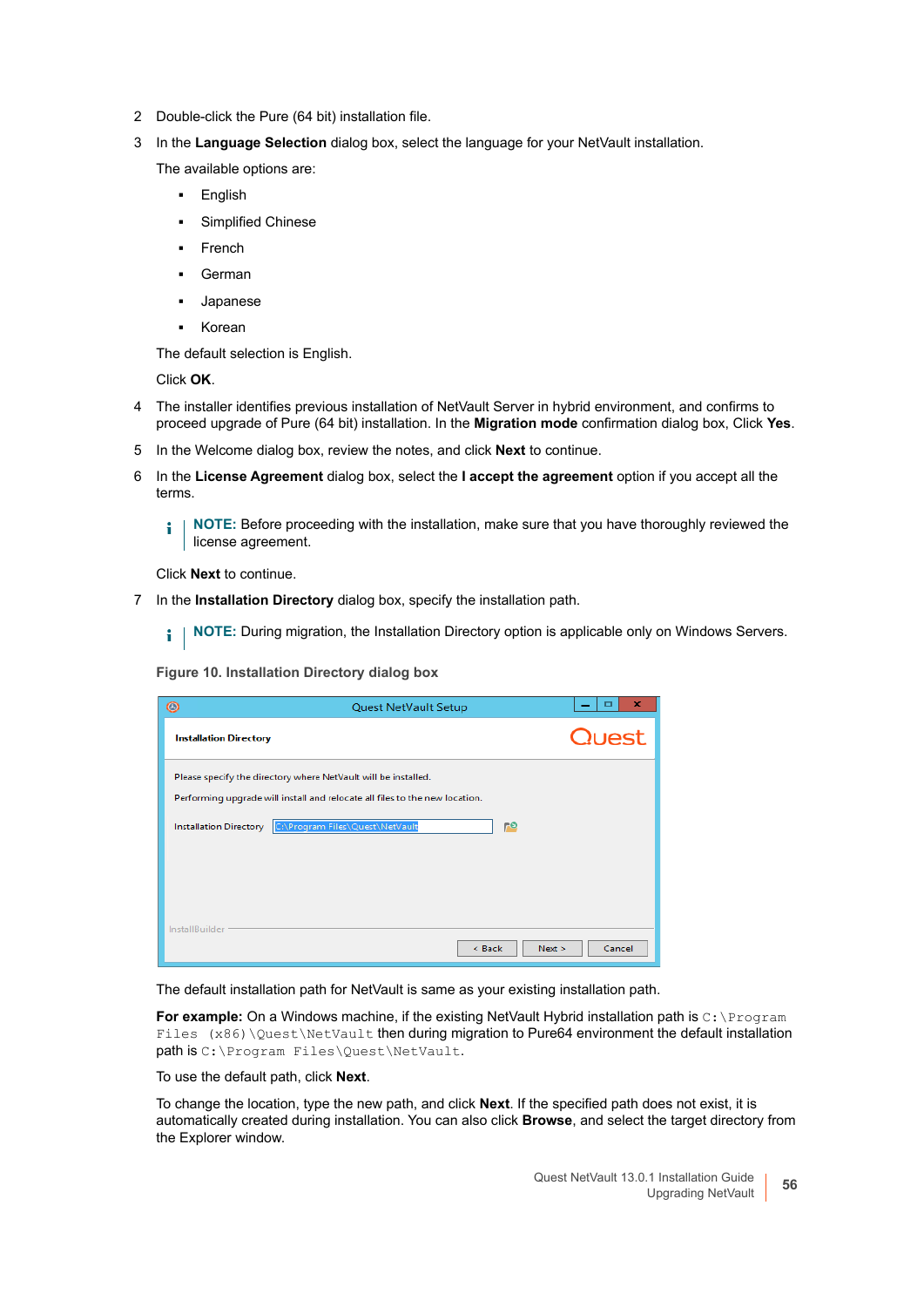2. Double-click the Pure (64 bit) installation file.
3. In the **Language Selection** dialog box, select the language for your NetVault installation.

   The available options are:

   - English
   - Simplified Chinese
   - French
   - German
   - Japanese
   - Korean

   The default selection is English.

   Click **OK**.
4. The installer identifies previous installation of NetVault Server in hybrid environment, and confirms to proceed upgrade of Pure (64 bit) installation. In the **Migration mode** confirmation dialog box, Click **Yes**.
5. In the Welcome dialog box, review the notes, and click **Next** to continue.
6. In the **License Agreement** dialog box, select the **I accept the agreement** option if you accept all the terms.

   **NOTE:** Before proceeding with the installation, make sure that you have thoroughly reviewed the license agreement.

   Click **Next** to continue.
7. In the **Installation Directory** dialog box, specify the installation path.

   **NOTE:** During migration, the Installation Directory option is applicable only on Windows Servers.

   **Figure 10. Installation Directory dialog box**

   The default installation path for NetVault is same as your existing installation path.

   **For example:** On a Windows machine, if the existing NetVault Hybrid installation path is `C:\Program Files (x86)\Quest\NetVault` then during migration to Pure64 environment the default installation path is `C:\Program Files\Quest\NetVault`.

   To use the default path, click **Next**.

   To change the location, type the new path, and click **Next**. If the specified path does not exist, it is automatically created during installation. You can also click **Browse**, and select the target directory from the Explorer window.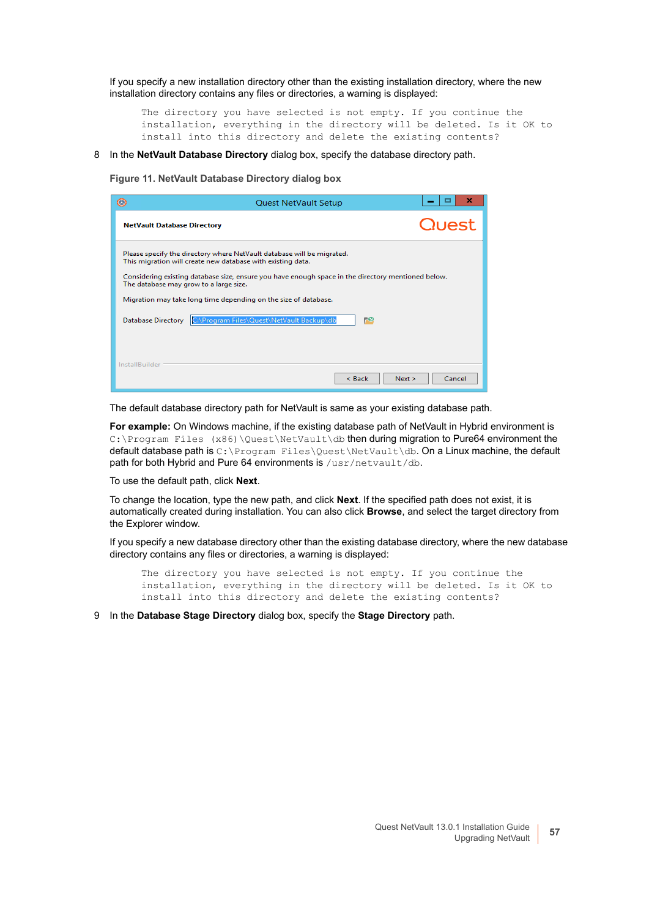If you specify a new installation directory other than the existing installation directory, where the new installation directory contains any files or directories, a warning is displayed:

```
The directory you have selected is not empty. If you continue the
installation, everything in the directory will be deleted. Is it OK to
install into this directory and delete the existing contents?
```

8 In the **NetVault Database Directory** dialog box, specify the database directory path.

**Figure 11. NetVault Database Directory dialog box**

The default database directory path for NetVault is same as your existing database path.

**For example:** On Windows machine, if the existing database path of NetVault in Hybrid environment is `C:\Program Files (x86)\Quest\NetVault\db` then during migration to Pure64 environment the default database path is `C:\Program Files\Quest\NetVault\db`. On a Linux machine, the default path for both Hybrid and Pure 64 environments is `/usr/netvault/db`.

To use the default path, click **Next**.

To change the location, type the new path, and click **Next**. If the specified path does not exist, it is automatically created during installation. You can also click **Browse**, and select the target directory from the Explorer window.

If you specify a new database directory other than the existing database directory, where the new database directory contains any files or directories, a warning is displayed:

```
The directory you have selected is not empty. If you continue the
installation, everything in the directory will be deleted. Is it OK to
install into this directory and delete the existing contents?
```

9 In the **Database Stage Directory** dialog box, specify the **Stage Directory** path.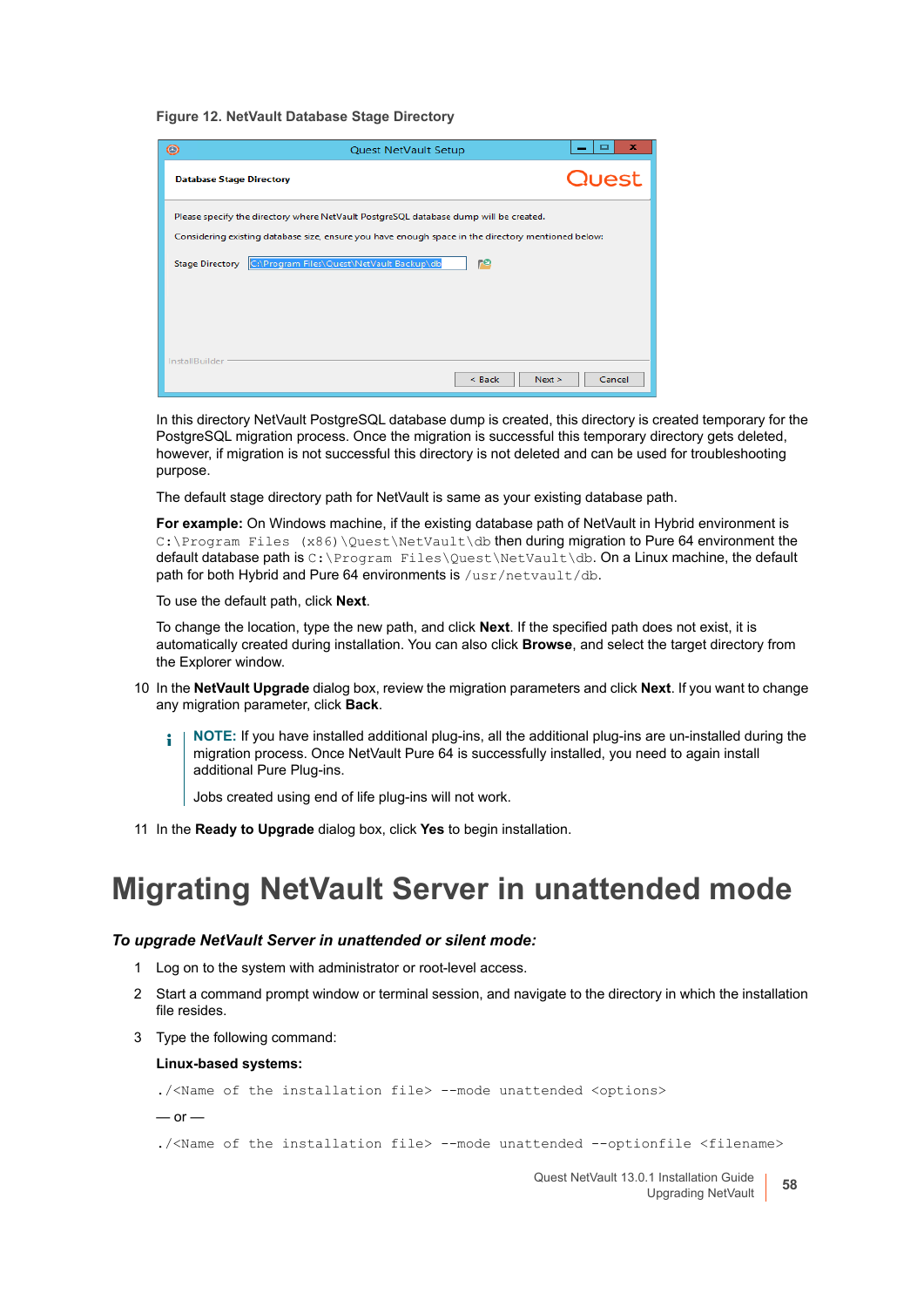**Figure 12. NetVault Database Stage Directory**

In this directory NetVault PostgreSQL database dump is created, this directory is created temporary for the PostgreSQL migration process. Once the migration is successful this temporary directory gets deleted, however, if migration is not successful this directory is not deleted and can be used for troubleshooting purpose.

The default stage directory path for NetVault is same as your existing database path.

**For example:** On Windows machine, if the existing database path of NetVault in Hybrid environment is `C:\Program Files (x86)\Quest\NetVault\db` then during migration to Pure 64 environment the default database path is `C:\Program Files\Quest\NetVault\db`. On a Linux machine, the default path for both Hybrid and Pure 64 environments is `/usr/netvault/db`.

To use the default path, click **Next**.

To change the location, type the new path, and click **Next**. If the specified path does not exist, it is automatically created during installation. You can also click **Browse**, and select the target directory from the Explorer window.

10 In the **NetVault Upgrade** dialog box, review the migration parameters and click **Next**. If you want to change any migration parameter, click **Back**.

> **NOTE:** If you have installed additional plug-ins, all the additional plug-ins are un-installed during the migration process. Once NetVault Pure 64 is successfully installed, you need to again install additional Pure Plug-ins.
>
> Jobs created using end of life plug-ins will not work.

11 In the **Ready to Upgrade** dialog box, click **Yes** to begin installation.

# Migrating NetVault Server in unattended mode

***To upgrade NetVault Server in unattended or silent mode:***

1. Log on to the system with administrator or root-level access.
2. Start a command prompt window or terminal session, and navigate to the directory in which the installation file resides.
3. Type the following command:

   **Linux-based systems:**

   ```
   ./<Name of the installation file> --mode unattended <options>
   ```

   — or —

   ```
   ./<Name of the installation file> --mode unattended --optionfile <filename>
   ```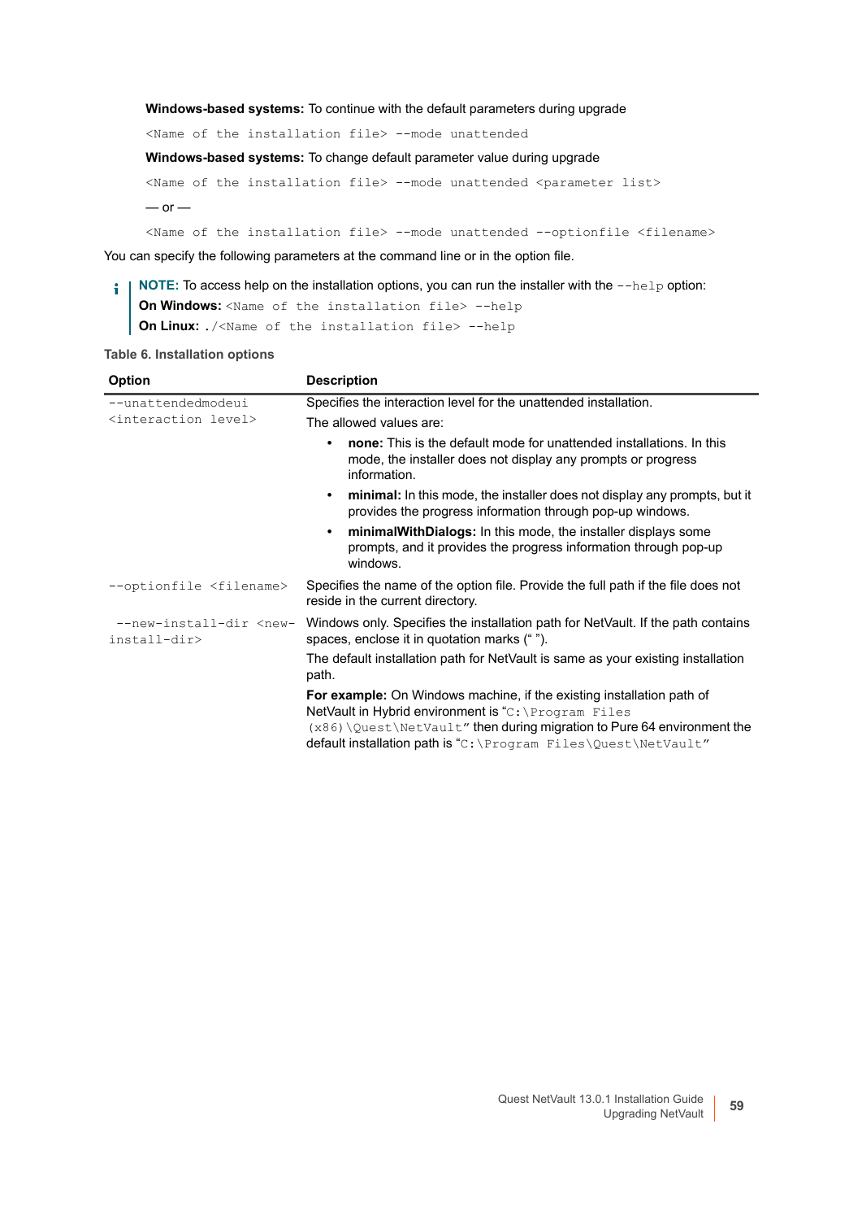**Windows-based systems:** To continue with the default parameters during upgrade

```
<Name of the installation file> --mode unattended
```

**Windows-based systems:** To change default parameter value during upgrade

```
<Name of the installation file> --mode unattended <parameter list>
```

— or —

```
<Name of the installation file> --mode unattended --optionfile <filename>
```

You can specify the following parameters at the command line or in the option file.

> **NOTE:** To access help on the installation options, you can run the installer with the `--help` option:
> **On Windows:** `<Name of the installation file> --help`
> **On Linux:** `./<Name of the installation file> --help`

**Table 6. Installation options**

| Option | Description |
|---|---|
| `--unattendedmodeui <interaction level>` | Specifies the interaction level for the unattended installation.<br>The allowed values are:<br>• **none:** This is the default mode for unattended installations. In this mode, the installer does not display any prompts or progress information.<br>• **minimal:** In this mode, the installer does not display any prompts, but it provides the progress information through pop-up windows.<br>• **minimalWithDialogs:** In this mode, the installer displays some prompts, and it provides the progress information through pop-up windows. |
| `--optionfile <filename>` | Specifies the name of the option file. Provide the full path if the file does not reside in the current directory. |
| `--new-install-dir <new-install-dir>` | Windows only. Specifies the installation path for NetVault. If the path contains spaces, enclose it in quotation marks (“ ”).<br>The default installation path for NetVault is same as your existing installation path.<br>**For example:** On Windows machine, if the existing installation path of NetVault in Hybrid environment is “`C:\Program Files (x86)\Quest\NetVault`” then during migration to Pure 64 environment the default installation path is “`C:\Program Files\Quest\NetVault`” |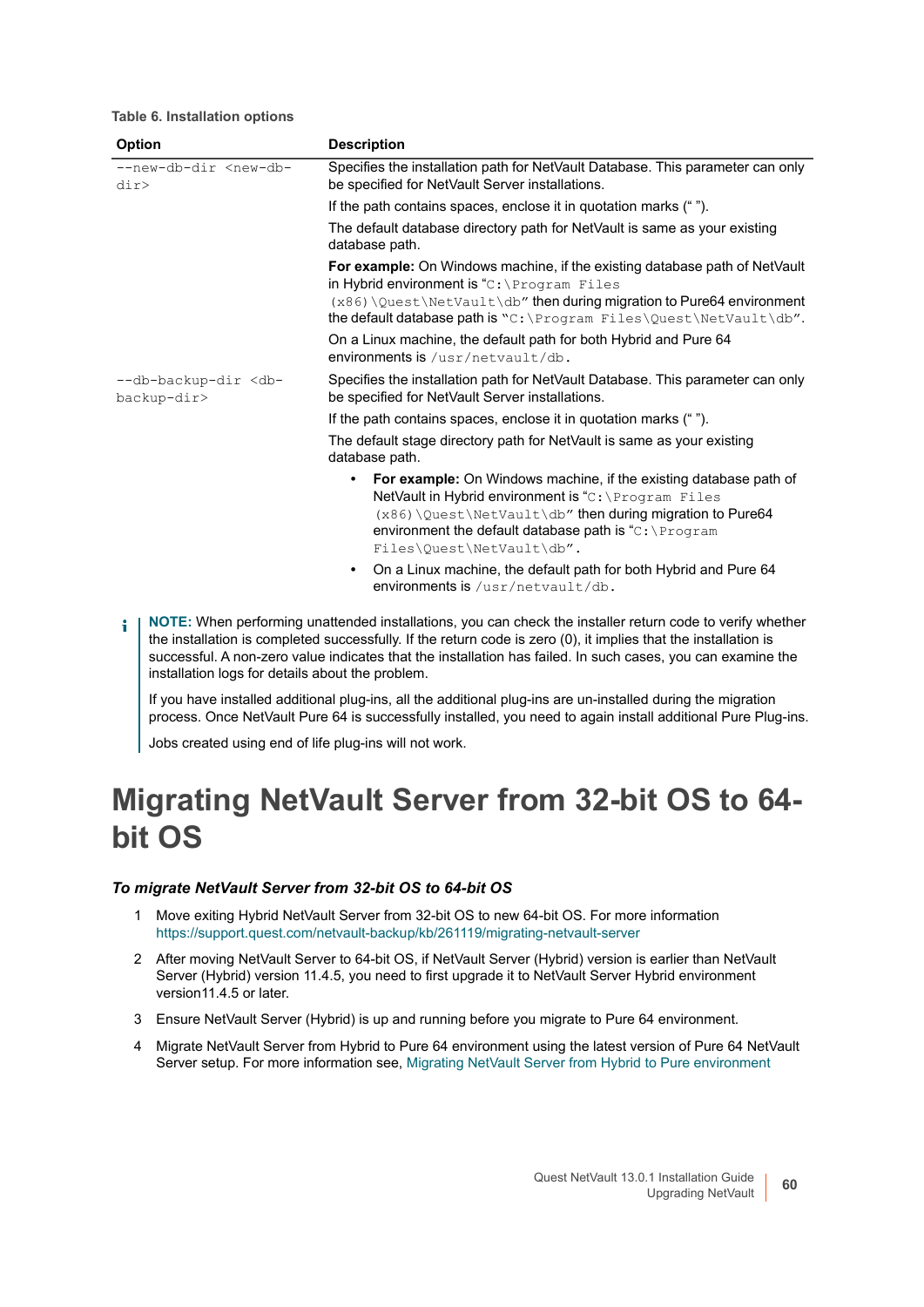**Table 6. Installation options**

| Option | Description |
|---|---|
| `--new-db-dir <new-db-dir>` | Specifies the installation path for NetVault Database. This parameter can only be specified for NetVault Server installations.<br><br>If the path contains spaces, enclose it in quotation marks (" ").<br><br>The default database directory path for NetVault is same as your existing database path.<br><br>**For example:** On Windows machine, if the existing database path of NetVault in Hybrid environment is "`C:\Program Files (x86)\Quest\NetVault\db`" then during migration to Pure64 environment the default database path is "`C:\Program Files\Quest\NetVault\db`".<br><br>On a Linux machine, the default path for both Hybrid and Pure 64 environments is `/usr/netvault/db`. |
| `--db-backup-dir <db-backup-dir>` | Specifies the installation path for NetVault Database. This parameter can only be specified for NetVault Server installations.<br><br>If the path contains spaces, enclose it in quotation marks (" ").<br><br>The default stage directory path for NetVault is same as your existing database path.<br><br>• **For example:** On Windows machine, if the existing database path of NetVault in Hybrid environment is "`C:\Program Files (x86)\Quest\NetVault\db`" then during migration to Pure64 environment the default database path is "`C:\Program Files\Quest\NetVault\db`".<br><br>• On a Linux machine, the default path for both Hybrid and Pure 64 environments is `/usr/netvault/db`. |

> **NOTE:** When performing unattended installations, you can check the installer return code to verify whether the installation is completed successfully. If the return code is zero (0), it implies that the installation is successful. A non-zero value indicates that the installation has failed. In such cases, you can examine the installation logs for details about the problem.
>
> If you have installed additional plug-ins, all the additional plug-ins are un-installed during the migration process. Once NetVault Pure 64 is successfully installed, you need to again install additional Pure Plug-ins.
>
> Jobs created using end of life plug-ins will not work.

# Migrating NetVault Server from 32-bit OS to 64-bit OS

***To migrate NetVault Server from 32-bit OS to 64-bit OS***

1. Move exiting Hybrid NetVault Server from 32-bit OS to new 64-bit OS. For more information https://support.quest.com/netvault-backup/kb/261119/migrating-netvault-server
2. After moving NetVault Server to 64-bit OS, if NetVault Server (Hybrid) version is earlier than NetVault Server (Hybrid) version 11.4.5, you need to first upgrade it to NetVault Server Hybrid environment version11.4.5 or later.
3. Ensure NetVault Server (Hybrid) is up and running before you migrate to Pure 64 environment.
4. Migrate NetVault Server from Hybrid to Pure 64 environment using the latest version of Pure 64 NetVault Server setup. For more information see, Migrating NetVault Server from Hybrid to Pure environment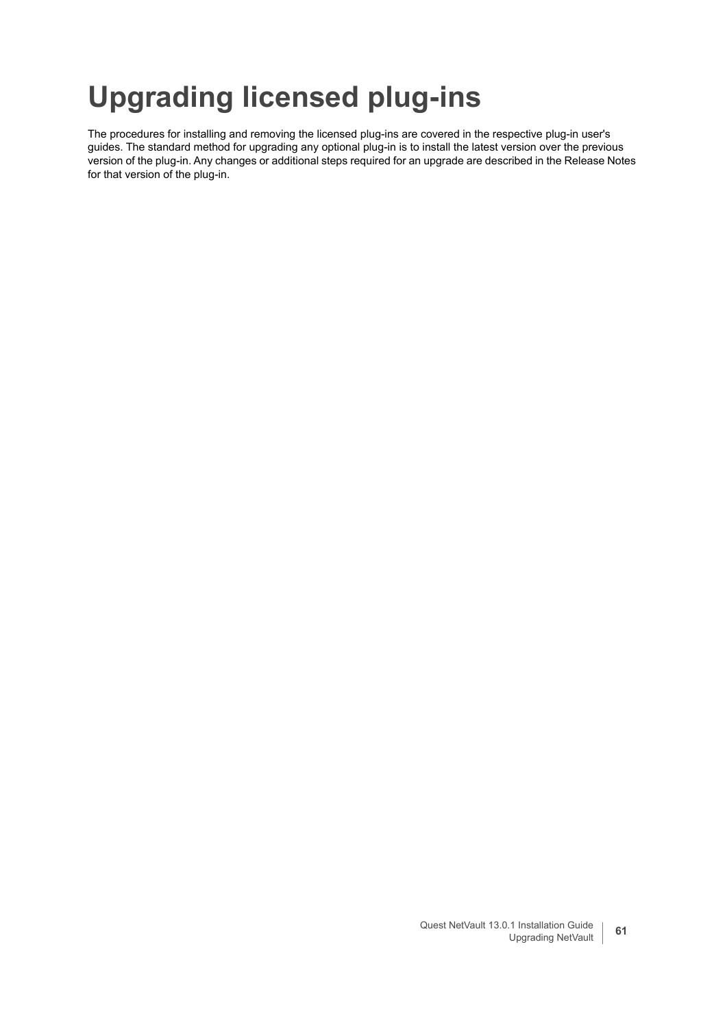# Upgrading licensed plug-ins

The procedures for installing and removing the licensed plug-ins are covered in the respective plug-in user's guides. The standard method for upgrading any optional plug-in is to install the latest version over the previous version of the plug-in. Any changes or additional steps required for an upgrade are described in the Release Notes for that version of the plug-in.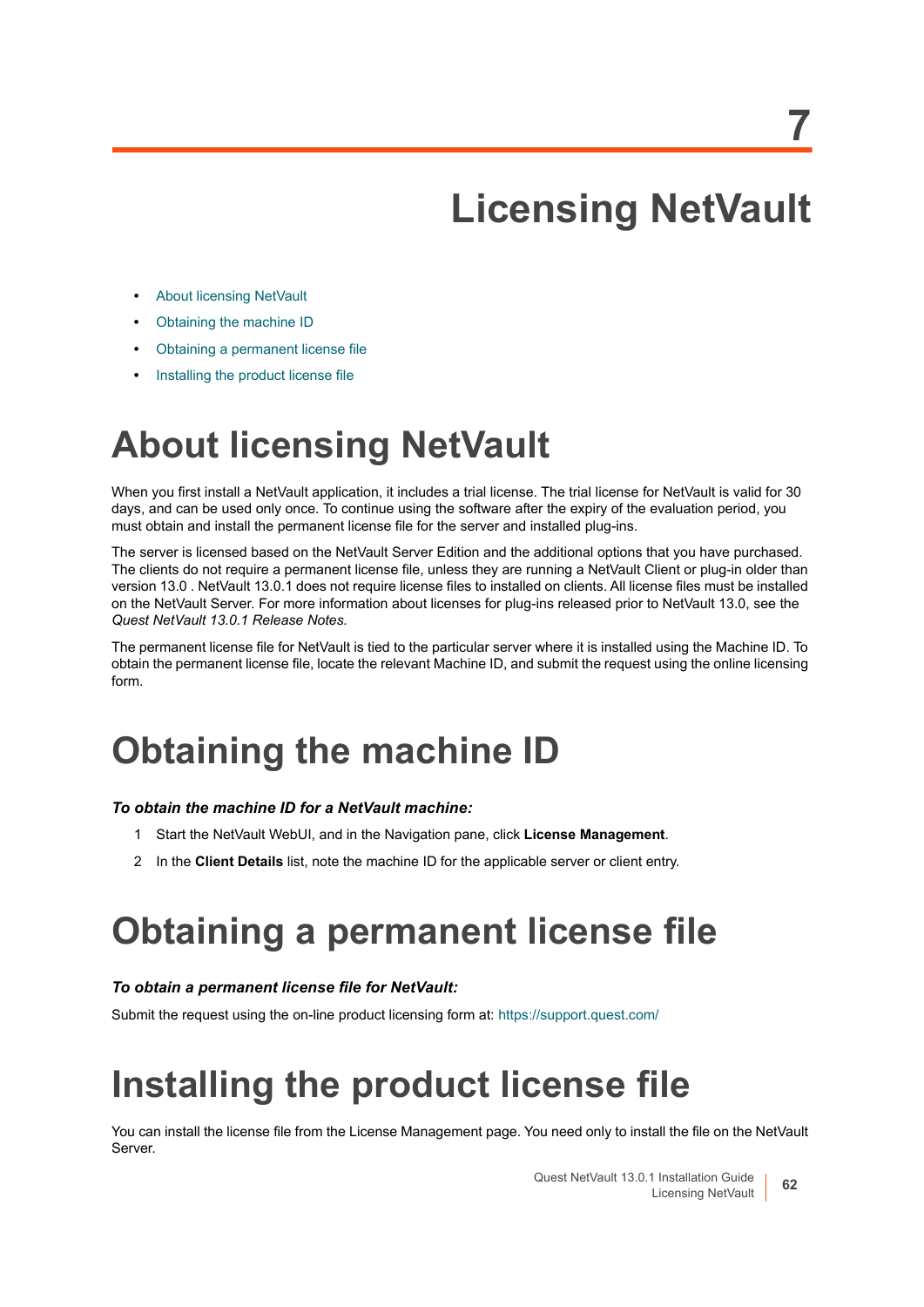# 7 Licensing NetVault

- About licensing NetVault
- Obtaining the machine ID
- Obtaining a permanent license file
- Installing the product license file

## About licensing NetVault

When you first install a NetVault application, it includes a trial license. The trial license for NetVault is valid for 30 days, and can be used only once. To continue using the software after the expiry of the evaluation period, you must obtain and install the permanent license file for the server and installed plug-ins.

The server is licensed based on the NetVault Server Edition and the additional options that you have purchased. The clients do not require a permanent license file, unless they are running a NetVault Client or plug-in older than version 13.0 . NetVault 13.0.1 does not require license files to installed on clients. All license files must be installed on the NetVault Server. For more information about licenses for plug-ins released prior to NetVault 13.0, see the *Quest NetVault 13.0.1 Release Notes.*

The permanent license file for NetVault is tied to the particular server where it is installed using the Machine ID. To obtain the permanent license file, locate the relevant Machine ID, and submit the request using the online licensing form.

## Obtaining the machine ID

***To obtain the machine ID for a NetVault machine:***

1. Start the NetVault WebUI, and in the Navigation pane, click **License Management**.
2. In the **Client Details** list, note the machine ID for the applicable server or client entry.

## Obtaining a permanent license file

***To obtain a permanent license file for NetVault:***

Submit the request using the on-line product licensing form at: https://support.quest.com/

## Installing the product license file

You can install the license file from the License Management page. You need only to install the file on the NetVault Server.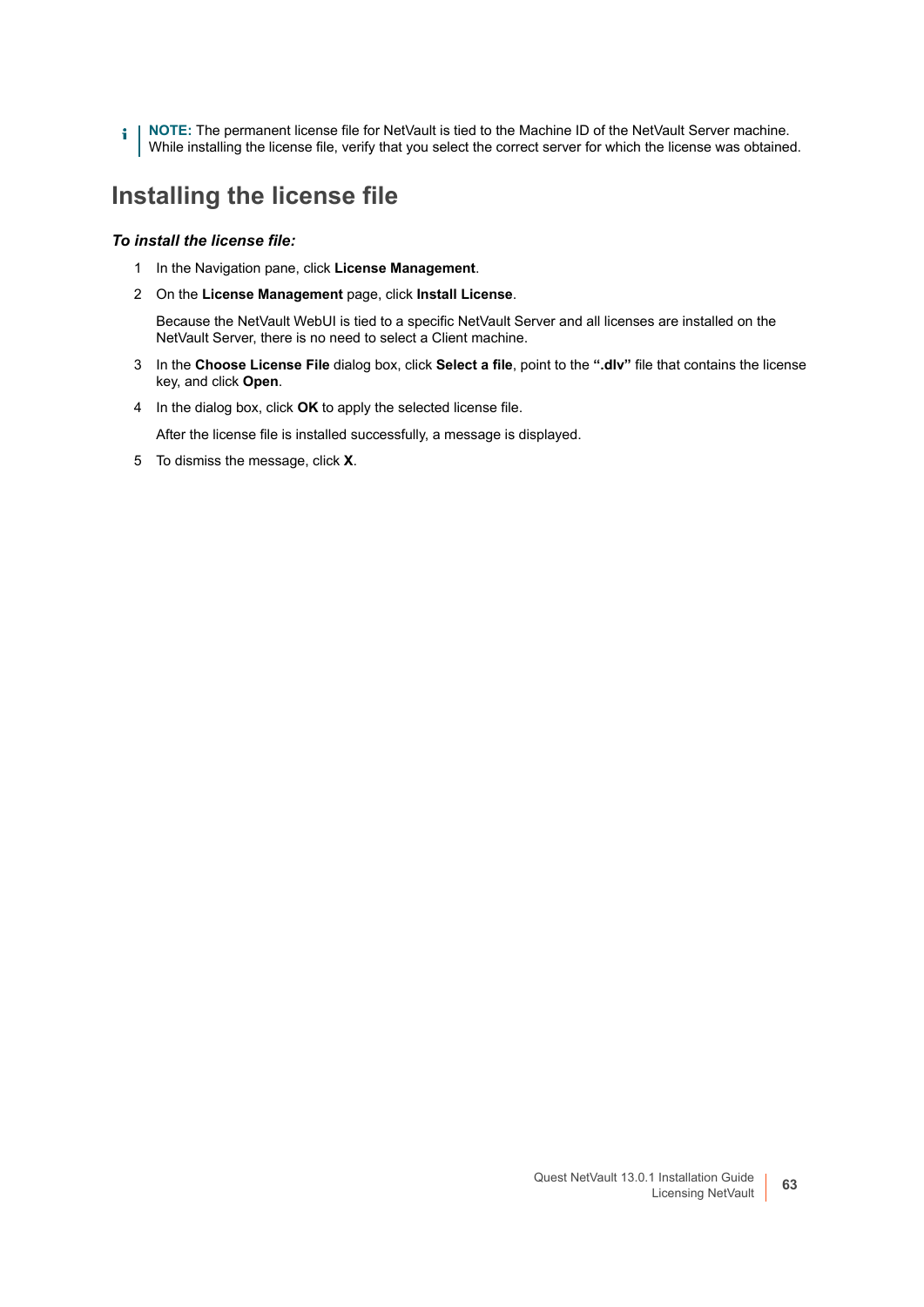**NOTE:** The permanent license file for NetVault is tied to the Machine ID of the NetVault Server machine. While installing the license file, verify that you select the correct server for which the license was obtained.

## Installing the license file

***To install the license file:***

1. In the Navigation pane, click **License Management**.
2. On the **License Management** page, click **Install License**.

   Because the NetVault WebUI is tied to a specific NetVault Server and all licenses are installed on the NetVault Server, there is no need to select a Client machine.
3. In the **Choose License File** dialog box, click **Select a file**, point to the **".dlv"** file that contains the license key, and click **Open**.
4. In the dialog box, click **OK** to apply the selected license file.

   After the license file is installed successfully, a message is displayed.
5. To dismiss the message, click **X**.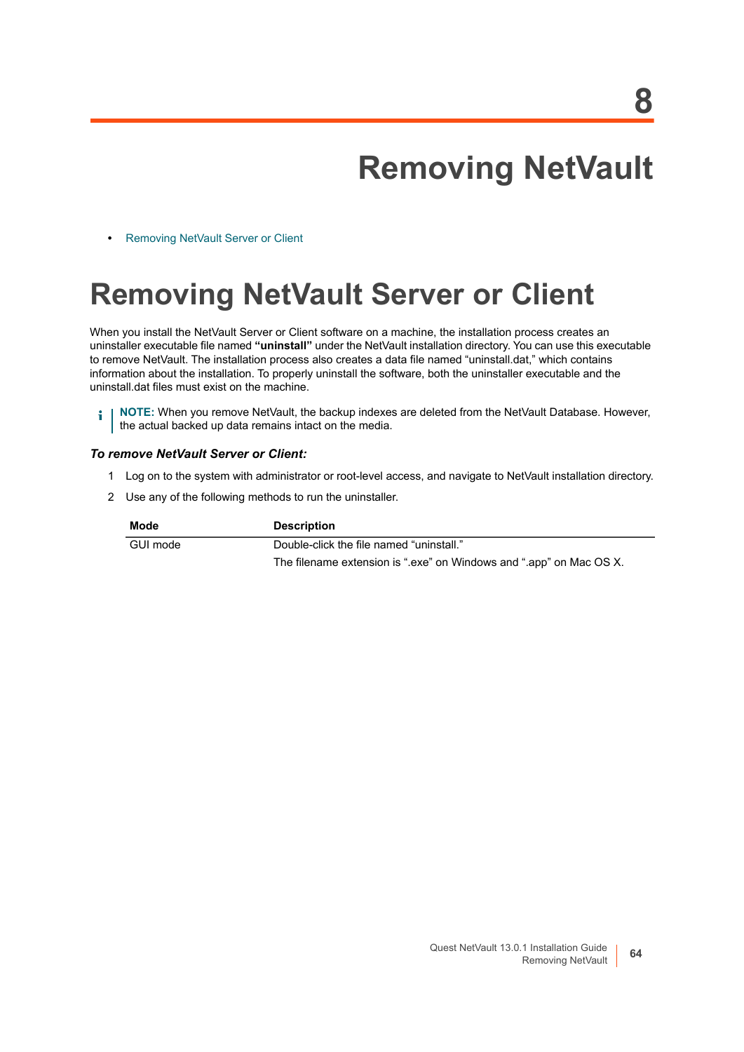# 8

# Removing NetVault

- Removing NetVault Server or Client

## Removing NetVault Server or Client

When you install the NetVault Server or Client software on a machine, the installation process creates an uninstaller executable file named **"uninstall"** under the NetVault installation directory. You can use this executable to remove NetVault. The installation process also creates a data file named "uninstall.dat," which contains information about the installation. To properly uninstall the software, both the uninstaller executable and the uninstall.dat files must exist on the machine.

**NOTE:** When you remove NetVault, the backup indexes are deleted from the NetVault Database. However, the actual backed up data remains intact on the media.

***To remove NetVault Server or Client:***

1. Log on to the system with administrator or root-level access, and navigate to NetVault installation directory.
2. Use any of the following methods to run the uninstaller.

| Mode | Description |
|---|---|
| GUI mode | Double-click the file named "uninstall."<br>The filename extension is ".exe" on Windows and ".app" on Mac OS X. |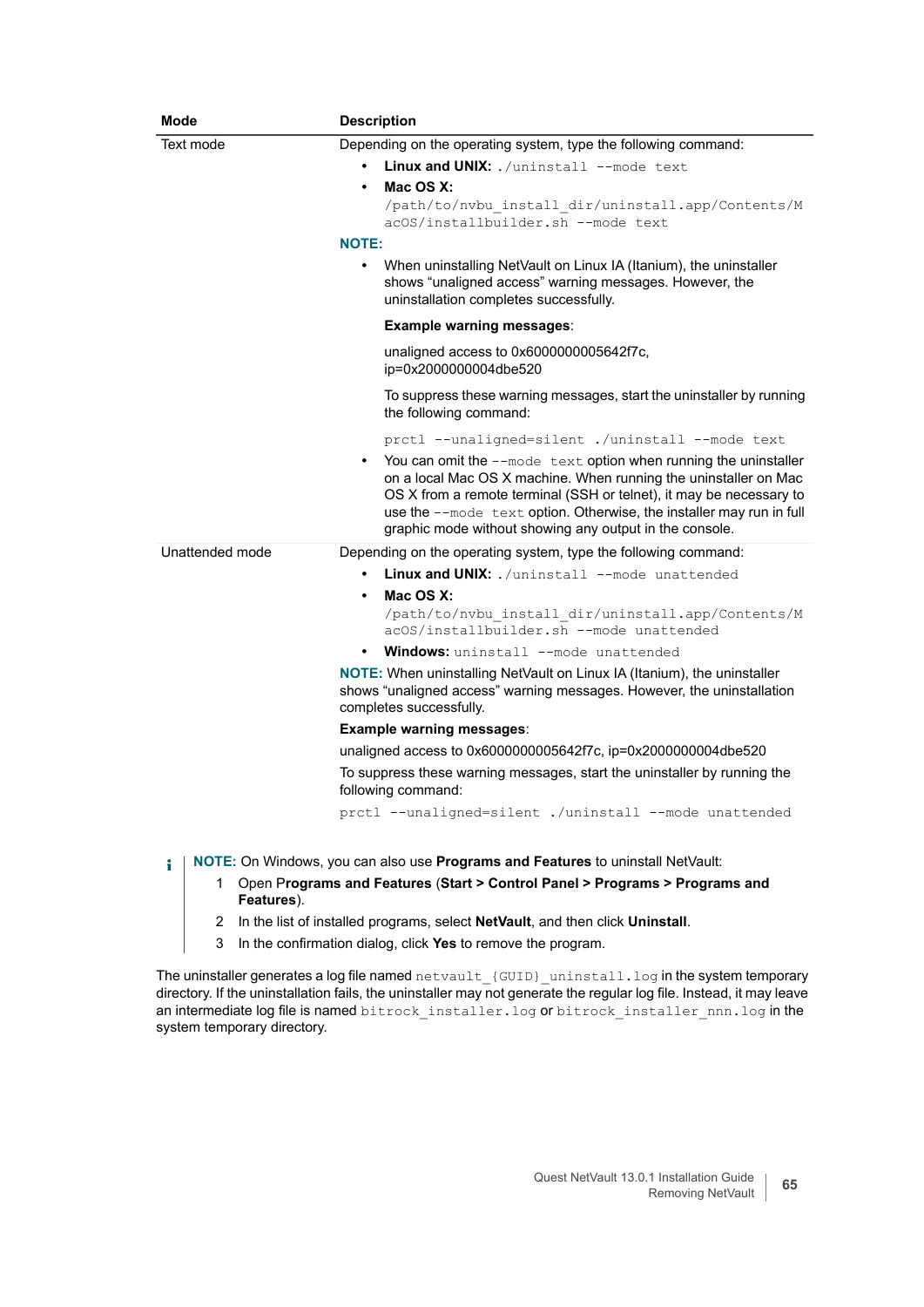| Mode | Description |
|---|---|
| Text mode | Depending on the operating system, type the following command:<br>• **Linux and UNIX:** `./uninstall --mode text`<br>• **Mac OS X:** `/path/to/nvbu_install_dir/uninstall.app/Contents/MacOS/installbuilder.sh --mode text`<br>**NOTE:**<br>• When uninstalling NetVault on Linux IA (Itanium), the uninstaller shows “unaligned access” warning messages. However, the uninstallation completes successfully.<br>**Example warning messages**:<br>unaligned access to 0x6000000005642f7c, ip=0x2000000004dbe520<br>To suppress these warning messages, start the uninstaller by running the following command:<br>`prctl --unaligned=silent ./uninstall --mode text`<br>• You can omit the `--mode text` option when running the uninstaller on a local Mac OS X machine. When running the uninstaller on Mac OS X from a remote terminal (SSH or telnet), it may be necessary to use the `--mode text` option. Otherwise, the installer may run in full graphic mode without showing any output in the console. |
| Unattended mode | Depending on the operating system, type the following command:<br>• **Linux and UNIX:** `./uninstall --mode unattended`<br>• **Mac OS X:** `/path/to/nvbu_install_dir/uninstall.app/Contents/MacOS/installbuilder.sh --mode unattended`<br>• **Windows:** `uninstall --mode unattended`<br>**NOTE:** When uninstalling NetVault on Linux IA (Itanium), the uninstaller shows “unaligned access” warning messages. However, the uninstallation completes successfully.<br>**Example warning messages**:<br>unaligned access to 0x6000000005642f7c, ip=0x2000000004dbe520<br>To suppress these warning messages, start the uninstaller by running the following command:<br>`prctl --unaligned=silent ./uninstall --mode unattended` |

**NOTE:** On Windows, you can also use **Programs and Features** to uninstall NetVault:

1. Open **Programs and Features** (**Start > Control Panel > Programs > Programs and Features**).
2. In the list of installed programs, select **NetVault**, and then click **Uninstall**.
3. In the confirmation dialog, click **Yes** to remove the program.

The uninstaller generates a log file named `netvault_{GUID}_uninstall.log` in the system temporary directory. If the uninstallation fails, the uninstaller may not generate the regular log file. Instead, it may leave an intermediate log file is named `bitrock_installer.log` or `bitrock_installer_nnn.log` in the system temporary directory.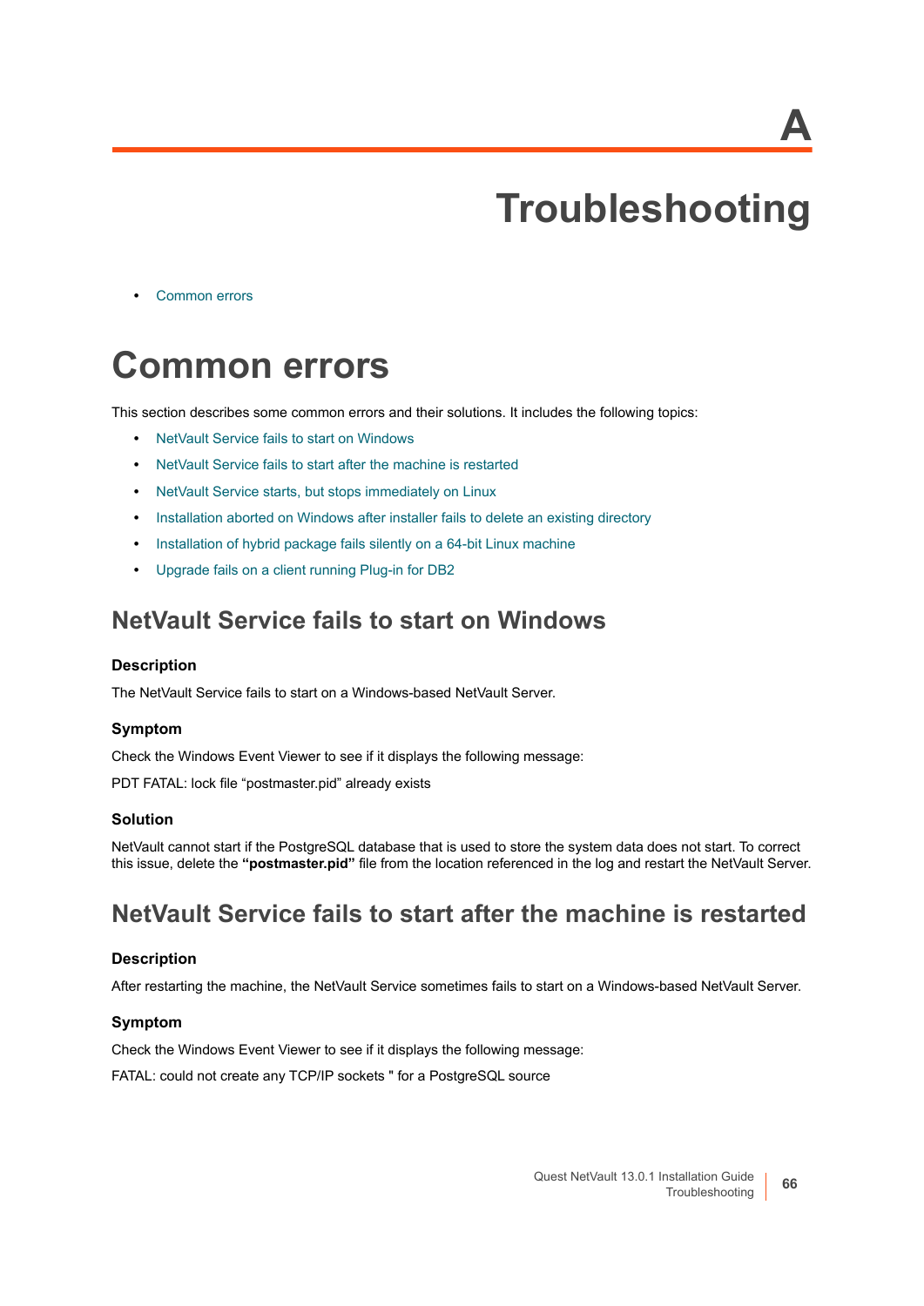# A

# Troubleshooting

- Common errors

# Common errors

This section describes some common errors and their solutions. It includes the following topics:

- NetVault Service fails to start on Windows
- NetVault Service fails to start after the machine is restarted
- NetVault Service starts, but stops immediately on Linux
- Installation aborted on Windows after installer fails to delete an existing directory
- Installation of hybrid package fails silently on a 64-bit Linux machine
- Upgrade fails on a client running Plug-in for DB2

## NetVault Service fails to start on Windows

### Description

The NetVault Service fails to start on a Windows-based NetVault Server.

### Symptom

Check the Windows Event Viewer to see if it displays the following message:

PDT FATAL: lock file “postmaster.pid” already exists

### Solution

NetVault cannot start if the PostgreSQL database that is used to store the system data does not start. To correct this issue, delete the **“postmaster.pid”** file from the location referenced in the log and restart the NetVault Server.

## NetVault Service fails to start after the machine is restarted

### Description

After restarting the machine, the NetVault Service sometimes fails to start on a Windows-based NetVault Server.

### Symptom

Check the Windows Event Viewer to see if it displays the following message:

FATAL: could not create any TCP/IP sockets " for a PostgreSQL source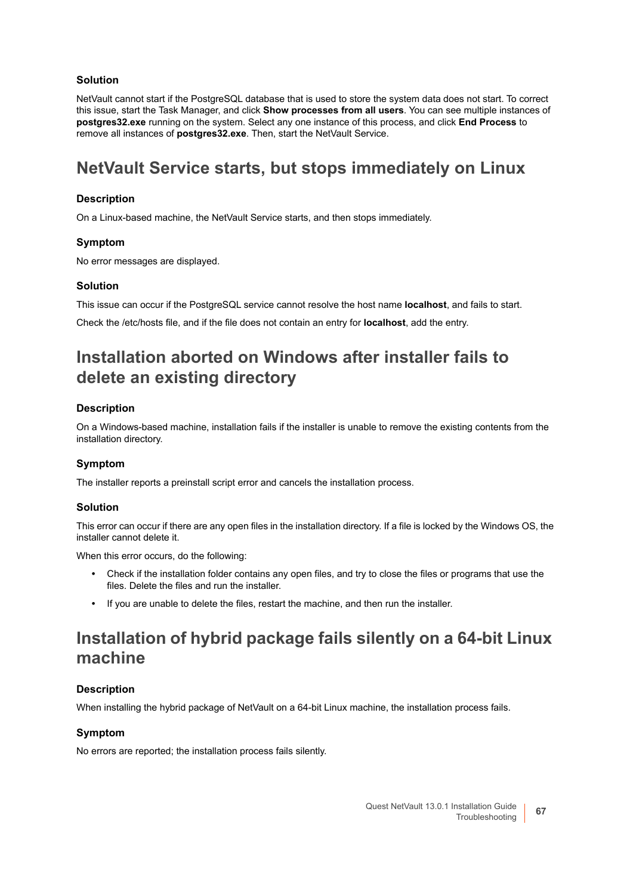### Solution

NetVault cannot start if the PostgreSQL database that is used to store the system data does not start. To correct this issue, start the Task Manager, and click **Show processes from all users**. You can see multiple instances of **postgres32.exe** running on the system. Select any one instance of this process, and click **End Process** to remove all instances of **postgres32.exe**. Then, start the NetVault Service.

## NetVault Service starts, but stops immediately on Linux

### Description

On a Linux-based machine, the NetVault Service starts, and then stops immediately.

### Symptom

No error messages are displayed.

### Solution

This issue can occur if the PostgreSQL service cannot resolve the host name **localhost**, and fails to start.

Check the /etc/hosts file, and if the file does not contain an entry for **localhost**, add the entry.

## Installation aborted on Windows after installer fails to delete an existing directory

### Description

On a Windows-based machine, installation fails if the installer is unable to remove the existing contents from the installation directory.

### Symptom

The installer reports a preinstall script error and cancels the installation process.

### Solution

This error can occur if there are any open files in the installation directory. If a file is locked by the Windows OS, the installer cannot delete it.

When this error occurs, do the following:

- Check if the installation folder contains any open files, and try to close the files or programs that use the files. Delete the files and run the installer.
- If you are unable to delete the files, restart the machine, and then run the installer.

## Installation of hybrid package fails silently on a 64-bit Linux machine

### Description

When installing the hybrid package of NetVault on a 64-bit Linux machine, the installation process fails.

### Symptom

No errors are reported; the installation process fails silently.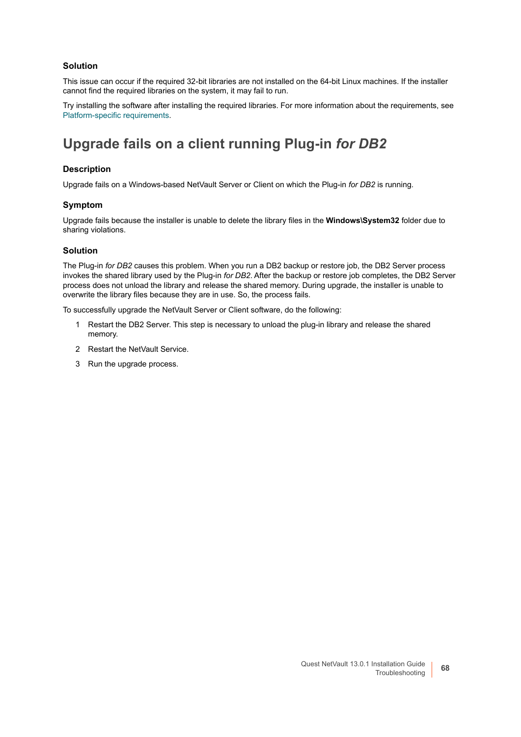### Solution

This issue can occur if the required 32-bit libraries are not installed on the 64-bit Linux machines. If the installer cannot find the required libraries on the system, it may fail to run.

Try installing the software after installing the required libraries. For more information about the requirements, see Platform-specific requirements.

## Upgrade fails on a client running Plug-in *for DB2*

### Description

Upgrade fails on a Windows-based NetVault Server or Client on which the Plug-in *for DB2* is running.

### Symptom

Upgrade fails because the installer is unable to delete the library files in the **Windows\System32** folder due to sharing violations.

### Solution

The Plug-in *for DB2* causes this problem. When you run a DB2 backup or restore job, the DB2 Server process invokes the shared library used by the Plug-in *for DB2*. After the backup or restore job completes, the DB2 Server process does not unload the library and release the shared memory. During upgrade, the installer is unable to overwrite the library files because they are in use. So, the process fails.

To successfully upgrade the NetVault Server or Client software, do the following:

1. Restart the DB2 Server. This step is necessary to unload the plug-in library and release the shared memory.
2. Restart the NetVault Service.
3. Run the upgrade process.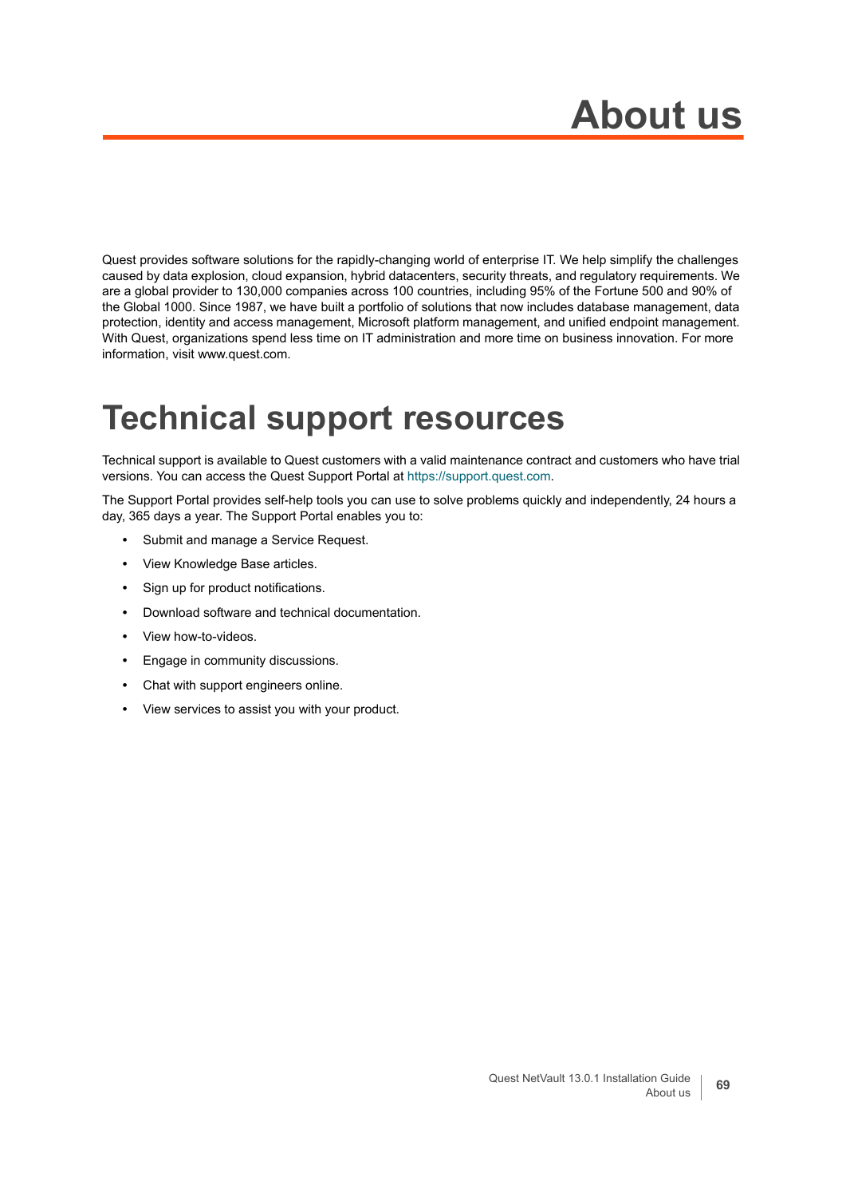# About us

Quest provides software solutions for the rapidly-changing world of enterprise IT. We help simplify the challenges caused by data explosion, cloud expansion, hybrid datacenters, security threats, and regulatory requirements. We are a global provider to 130,000 companies across 100 countries, including 95% of the Fortune 500 and 90% of the Global 1000. Since 1987, we have built a portfolio of solutions that now includes database management, data protection, identity and access management, Microsoft platform management, and unified endpoint management. With Quest, organizations spend less time on IT administration and more time on business innovation. For more information, visit www.quest.com.

# Technical support resources

Technical support is available to Quest customers with a valid maintenance contract and customers who have trial versions. You can access the Quest Support Portal at https://support.quest.com.

The Support Portal provides self-help tools you can use to solve problems quickly and independently, 24 hours a day, 365 days a year. The Support Portal enables you to:

- Submit and manage a Service Request.
- View Knowledge Base articles.
- Sign up for product notifications.
- Download software and technical documentation.
- View how-to-videos.
- Engage in community discussions.
- Chat with support engineers online.
- View services to assist you with your product.